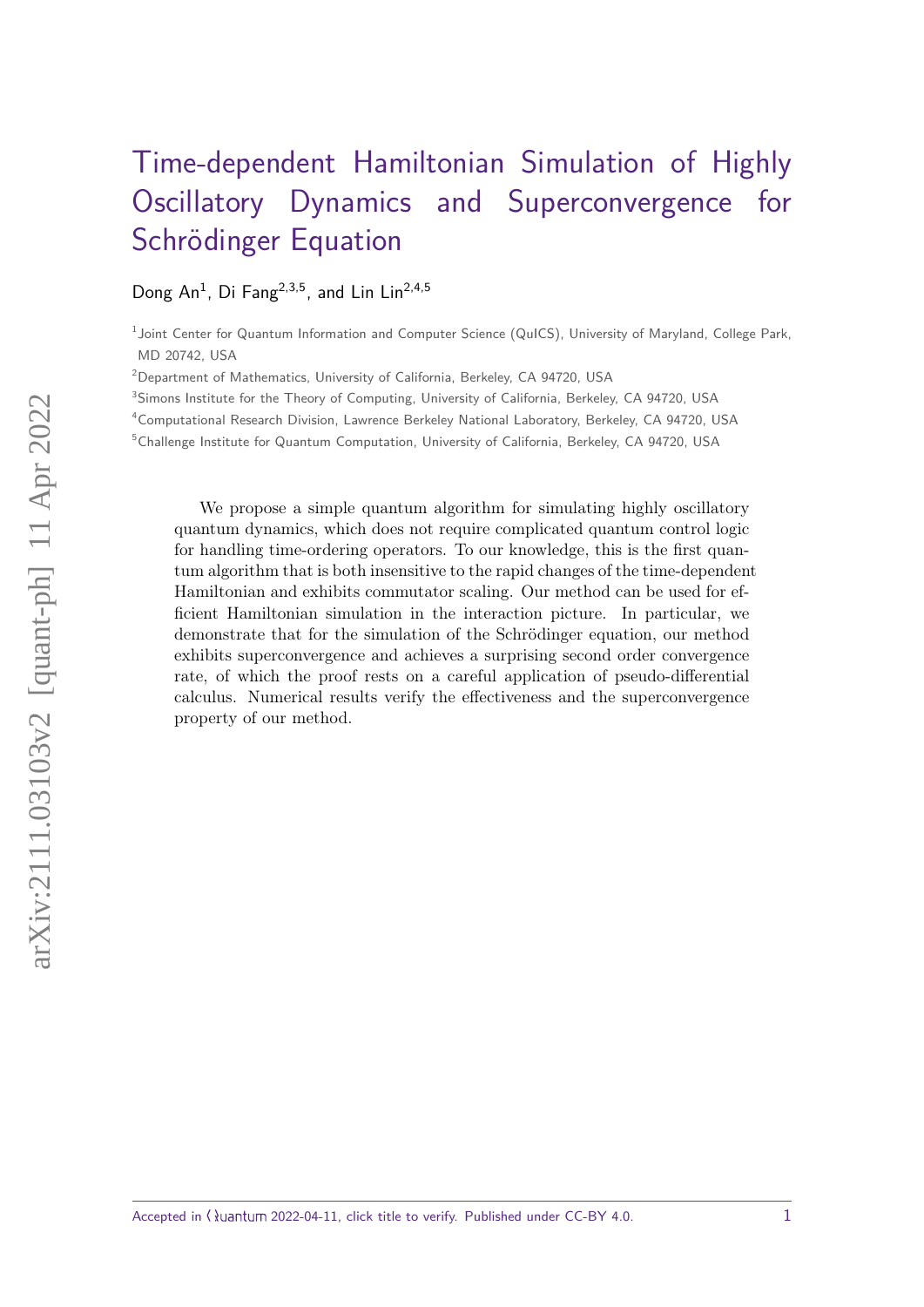# Time-dependent Hamiltonian Simulation of Highly Oscillatory Dynamics and Superconvergence for Schrödinger Equation

Dong An[1], Di Fang[2,3,5], and Lin Lin[2,4,5]

[1]Joint Center for Quantum Information and Computer Science (QuICS), University of Maryland, College Park, MD 20742, USA

[2]Department of Mathematics, University of California, Berkeley, CA 94720, USA

[3]Simons Institute for the Theory of Computing, University of California, Berkeley, CA 94720, USA

[4]Computational Research Division, Lawrence Berkeley National Laboratory, Berkeley, CA 94720, USA

[5]Challenge Institute for Quantum Computation, University of California, Berkeley, CA 94720, USA

We propose a simple quantum algorithm for simulating highly oscillatory quantum dynamics, which does not require complicated quantum control logic for handling time-ordering operators. To our knowledge, this is the first quantum algorithm that is both insensitive to the rapid changes of the time-dependent Hamiltonian and exhibits commutator scaling. Our method can be used for efficient Hamiltonian simulation in the interaction picture. In particular, we demonstrate that for the simulation of the Schrödinger equation, our method exhibits superconvergence and achieves a surprising second order convergence rate, of which the proof rests on a careful application of pseudo-differential calculus. Numerical results verify the effectiveness and the superconvergence property of our method.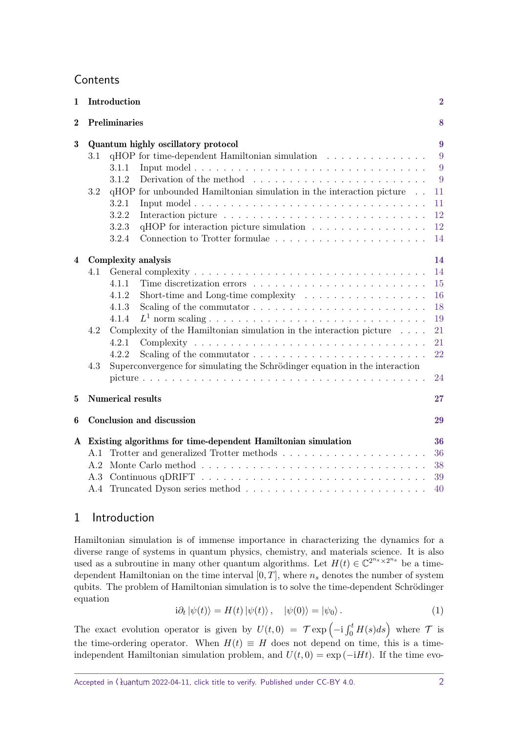## Contents

| | | |
|---|---|---|
| **1** | **Introduction** | **2** |
| **2** | **Preliminaries** | **8** |
| **3** | **Quantum highly oscillatory protocol** | **9** |
| | 3.1 qHOP for time-dependent Hamiltonian simulation | 9 |
| | 3.1.1 Input model | 9 |
| | 3.1.2 Derivation of the method | 9 |
| | 3.2 qHOP for unbounded Hamiltonian simulation in the interaction picture | 11 |
| | 3.2.1 Input model | 11 |
| | 3.2.2 Interaction picture | 12 |
| | 3.2.3 qHOP for interaction picture simulation | 12 |
| | 3.2.4 Connection to Trotter formulae | 14 |
| **4** | **Complexity analysis** | **14** |
| | 4.1 General complexity | 14 |
| | 4.1.1 Time discretization errors | 15 |
| | 4.1.2 Short-time and Long-time complexity | 16 |
| | 4.1.3 Scaling of the commutator | 18 |
| | 4.1.4 $L^1$ norm scaling | 19 |
| | 4.2 Complexity of the Hamiltonian simulation in the interaction picture | 21 |
| | 4.2.1 Complexity | 21 |
| | 4.2.2 Scaling of the commutator | 22 |
| | 4.3 Superconvergence for simulating the Schrödinger equation in the interaction picture | 24 |
| **5** | **Numerical results** | **27** |
| **6** | **Conclusion and discussion** | **29** |
| **A** | **Existing algorithms for time-dependent Hamiltonian simulation** | **36** |
| | A.1 Trotter and generalized Trotter methods | 36 |
| | A.2 Monte Carlo method | 38 |
| | A.3 Continuous qDRIFT | 39 |
| | A.4 Truncated Dyson series method | 40 |

# 1 Introduction

Hamiltonian simulation is of immense importance in characterizing the dynamics for a diverse range of systems in quantum physics, chemistry, and materials science. It is also used as a subroutine in many other quantum algorithms. Let $H(t) \in \mathbb{C}^{2^{n_s} \times 2^{n_s}}$ be a time-dependent Hamiltonian on the time interval $[0, T]$, where $n_s$ denotes the number of system qubits. The problem of Hamiltonian simulation is to solve the time-dependent Schrödinger equation

$$\mathrm{i}\partial_t |\psi(t)\rangle = H(t) |\psi(t)\rangle, \quad |\psi(0)\rangle = |\psi_0\rangle. \tag{1}$$

The exact evolution operator is given by $U(t,0) = \mathcal{T} \exp\left(-\mathrm{i} \int_0^t H(s)ds\right)$ where $\mathcal{T}$ is the time-ordering operator. When $H(t) \equiv H$ does not depend on time, this is a time-independent Hamiltonian simulation problem, and $U(t,0) = \exp(-\mathrm{i}Ht)$. If the time evo-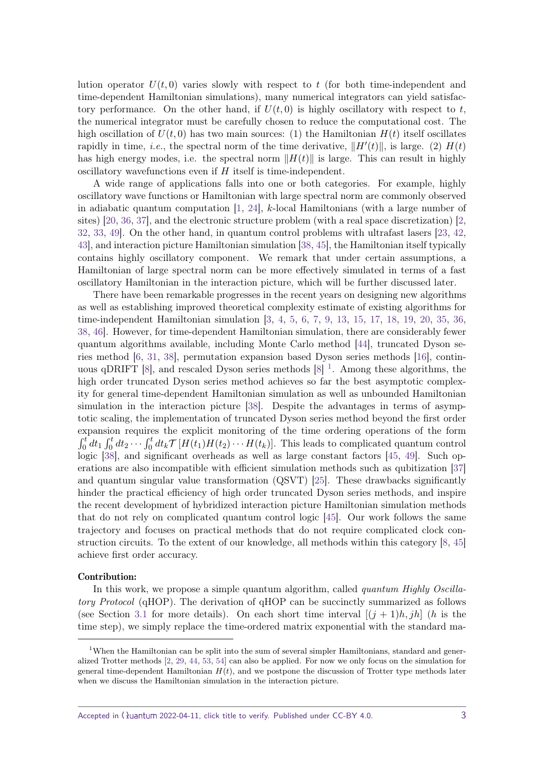lution operator $U(t, 0)$ varies slowly with respect to $t$ (for both time-independent and time-dependent Hamiltonian simulations), many numerical integrators can yield satisfactory performance. On the other hand, if $U(t, 0)$ is highly oscillatory with respect to $t$, the numerical integrator must be carefully chosen to reduce the computational cost. The high oscillation of $U(t, 0)$ has two main sources: (1) the Hamiltonian $H(t)$ itself oscillates rapidly in time, *i.e.*, the spectral norm of the time derivative, $\|H'(t)\|$, is large. (2) $H(t)$ has high energy modes, i.e. the spectral norm $\|H(t)\|$ is large. This can result in highly oscillatory wavefunctions even if $H$ itself is time-independent.

A wide range of applications falls into one or both categories. For example, highly oscillatory wave functions or Hamiltonian with large spectral norm are commonly observed in adiabatic quantum computation [1, 24], $k$-local Hamiltonians (with a large number of sites) [20, 36, 37], and the electronic structure problem (with a real space discretization) [2, 32, 33, 49]. On the other hand, in quantum control problems with ultrafast lasers [23, 42, 43], and interaction picture Hamiltonian simulation [38, 45], the Hamiltonian itself typically contains highly oscillatory component. We remark that under certain assumptions, a Hamiltonian of large spectral norm can be more effectively simulated in terms of a fast oscillatory Hamiltonian in the interaction picture, which will be further discussed later.

There have been remarkable progresses in the recent years on designing new algorithms as well as establishing improved theoretical complexity estimate of existing algorithms for time-independent Hamiltonian simulation [3, 4, 5, 6, 7, 9, 13, 15, 17, 18, 19, 20, 35, 36, 38, 46]. However, for time-dependent Hamiltonian simulation, there are considerably fewer quantum algorithms available, including Monte Carlo method [44], truncated Dyson series method [6, 31, 38], permutation expansion based Dyson series methods [16], continuous qDRIFT [8], and rescaled Dyson series methods [8] [1]. Among these algorithms, the high order truncated Dyson series method achieves so far the best asymptotic complexity for general time-dependent Hamiltonian simulation as well as unbounded Hamiltonian simulation in the interaction picture [38]. Despite the advantages in terms of asymptotic scaling, the implementation of truncated Dyson series method beyond the first order expansion requires the explicit monitoring of the time ordering operations of the form $\int_0^t dt_1 \int_0^t dt_2 \cdots \int_0^t dt_k \mathcal{T}\left[H(t_1)H(t_2)\cdots H(t_k)\right]$. This leads to complicated quantum control logic [38], and significant overheads as well as large constant factors [45, 49]. Such operations are also incompatible with efficient simulation methods such as qubitization [37] and quantum singular value transformation (QSVT) [25]. These drawbacks significantly hinder the practical efficiency of high order truncated Dyson series methods, and inspire the recent development of hybridized interaction picture Hamiltonian simulation methods that do not rely on complicated quantum control logic [45]. Our work follows the same trajectory and focuses on practical methods that do not require complicated clock construction circuits. To the extent of our knowledge, all methods within this category [8, 45] achieve first order accuracy.

**Contribution:**

In this work, we propose a simple quantum algorithm, called *quantum Highly Oscillatory Protocol* (qHOP). The derivation of qHOP can be succinctly summarized as follows (see Section 3.1 for more details). On each short time interval $[(j+1)h, jh]$ ($h$ is the time step), we simply replace the time-ordered matrix exponential with the standard ma-

[1] When the Hamiltonian can be split into the sum of several simpler Hamiltonians, standard and generalized Trotter methods [2, 29, 44, 53, 54] can also be applied. For now we only focus on the simulation for general time-dependent Hamiltonian $H(t)$, and we postpone the discussion of Trotter type methods later when we discuss the Hamiltonian simulation in the interaction picture.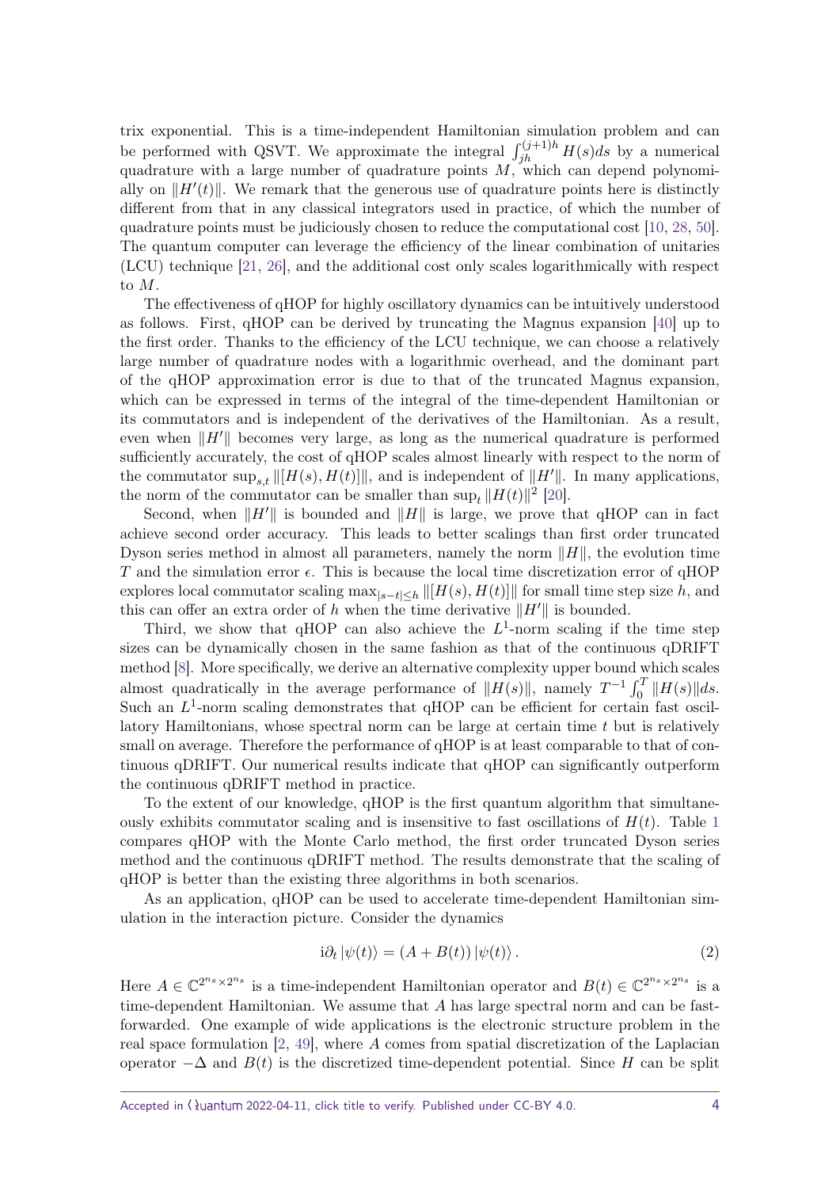trix exponential. This is a time-independent Hamiltonian simulation problem and can be performed with QSVT. We approximate the integral $\int_{jh}^{(j+1)h} H(s)ds$ by a numerical quadrature with a large number of quadrature points $M$, which can depend polynomially on $\|H'(t)\|$. We remark that the generous use of quadrature points here is distinctly different from that in any classical integrators used in practice, of which the number of quadrature points must be judiciously chosen to reduce the computational cost [10, 28, 50]. The quantum computer can leverage the efficiency of the linear combination of unitaries (LCU) technique [21, 26], and the additional cost only scales logarithmically with respect to $M$.

The effectiveness of qHOP for highly oscillatory dynamics can be intuitively understood as follows. First, qHOP can be derived by truncating the Magnus expansion [40] up to the first order. Thanks to the efficiency of the LCU technique, we can choose a relatively large number of quadrature nodes with a logarithmic overhead, and the dominant part of the qHOP approximation error is due to that of the truncated Magnus expansion, which can be expressed in terms of the integral of the time-dependent Hamiltonian or its commutators and is independent of the derivatives of the Hamiltonian. As a result, even when $\|H'\|$ becomes very large, as long as the numerical quadrature is performed sufficiently accurately, the cost of qHOP scales almost linearly with respect to the norm of the commutator $\sup_{s,t} \|[H(s), H(t)]\|$, and is independent of $\|H'\|$. In many applications, the norm of the commutator can be smaller than $\sup_t \|H(t)\|^2$ [20].

Second, when $\|H'\|$ is bounded and $\|H\|$ is large, we prove that qHOP can in fact achieve second order accuracy. This leads to better scalings than first order truncated Dyson series method in almost all parameters, namely the norm $\|H\|$, the evolution time $T$ and the simulation error $\epsilon$. This is because the local time discretization error of qHOP explores local commutator scaling $\max_{|s-t|\leq h} \|[H(s), H(t)]\|$ for small time step size $h$, and this can offer an extra order of $h$ when the time derivative $\|H'\|$ is bounded.

Third, we show that qHOP can also achieve the $L^1$-norm scaling if the time step sizes can be dynamically chosen in the same fashion as that of the continuous qDRIFT method [8]. More specifically, we derive an alternative complexity upper bound which scales almost quadratically in the average performance of $\|H(s)\|$, namely $T^{-1}\int_0^T \|H(s)\|ds$. Such an $L^1$-norm scaling demonstrates that qHOP can be efficient for certain fast oscillatory Hamiltonians, whose spectral norm can be large at certain time $t$ but is relatively small on average. Therefore the performance of qHOP is at least comparable to that of continuous qDRIFT. Our numerical results indicate that qHOP can significantly outperform the continuous qDRIFT method in practice.

To the extent of our knowledge, qHOP is the first quantum algorithm that simultaneously exhibits commutator scaling and is insensitive to fast oscillations of $H(t)$. Table 1 compares qHOP with the Monte Carlo method, the first order truncated Dyson series method and the continuous qDRIFT method. The results demonstrate that the scaling of qHOP is better than the existing three algorithms in both scenarios.

As an application, qHOP can be used to accelerate time-dependent Hamiltonian simulation in the interaction picture. Consider the dynamics

$$\mathrm{i}\partial_t |\psi(t)\rangle = (A + B(t)) |\psi(t)\rangle . \tag{2}$$

Here $A \in \mathbb{C}^{2^{n_s}\times 2^{n_s}}$ is a time-independent Hamiltonian operator and $B(t) \in \mathbb{C}^{2^{n_s}\times 2^{n_s}}$ is a time-dependent Hamiltonian. We assume that $A$ has large spectral norm and can be fast-forwarded. One example of wide applications is the electronic structure problem in the real space formulation [2, 49], where $A$ comes from spatial discretization of the Laplacian operator $-\Delta$ and $B(t)$ is the discretized time-dependent potential. Since $H$ can be split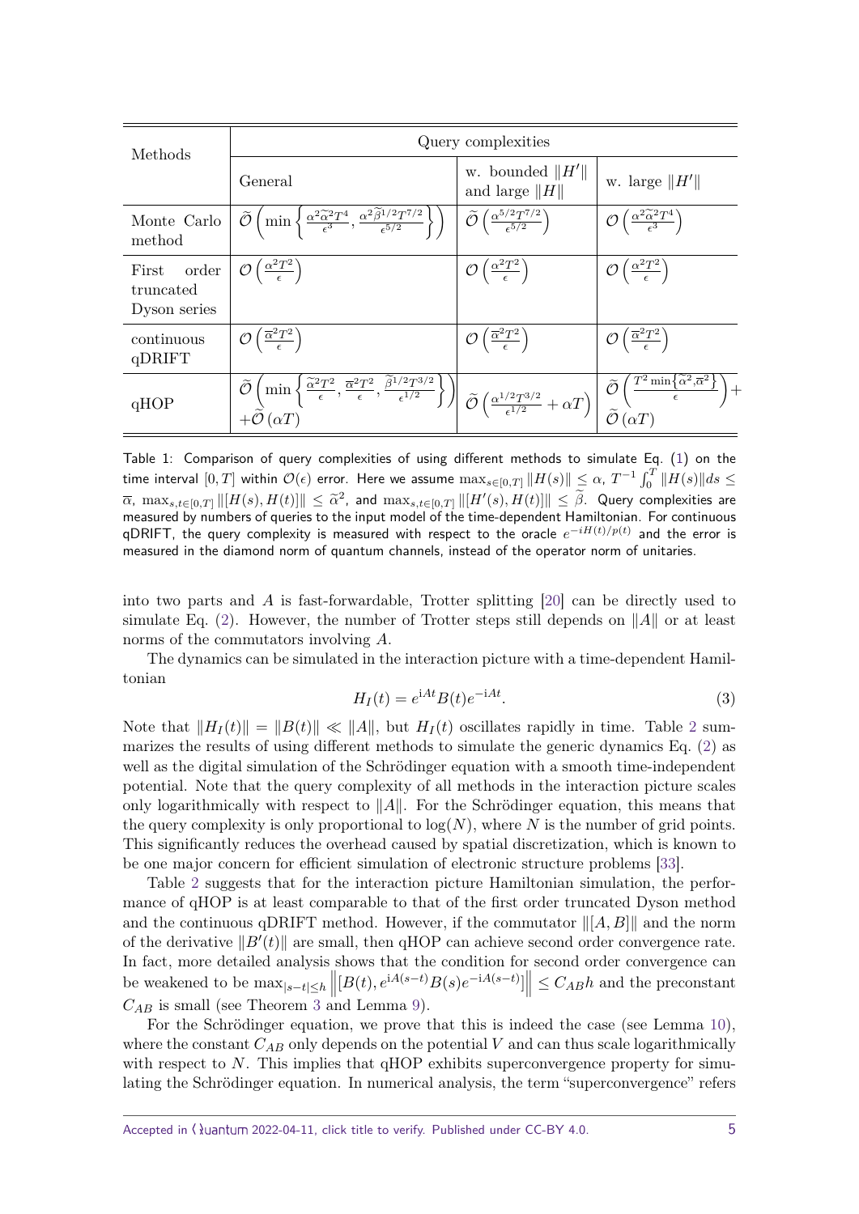| Methods | Query complexities | | |
|---|---|---|---|
| | General | w. bounded $\|H'\|$ and large $\|H\|$ | w. large $\|H'\|$ |
| Monte Carlo method | $\widetilde{\mathcal{O}}\left(\min\left\{\frac{\alpha^2\widetilde{\alpha}^2T^4}{\epsilon^3}, \frac{\alpha^2\widetilde{\beta}^{1/2}T^{7/2}}{\epsilon^{5/2}}\right\}\right)$ | $\widetilde{\mathcal{O}}\left(\frac{\alpha^{5/2}T^{7/2}}{\epsilon^{5/2}}\right)$ | $\mathcal{O}\left(\frac{\alpha^2\widetilde{\alpha}^2T^4}{\epsilon^3}\right)$ |
| First order truncated Dyson series | $\mathcal{O}\left(\frac{\alpha^2T^2}{\epsilon}\right)$ | $\mathcal{O}\left(\frac{\alpha^2T^2}{\epsilon}\right)$ | $\mathcal{O}\left(\frac{\alpha^2T^2}{\epsilon}\right)$ |
| continuous qDRIFT | $\mathcal{O}\left(\frac{\overline{\alpha}^2T^2}{\epsilon}\right)$ | $\mathcal{O}\left(\frac{\overline{\alpha}^2T^2}{\epsilon}\right)$ | $\mathcal{O}\left(\frac{\overline{\alpha}^2T^2}{\epsilon}\right)$ |
| qHOP | $\widetilde{\mathcal{O}}\left(\min\left\{\frac{\widetilde{\alpha}^2T^2}{\epsilon}, \frac{\overline{\alpha}^2T^2}{\epsilon}, \frac{\widetilde{\beta}^{1/2}T^{3/2}}{\epsilon^{1/2}}\right\}\right) + \widetilde{\mathcal{O}}(\alpha T)$ | $\widetilde{\mathcal{O}}\left(\frac{\alpha^{1/2}T^{3/2}}{\epsilon^{1/2}} + \alpha T\right)$ | $\widetilde{\mathcal{O}}\left(\frac{T^2\min\{\widetilde{\alpha}^2,\overline{\alpha}^2\}}{\epsilon}\right) + \widetilde{\mathcal{O}}(\alpha T)$ |

Table 1: Comparison of query complexities of using different methods to simulate Eq. (1) on the time interval $[0,T]$ within $\mathcal{O}(\epsilon)$ error. Here we assume $\max_{s\in[0,T]}\|H(s)\| \leq \alpha$, $T^{-1}\int_0^T \|H(s)\|ds \leq \overline{\alpha}$, $\max_{s,t\in[0,T]}\|[H(s),H(t)]\| \leq \widetilde{\alpha}^2$, and $\max_{s,t\in[0,T]}\|[H'(s),H(t)]\| \leq \widetilde{\beta}$. Query complexities are measured by numbers of queries to the input model of the time-dependent Hamiltonian. For continuous qDRIFT, the query complexity is measured with respect to the oracle $e^{-iH(t)/p(t)}$ and the error is measured in the diamond norm of quantum channels, instead of the operator norm of unitaries.

into two parts and $A$ is fast-forwardable, Trotter splitting [20] can be directly used to simulate Eq. (2). However, the number of Trotter steps still depends on $\|A\|$ or at least norms of the commutators involving $A$.

The dynamics can be simulated in the interaction picture with a time-dependent Hamiltonian

$$H_I(t) = e^{iAt}B(t)e^{-iAt}. \tag{3}$$

Note that $\|H_I(t)\| = \|B(t)\| \ll \|A\|$, but $H_I(t)$ oscillates rapidly in time. Table 2 summarizes the results of using different methods to simulate the generic dynamics Eq. (2) as well as the digital simulation of the Schrödinger equation with a smooth time-independent potential. Note that the query complexity of all methods in the interaction picture scales only logarithmically with respect to $\|A\|$. For the Schrödinger equation, this means that the query complexity is only proportional to $\log(N)$, where $N$ is the number of grid points. This significantly reduces the overhead caused by spatial discretization, which is known to be one major concern for efficient simulation of electronic structure problems [33].

Table 2 suggests that for the interaction picture Hamiltonian simulation, the performance of qHOP is at least comparable to that of the first order truncated Dyson method and the continuous qDRIFT method. However, if the commutator $\|[A,B]\|$ and the norm of the derivative $\|B'(t)\|$ are small, then qHOP can achieve second order convergence rate. In fact, more detailed analysis shows that the condition for second order convergence can be weakened to be $\max_{|s-t|\leq h}\left\|[B(t), e^{iA(s-t)}B(s)e^{-iA(s-t)}]\right\| \leq C_{AB}h$ and the preconstant $C_{AB}$ is small (see Theorem 3 and Lemma 9).

For the Schrödinger equation, we prove that this is indeed the case (see Lemma 10), where the constant $C_{AB}$ only depends on the potential $V$ and can thus scale logarithmically with respect to $N$. This implies that qHOP exhibits superconvergence property for simulating the Schrödinger equation. In numerical analysis, the term "superconvergence" refers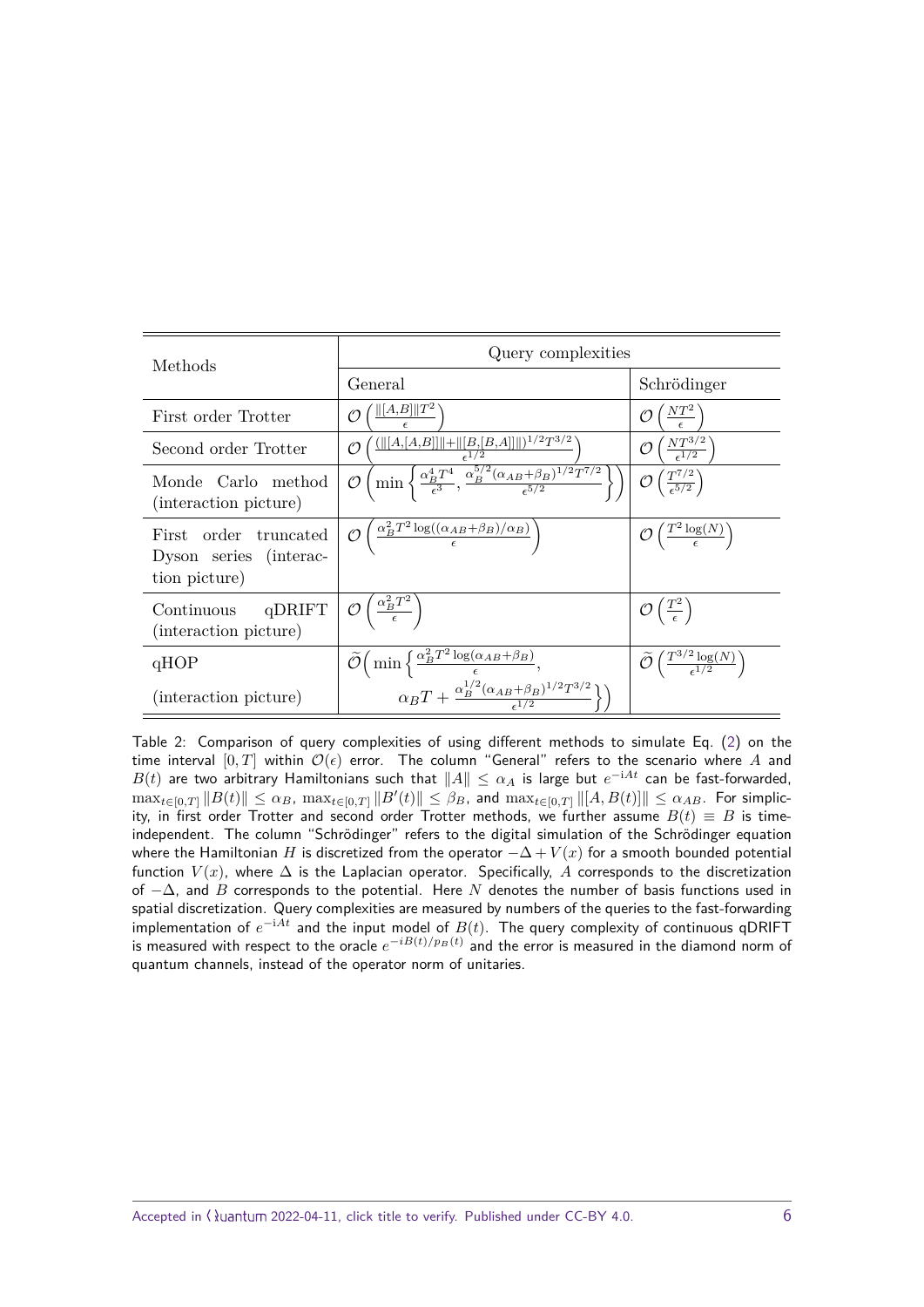| Methods | Query complexities | |
|---|---|---|
| | General | Schrödinger |
| First order Trotter | $\mathcal{O}\left(\frac{\\|[A,B]\\| T^2}{\epsilon}\right)$ | $\mathcal{O}\left(\frac{NT^2}{\epsilon}\right)$ |
| Second order Trotter | $\mathcal{O}\left(\frac{(\\|[A,[A,B]]\\|+\\|[B,[B,A]]\\|)^{1/2} T^{3/2}}{\epsilon^{1/2}}\right)$ | $\mathcal{O}\left(\frac{NT^{3/2}}{\epsilon^{1/2}}\right)$ |
| Monde Carlo method (interaction picture) | $\mathcal{O}\left(\min\left\{\frac{\alpha_B^4 T^4}{\epsilon^3}, \frac{\alpha_B^{5/2}(\alpha_{AB}+\beta_B)^{1/2} T^{7/2}}{\epsilon^{5/2}}\right\}\right)$ | $\mathcal{O}\left(\frac{T^{7/2}}{\epsilon^{5/2}}\right)$ |
| First order truncated Dyson series (interaction picture) | $\mathcal{O}\left(\frac{\alpha_B^2 T^2 \log((\alpha_{AB}+\beta_B)/\alpha_B)}{\epsilon}\right)$ | $\mathcal{O}\left(\frac{T^2 \log(N)}{\epsilon}\right)$ |
| Continuous qDRIFT (interaction picture) | $\mathcal{O}\left(\frac{\alpha_B^2 T^2}{\epsilon}\right)$ | $\mathcal{O}\left(\frac{T^2}{\epsilon}\right)$ |
| qHOP (interaction picture) | $\widetilde{\mathcal{O}}\Big(\min\Big\{\frac{\alpha_B^2 T^2 \log(\alpha_{AB}+\beta_B)}{\epsilon}, \alpha_B T + \frac{\alpha_B^{1/2}(\alpha_{AB}+\beta_B)^{1/2} T^{3/2}}{\epsilon^{1/2}}\Big\}\Big)$ | $\widetilde{\mathcal{O}}\left(\frac{T^{3/2}\log(N)}{\epsilon^{1/2}}\right)$ |

Table 2: Comparison of query complexities of using different methods to simulate Eq. (2) on the time interval $[0, T]$ within $\mathcal{O}(\epsilon)$ error. The column "General" refers to the scenario where $A$ and $B(t)$ are two arbitrary Hamiltonians such that $\|A\| \leq \alpha_A$ is large but $e^{-iAt}$ can be fast-forwarded, $\max_{t\in[0,T]} \|B(t)\| \leq \alpha_B$, $\max_{t\in[0,T]} \|B'(t)\| \leq \beta_B$, and $\max_{t\in[0,T]} \|[A, B(t)]\| \leq \alpha_{AB}$. For simplicity, in first order Trotter and second order Trotter methods, we further assume $B(t) \equiv B$ is time-independent. The column "Schrödinger" refers to the digital simulation of the Schrödinger equation where the Hamiltonian $H$ is discretized from the operator $-\Delta + V(x)$ for a smooth bounded potential function $V(x)$, where $\Delta$ is the Laplacian operator. Specifically, $A$ corresponds to the discretization of $-\Delta$, and $B$ corresponds to the potential. Here $N$ denotes the number of basis functions used in spatial discretization. Query complexities are measured by numbers of the queries to the fast-forwarding implementation of $e^{-iAt}$ and the input model of $B(t)$. The query complexity of continuous qDRIFT is measured with respect to the oracle $e^{-iB(t)/p_B(t)}$ and the error is measured in the diamond norm of quantum channels, instead of the operator norm of unitaries.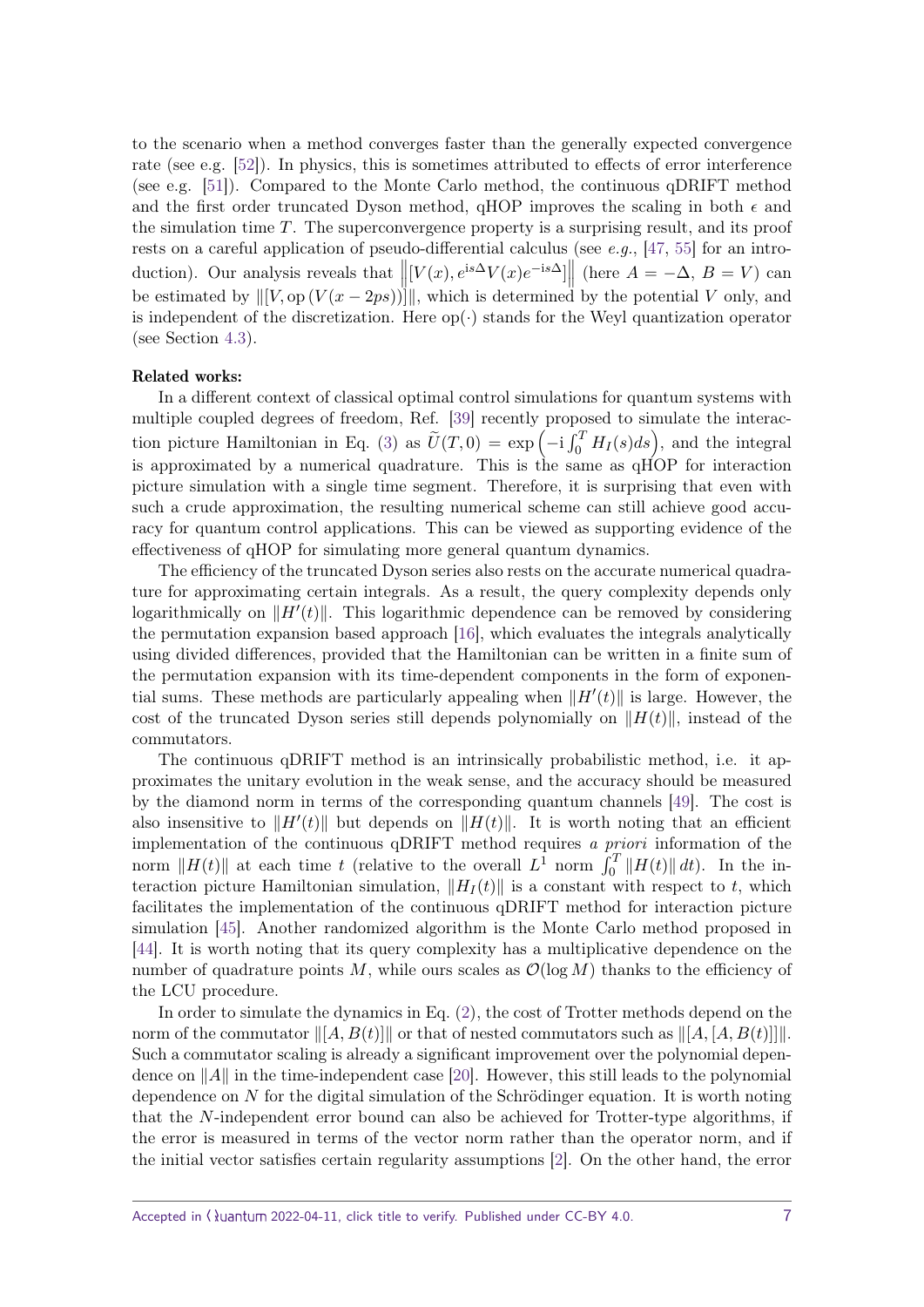to the scenario when a method converges faster than the generally expected convergence rate (see e.g. [52]). In physics, this is sometimes attributed to effects of error interference (see e.g. [51]). Compared to the Monte Carlo method, the continuous qDRIFT method and the first order truncated Dyson method, qHOP improves the scaling in both $\epsilon$ and the simulation time $T$. The superconvergence property is a surprising result, and its proof rests on a careful application of pseudo-differential calculus (see *e.g.*, [47, 55] for an introduction). Our analysis reveals that $\left\|[V(x), e^{\mathrm{i}s\Delta}V(x)e^{-\mathrm{i}s\Delta}]\right\|$ (here $A = -\Delta$, $B = V$) can be estimated by $\|[V, \mathrm{op}\,(V(x-2ps))]\|$, which is determined by the potential $V$ only, and is independent of the discretization. Here $\mathrm{op}(\cdot)$ stands for the Weyl quantization operator (see Section 4.3).

**Related works:**

In a different context of classical optimal control simulations for quantum systems with multiple coupled degrees of freedom, Ref. [39] recently proposed to simulate the interaction picture Hamiltonian in Eq. (3) as $\widetilde{U}(T,0) = \exp\left(-\mathrm{i}\int_0^T H_I(s)ds\right)$, and the integral is approximated by a numerical quadrature. This is the same as qHOP for interaction picture simulation with a single time segment. Therefore, it is surprising that even with such a crude approximation, the resulting numerical scheme can still achieve good accuracy for quantum control applications. This can be viewed as supporting evidence of the effectiveness of qHOP for simulating more general quantum dynamics.

The efficiency of the truncated Dyson series also rests on the accurate numerical quadrature for approximating certain integrals. As a result, the query complexity depends only logarithmically on $\|H'(t)\|$. This logarithmic dependence can be removed by considering the permutation expansion based approach [16], which evaluates the integrals analytically using divided differences, provided that the Hamiltonian can be written in a finite sum of the permutation expansion with its time-dependent components in the form of exponential sums. These methods are particularly appealing when $\|H'(t)\|$ is large. However, the cost of the truncated Dyson series still depends polynomially on $\|H(t)\|$, instead of the commutators.

The continuous qDRIFT method is an intrinsically probabilistic method, i.e. it approximates the unitary evolution in the weak sense, and the accuracy should be measured by the diamond norm in terms of the corresponding quantum channels [49]. The cost is also insensitive to $\|H'(t)\|$ but depends on $\|H(t)\|$. It is worth noting that an efficient implementation of the continuous qDRIFT method requires *a priori* information of the norm $\|H(t)\|$ at each time $t$ (relative to the overall $L^1$ norm $\int_0^T \|H(t)\|\,dt$). In the interaction picture Hamiltonian simulation, $\|H_I(t)\|$ is a constant with respect to $t$, which facilitates the implementation of the continuous qDRIFT method for interaction picture simulation [45]. Another randomized algorithm is the Monte Carlo method proposed in [44]. It is worth noting that its query complexity has a multiplicative dependence on the number of quadrature points $M$, while ours scales as $\mathcal{O}(\log M)$ thanks to the efficiency of the LCU procedure.

In order to simulate the dynamics in Eq. (2), the cost of Trotter methods depend on the norm of the commutator $\|[A, B(t)]\|$ or that of nested commutators such as $\|[A,[A,B(t)]]\|$. Such a commutator scaling is already a significant improvement over the polynomial dependence on $\|A\|$ in the time-independent case [20]. However, this still leads to the polynomial dependence on $N$ for the digital simulation of the Schrödinger equation. It is worth noting that the $N$-independent error bound can also be achieved for Trotter-type algorithms, if the error is measured in terms of the vector norm rather than the operator norm, and if the initial vector satisfies certain regularity assumptions [2]. On the other hand, the error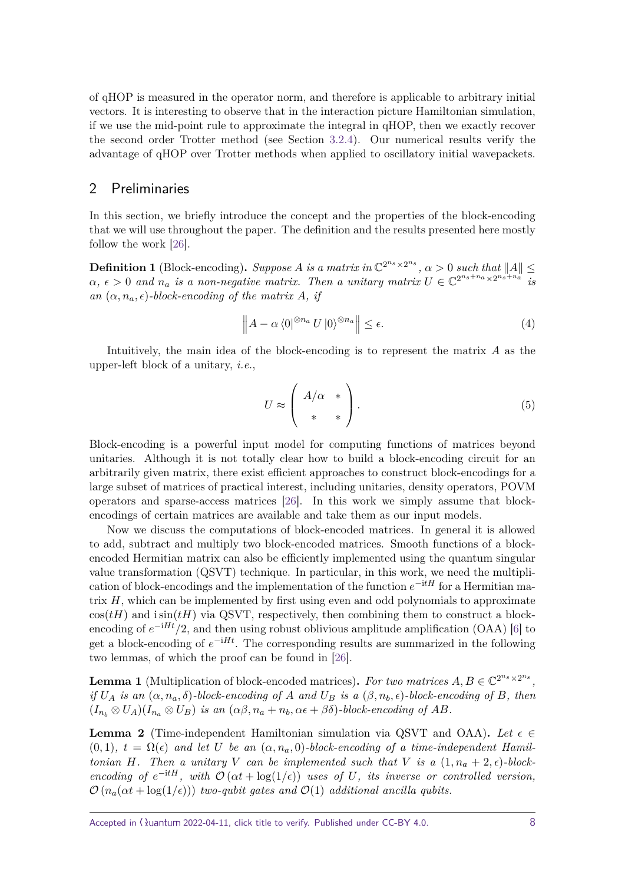of qHOP is measured in the operator norm, and therefore is applicable to arbitrary initial vectors. It is interesting to observe that in the interaction picture Hamiltonian simulation, if we use the mid-point rule to approximate the integral in qHOP, then we exactly recover the second order Trotter method (see Section 3.2.4). Our numerical results verify the advantage of qHOP over Trotter methods when applied to oscillatory initial wavepackets.

## 2 Preliminaries

In this section, we briefly introduce the concept and the properties of the block-encoding that we will use throughout the paper. The definition and the results presented here mostly follow the work [26].

**Definition 1** (Block-encoding)**.** *Suppose $A$ is a matrix in $\mathbb{C}^{2^{n_s}\times 2^{n_s}}$, $\alpha > 0$ such that $\|A\| \leq \alpha$, $\epsilon > 0$ and $n_a$ is a non-negative matrix. Then a unitary matrix $U \in \mathbb{C}^{2^{n_s+n_a}\times 2^{n_s+n_a}}$ is an $(\alpha, n_a, \epsilon)$-block-encoding of the matrix $A$, if*

$$\left\| A - \alpha \langle 0|^{\otimes n_a} U |0\rangle^{\otimes n_a} \right\| \leq \epsilon. \tag{4}$$

Intuitively, the main idea of the block-encoding is to represent the matrix $A$ as the upper-left block of a unitary, *i.e.*,

$$U \approx \begin{pmatrix} A/\alpha & * \\ * & * \end{pmatrix}. \tag{5}$$

Block-encoding is a powerful input model for computing functions of matrices beyond unitaries. Although it is not totally clear how to build a block-encoding circuit for an arbitrarily given matrix, there exist efficient approaches to construct block-encodings for a large subset of matrices of practical interest, including unitaries, density operators, POVM operators and sparse-access matrices [26]. In this work we simply assume that block-encodings of certain matrices are available and take them as our input models.

Now we discuss the computations of block-encoded matrices. In general it is allowed to add, subtract and multiply two block-encoded matrices. Smooth functions of a block-encoded Hermitian matrix can also be efficiently implemented using the quantum singular value transformation (QSVT) technique. In particular, in this work, we need the multiplication of block-encodings and the implementation of the function $e^{-\mathrm{i}tH}$ for a Hermitian matrix $H$, which can be implemented by first using even and odd polynomials to approximate $\cos(tH)$ and $\mathrm{i}\sin(tH)$ via QSVT, respectively, then combining them to construct a block-encoding of $e^{-\mathrm{i}Ht}/2$, and then using robust oblivious amplitude amplification (OAA) [6] to get a block-encoding of $e^{-\mathrm{i}Ht}$. The corresponding results are summarized in the following two lemmas, of which the proof can be found in [26].

**Lemma 1** (Multiplication of block-encoded matrices)**.** *For two matrices $A, B \in \mathbb{C}^{2^{n_s}\times 2^{n_s}}$, if $U_A$ is an $(\alpha, n_a, \delta)$-block-encoding of $A$ and $U_B$ is a $(\beta, n_b, \epsilon)$-block-encoding of $B$, then $(I_{n_b} \otimes U_A)(I_{n_a} \otimes U_B)$ is an $(\alpha\beta, n_a + n_b, \alpha\epsilon + \beta\delta)$-block-encoding of $AB$.*

**Lemma 2** (Time-independent Hamiltonian simulation via QSVT and OAA)**.** *Let $\epsilon \in (0, 1)$, $t = \Omega(\epsilon)$ and let $U$ be an $(\alpha, n_a, 0)$-block-encoding of a time-independent Hamiltonian $H$. Then a unitary $V$ can be implemented such that $V$ is a $(1, n_a + 2, \epsilon)$-block-encoding of $e^{-\mathrm{i}tH}$, with $\mathcal{O}(\alpha t + \log(1/\epsilon))$ uses of $U$, its inverse or controlled version, $\mathcal{O}(n_a(\alpha t + \log(1/\epsilon)))$ two-qubit gates and $\mathcal{O}(1)$ additional ancilla qubits.*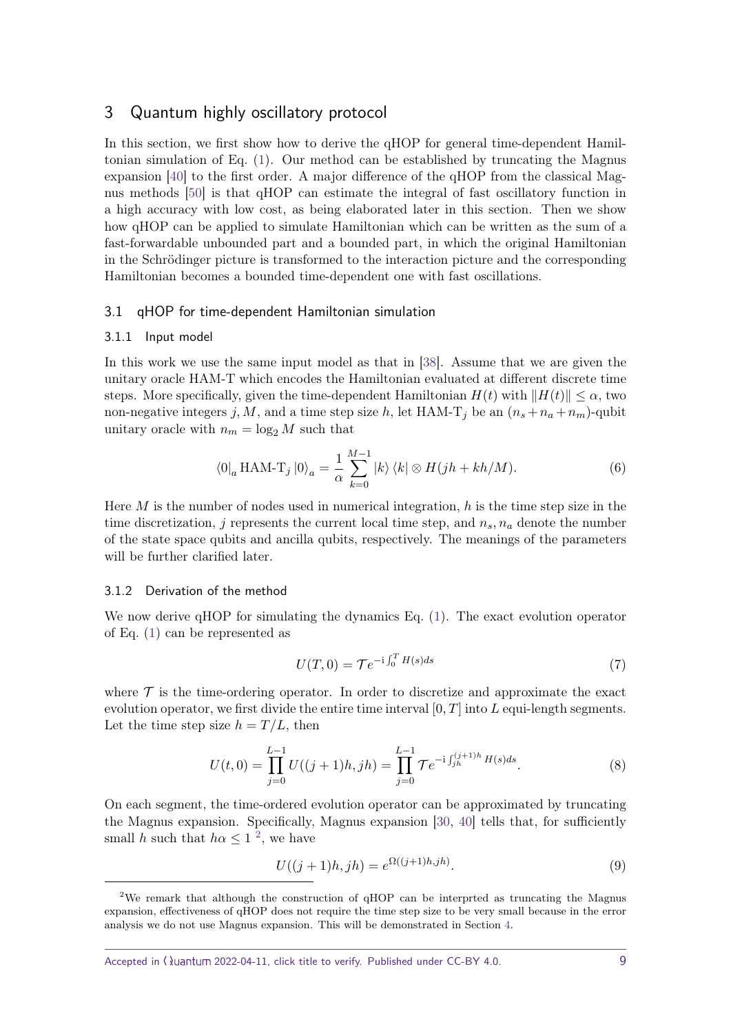## 3 Quantum highly oscillatory protocol

In this section, we first show how to derive the qHOP for general time-dependent Hamiltonian simulation of Eq. (1). Our method can be established by truncating the Magnus expansion [40] to the first order. A major difference of the qHOP from the classical Magnus methods [50] is that qHOP can estimate the integral of fast oscillatory function in a high accuracy with low cost, as being elaborated later in this section. Then we show how qHOP can be applied to simulate Hamiltonian which can be written as the sum of a fast-forwardable unbounded part and a bounded part, in which the original Hamiltonian in the Schrödinger picture is transformed to the interaction picture and the corresponding Hamiltonian becomes a bounded time-dependent one with fast oscillations.

### 3.1 qHOP for time-dependent Hamiltonian simulation

#### 3.1.1 Input model

In this work we use the same input model as that in [38]. Assume that we are given the unitary oracle HAM-T which encodes the Hamiltonian evaluated at different discrete time steps. More specifically, given the time-dependent Hamiltonian $H(t)$ with $\|H(t)\| \leq \alpha$, two non-negative integers $j, M$, and a time step size $h$, let HAM-T$_j$ be an $(n_s + n_a + n_m)$-qubit unitary oracle with $n_m = \log_2 M$ such that

$$\langle 0|_a \, \text{HAM-T}_j \, |0\rangle_a = \frac{1}{\alpha} \sum_{k=0}^{M-1} |k\rangle \langle k| \otimes H(jh + kh/M). \tag{6}$$

Here $M$ is the number of nodes used in numerical integration, $h$ is the time step size in the time discretization, $j$ represents the current local time step, and $n_s, n_a$ denote the number of the state space qubits and ancilla qubits, respectively. The meanings of the parameters will be further clarified later.

#### 3.1.2 Derivation of the method

We now derive qHOP for simulating the dynamics Eq. (1). The exact evolution operator of Eq. (1) can be represented as

$$U(T, 0) = \mathcal{T} e^{-\mathrm{i} \int_0^T H(s) ds} \tag{7}$$

where $\mathcal{T}$ is the time-ordering operator. In order to discretize and approximate the exact evolution operator, we first divide the entire time interval $[0, T]$ into $L$ equi-length segments. Let the time step size $h = T/L$, then

$$U(t, 0) = \prod_{j=0}^{L-1} U((j+1)h, jh) = \prod_{j=0}^{L-1} \mathcal{T} e^{-\mathrm{i} \int_{jh}^{(j+1)h} H(s) ds}. \tag{8}$$

On each segment, the time-ordered evolution operator can be approximated by truncating the Magnus expansion. Specifically, Magnus expansion [30, 40] tells that, for sufficiently small $h$ such that $h\alpha \leq 1$ [2], we have

$$U((j+1)h, jh) = e^{\Omega((j+1)h, jh)}. \tag{9}$$

[2] We remark that although the construction of qHOP can be interprted as truncating the Magnus expansion, effectiveness of qHOP does not require the time step size to be very small because in the error analysis we do not use Magnus expansion. This will be demonstrated in Section 4.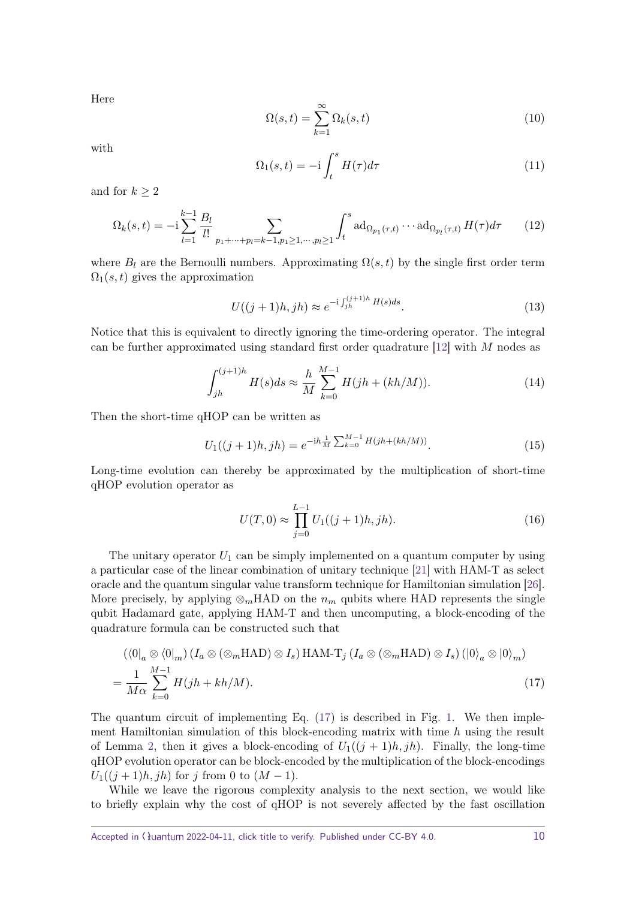Here

$$\Omega(s,t) = \sum_{k=1}^{\infty} \Omega_k(s,t) \tag{10}$$

with

$$\Omega_1(s,t) = -\mathrm{i} \int_t^s H(\tau) d\tau \tag{11}$$

and for $k \geq 2$

$$\Omega_k(s,t) = -\mathrm{i} \sum_{l=1}^{k-1} \frac{B_l}{l!} \sum_{p_1+\cdots+p_l=k-1, p_1 \geq 1, \cdots, p_l \geq 1} \int_t^s \mathrm{ad}_{\Omega_{p_1}(\tau,t)} \cdots \mathrm{ad}_{\Omega_{p_l}(\tau,t)} H(\tau) d\tau \tag{12}$$

where $B_l$ are the Bernoulli numbers. Approximating $\Omega(s,t)$ by the single first order term $\Omega_1(s,t)$ gives the approximation

$$U((j+1)h, jh) \approx e^{-\mathrm{i} \int_{jh}^{(j+1)h} H(s) ds}. \tag{13}$$

Notice that this is equivalent to directly ignoring the time-ordering operator. The integral can be further approximated using standard first order quadrature [12] with $M$ nodes as

$$\int_{jh}^{(j+1)h} H(s) ds \approx \frac{h}{M} \sum_{k=0}^{M-1} H(jh + (kh/M)). \tag{14}$$

Then the short-time qHOP can be written as

$$U_1((j+1)h, jh) = e^{-\mathrm{i}h \frac{1}{M} \sum_{k=0}^{M-1} H(jh+(kh/M))}. \tag{15}$$

Long-time evolution can thereby be approximated by the multiplication of short-time qHOP evolution operator as

$$U(T,0) \approx \prod_{j=0}^{L-1} U_1((j+1)h, jh). \tag{16}$$

The unitary operator $U_1$ can be simply implemented on a quantum computer by using a particular case of the linear combination of unitary technique [21] with HAM-T as select oracle and the quantum singular value transform technique for Hamiltonian simulation [26]. More precisely, by applying $\otimes_m$HAD on the $n_m$ qubits where HAD represents the single qubit Hadamard gate, applying HAM-T and then uncomputing, a block-encoding of the quadrature formula can be constructed such that

$$\begin{aligned}
&\left(\langle 0|_a \otimes \langle 0|_m\right) \left(I_a \otimes (\otimes_m \mathrm{HAD}) \otimes I_s\right) \mathrm{HAM\text{-}T}_j \left(I_a \otimes (\otimes_m \mathrm{HAD}) \otimes I_s\right) \left(|0\rangle_a \otimes |0\rangle_m\right) \\
&= \frac{1}{M\alpha} \sum_{k=0}^{M-1} H(jh + kh/M).
\end{aligned} \tag{17}$$

The quantum circuit of implementing Eq. (17) is described in Fig. 1. We then implement Hamiltonian simulation of this block-encoding matrix with time $h$ using the result of Lemma 2, then it gives a block-encoding of $U_1((j+1)h, jh)$. Finally, the long-time qHOP evolution operator can be block-encoded by the multiplication of the block-encodings $U_1((j+1)h, jh)$ for $j$ from 0 to $(M-1)$.

While we leave the rigorous complexity analysis to the next section, we would like to briefly explain why the cost of qHOP is not severely affected by the fast oscillation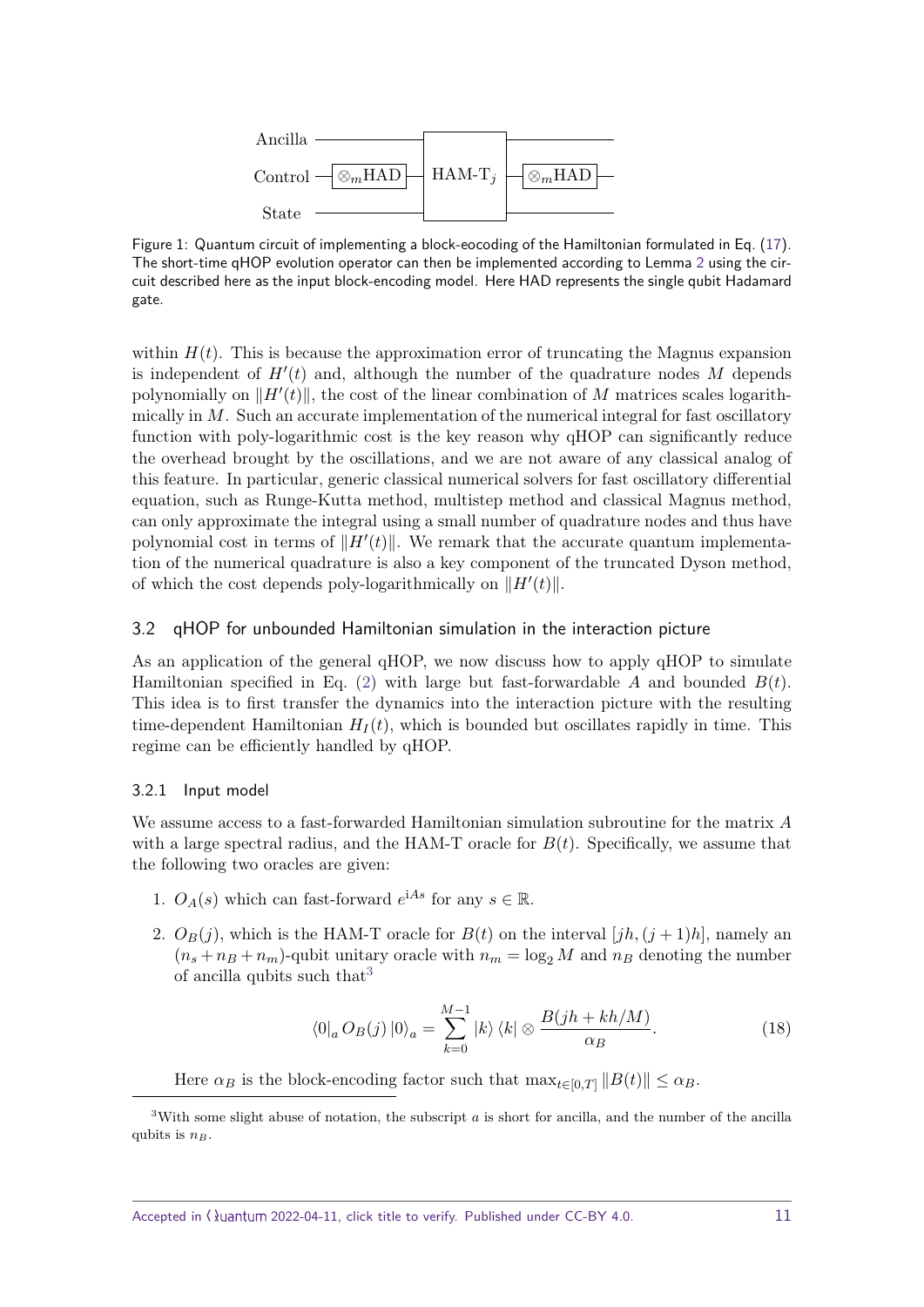Figure 1: Quantum circuit of implementing a block-eocoding of the Hamiltonian formulated in Eq. (17). The short-time qHOP evolution operator can then be implemented according to Lemma 2 using the circuit described here as the input block-encoding model. Here HAD represents the single qubit Hadamard gate.

within $H(t)$. This is because the approximation error of truncating the Magnus expansion is independent of $H'(t)$ and, although the number of the quadrature nodes $M$ depends polynomially on $\|H'(t)\|$, the cost of the linear combination of $M$ matrices scales logarithmically in $M$. Such an accurate implementation of the numerical integral for fast oscillatory function with poly-logarithmic cost is the key reason why qHOP can significantly reduce the overhead brought by the oscillations, and we are not aware of any classical analog of this feature. In particular, generic classical numerical solvers for fast oscillatory differential equation, such as Runge-Kutta method, multistep method and classical Magnus method, can only approximate the integral using a small number of quadrature nodes and thus have polynomial cost in terms of $\|H'(t)\|$. We remark that the accurate quantum implementation of the numerical quadrature is also a key component of the truncated Dyson method, of which the cost depends poly-logarithmically on $\|H'(t)\|$.

### 3.2 qHOP for unbounded Hamiltonian simulation in the interaction picture

As an application of the general qHOP, we now discuss how to apply qHOP to simulate Hamiltonian specified in Eq. (2) with large but fast-forwardable $A$ and bounded $B(t)$. This idea is to first transfer the dynamics into the interaction picture with the resulting time-dependent Hamiltonian $H_I(t)$, which is bounded but oscillates rapidly in time. This regime can be efficiently handled by qHOP.

#### 3.2.1 Input model

We assume access to a fast-forwarded Hamiltonian simulation subroutine for the matrix $A$ with a large spectral radius, and the HAM-T oracle for $B(t)$. Specifically, we assume that the following two oracles are given:

1. $O_A(s)$ which can fast-forward $e^{\mathrm{i}As}$ for any $s \in \mathbb{R}$.
2. $O_B(j)$, which is the HAM-T oracle for $B(t)$ on the interval $[jh, (j+1)h]$, namely an $(n_s + n_B + n_m)$-qubit unitary oracle with $n_m = \log_2 M$ and $n_B$ denoting the number of ancilla qubits such that[3]

$$\langle 0|_a O_B(j) |0\rangle_a = \sum_{k=0}^{M-1} |k\rangle \langle k| \otimes \frac{B(jh + kh/M)}{\alpha_B}. \tag{18}$$

Here $\alpha_B$ is the block-encoding factor such that $\max_{t\in[0,T]} \|B(t)\| \leq \alpha_B$.

[3] With some slight abuse of notation, the subscript $a$ is short for ancilla, and the number of the ancilla qubits is $n_B$.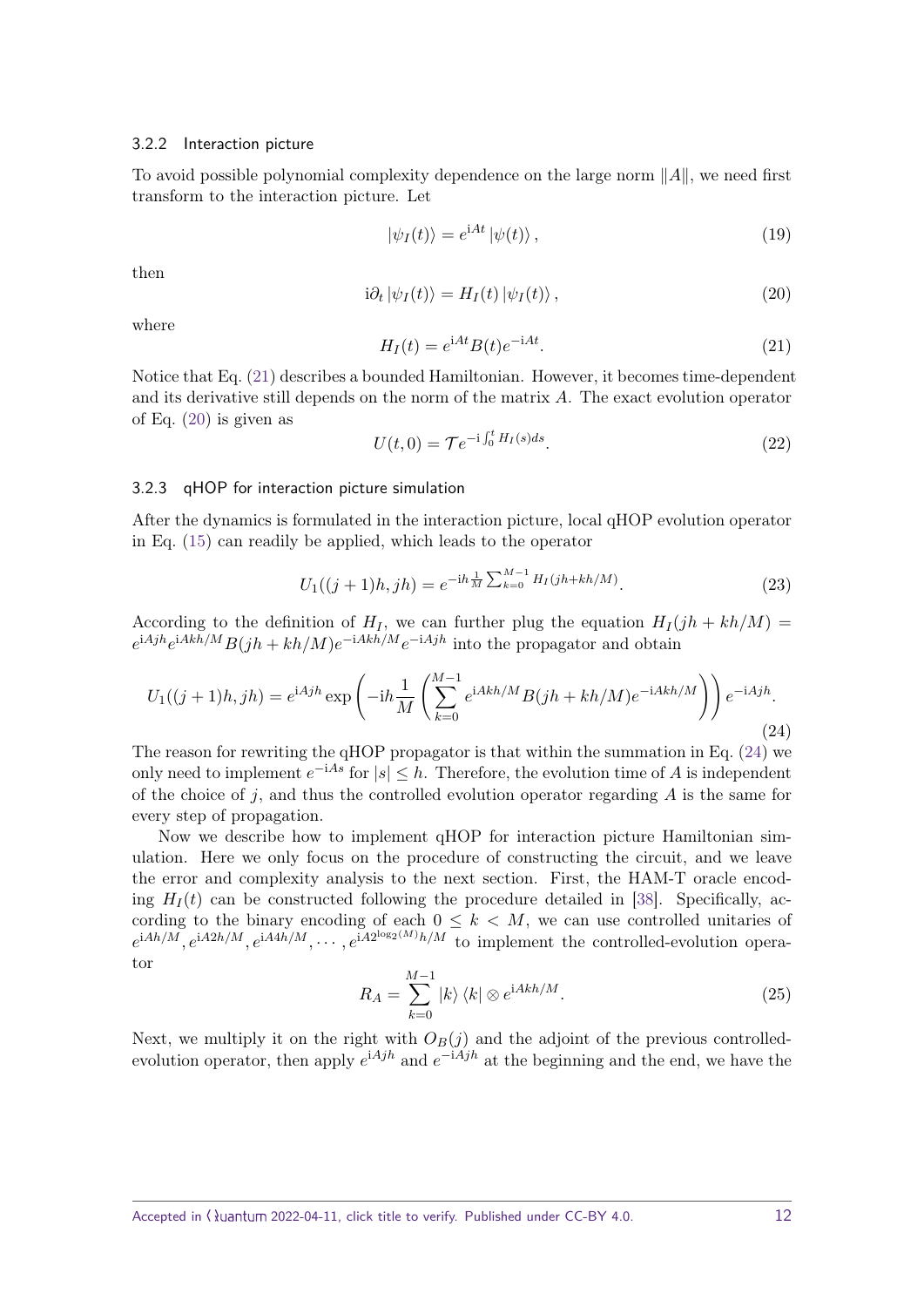### 3.2.2 Interaction picture

To avoid possible polynomial complexity dependence on the large norm $\|A\|$, we need first transform to the interaction picture. Let

$$|\psi_I(t)\rangle = e^{\mathrm{i}At} |\psi(t)\rangle, \tag{19}$$

then

$$\mathrm{i}\partial_t |\psi_I(t)\rangle = H_I(t) |\psi_I(t)\rangle, \tag{20}$$

where

$$H_I(t) = e^{\mathrm{i}At} B(t) e^{-\mathrm{i}At}. \tag{21}$$

Notice that Eq. (21) describes a bounded Hamiltonian. However, it becomes time-dependent and its derivative still depends on the norm of the matrix $A$. The exact evolution operator of Eq. (20) is given as

$$U(t,0) = \mathcal{T} e^{-\mathrm{i}\int_0^t H_I(s) ds}. \tag{22}$$

### 3.2.3 qHOP for interaction picture simulation

After the dynamics is formulated in the interaction picture, local qHOP evolution operator in Eq. (15) can readily be applied, which leads to the operator

$$U_1((j+1)h, jh) = e^{-\mathrm{i}h\frac{1}{M}\sum_{k=0}^{M-1} H_I(jh+kh/M)}. \tag{23}$$

According to the definition of $H_I$, we can further plug the equation $H_I(jh + kh/M) = e^{\mathrm{i}Ajh} e^{\mathrm{i}Akh/M} B(jh + kh/M) e^{-\mathrm{i}Akh/M} e^{-\mathrm{i}Ajh}$ into the propagator and obtain

$$U_1((j+1)h, jh) = e^{\mathrm{i}Ajh} \exp\left(-\mathrm{i}h\frac{1}{M}\left(\sum_{k=0}^{M-1} e^{\mathrm{i}Akh/M} B(jh+kh/M) e^{-\mathrm{i}Akh/M}\right)\right) e^{-\mathrm{i}Ajh}. \tag{24}$$

The reason for rewriting the qHOP propagator is that within the summation in Eq. (24) we only need to implement $e^{-\mathrm{i}As}$ for $|s| \leq h$. Therefore, the evolution time of $A$ is independent of the choice of $j$, and thus the controlled evolution operator regarding $A$ is the same for every step of propagation.

Now we describe how to implement qHOP for interaction picture Hamiltonian simulation. Here we only focus on the procedure of constructing the circuit, and we leave the error and complexity analysis to the next section. First, the HAM-T oracle encoding $H_I(t)$ can be constructed following the procedure detailed in [38]. Specifically, according to the binary encoding of each $0 \leq k < M$, we can use controlled unitaries of $e^{\mathrm{i}Ah/M}, e^{\mathrm{i}A2h/M}, e^{\mathrm{i}A4h/M}, \cdots, e^{\mathrm{i}A2^{\log_2(M)}h/M}$ to implement the controlled-evolution operator

$$R_A = \sum_{k=0}^{M-1} |k\rangle\langle k| \otimes e^{\mathrm{i}Akh/M}. \tag{25}$$

Next, we multiply it on the right with $O_B(j)$ and the adjoint of the previous controlled-evolution operator, then apply $e^{\mathrm{i}Ajh}$ and $e^{-\mathrm{i}Ajh}$ at the beginning and the end, we have the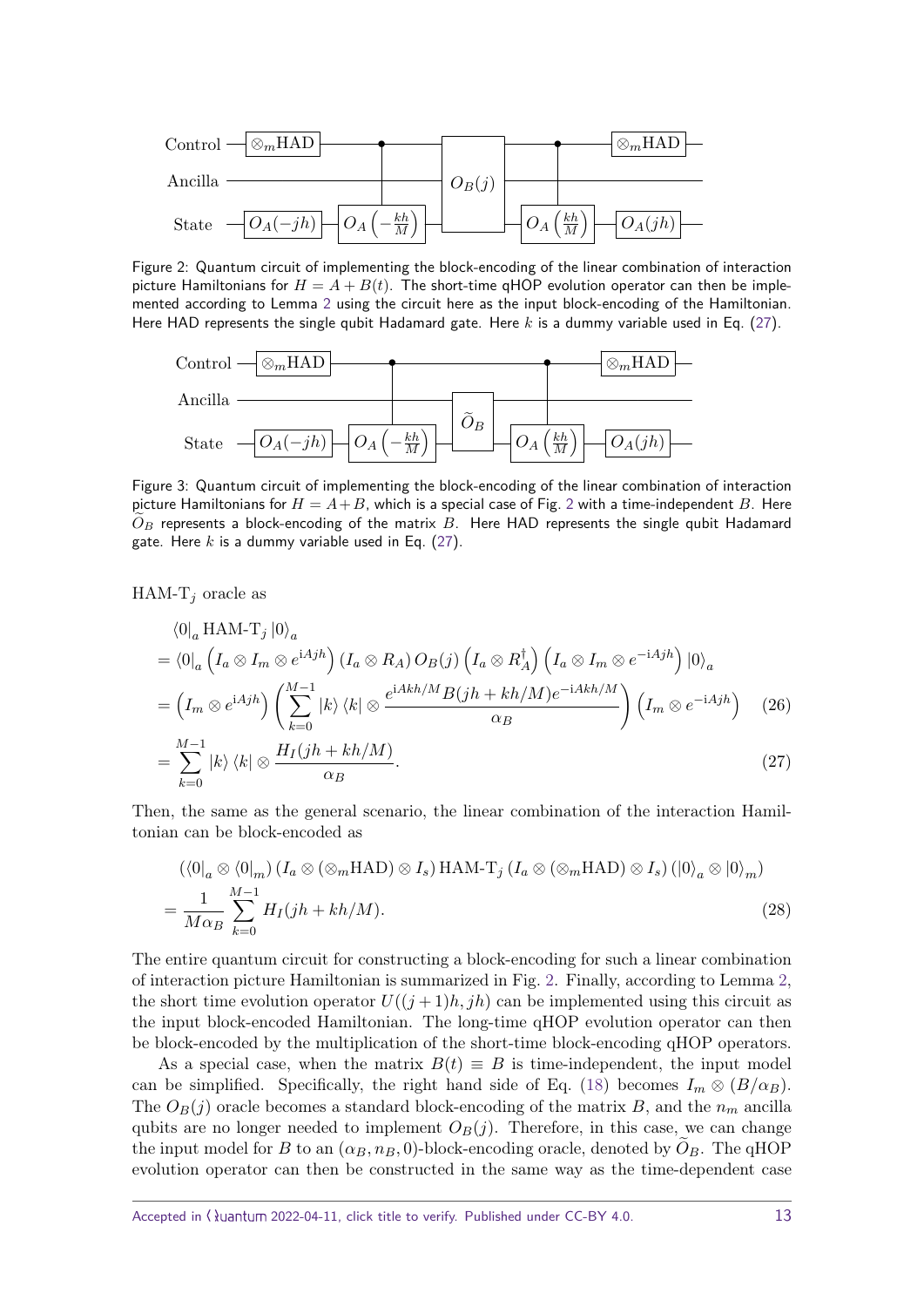Figure 2: Quantum circuit of implementing the block-encoding of the linear combination of interaction picture Hamiltonians for $H = A + B(t)$. The short-time qHOP evolution operator can then be implemented according to Lemma 2 using the circuit here as the input block-encoding of the Hamiltonian. Here HAD represents the single qubit Hadamard gate. Here $k$ is a dummy variable used in Eq. (27).

Figure 3: Quantum circuit of implementing the block-encoding of the linear combination of interaction picture Hamiltonians for $H = A + B$, which is a special case of Fig. 2 with a time-independent $B$. Here $\widetilde{O}_B$ represents a block-encoding of the matrix $B$. Here HAD represents the single qubit Hadamard gate. Here $k$ is a dummy variable used in Eq. (27).

HAM-T$_j$ oracle as

$$
\begin{aligned}
&\langle 0|_a \,\text{HAM-T}_j \,|0\rangle_a \\
&= \langle 0|_a \left(I_a \otimes I_m \otimes e^{\mathrm{i}Ajh}\right)(I_a \otimes R_A)\, O_B(j) \left(I_a \otimes R_A^\dagger\right)\left(I_a \otimes I_m \otimes e^{-\mathrm{i}Ajh}\right)|0\rangle_a \\
&= \left(I_m \otimes e^{\mathrm{i}Ajh}\right)\left(\sum_{k=0}^{M-1} |k\rangle\langle k| \otimes \frac{e^{\mathrm{i}Akh/M} B(jh+kh/M) e^{-\mathrm{i}Akh/M}}{\alpha_B}\right)\left(I_m \otimes e^{-\mathrm{i}Ajh}\right) \qquad (26) \\
&= \sum_{k=0}^{M-1} |k\rangle\langle k| \otimes \frac{H_I(jh+kh/M)}{\alpha_B}. \qquad (27)
\end{aligned}
$$

Then, the same as the general scenario, the linear combination of the interaction Hamiltonian can be block-encoded as

$$
\begin{aligned}
&(\langle 0|_a \otimes \langle 0|_m)\,(I_a \otimes (\otimes_m \text{HAD}) \otimes I_s)\,\text{HAM-T}_j\,(I_a \otimes (\otimes_m \text{HAD}) \otimes I_s)\,(|0\rangle_a \otimes |0\rangle_m) \\
&= \frac{1}{M\alpha_B}\sum_{k=0}^{M-1} H_I(jh+kh/M). \qquad (28)
\end{aligned}
$$

The entire quantum circuit for constructing a block-encoding for such a linear combination of interaction picture Hamiltonian is summarized in Fig. 2. Finally, according to Lemma 2, the short time evolution operator $U((j+1)h, jh)$ can be implemented using this circuit as the input block-encoded Hamiltonian. The long-time qHOP evolution operator can then be block-encoded by the multiplication of the short-time block-encoding qHOP operators.

As a special case, when the matrix $B(t) \equiv B$ is time-independent, the input model can be simplified. Specifically, the right hand side of Eq. (18) becomes $I_m \otimes (B/\alpha_B)$. The $O_B(j)$ oracle becomes a standard block-encoding of the matrix $B$, and the $n_m$ ancilla qubits are no longer needed to implement $O_B(j)$. Therefore, in this case, we can change the input model for $B$ to an $(\alpha_B, n_B, 0)$-block-encoding oracle, denoted by $\widetilde{O}_B$. The qHOP evolution operator can then be constructed in the same way as the time-dependent case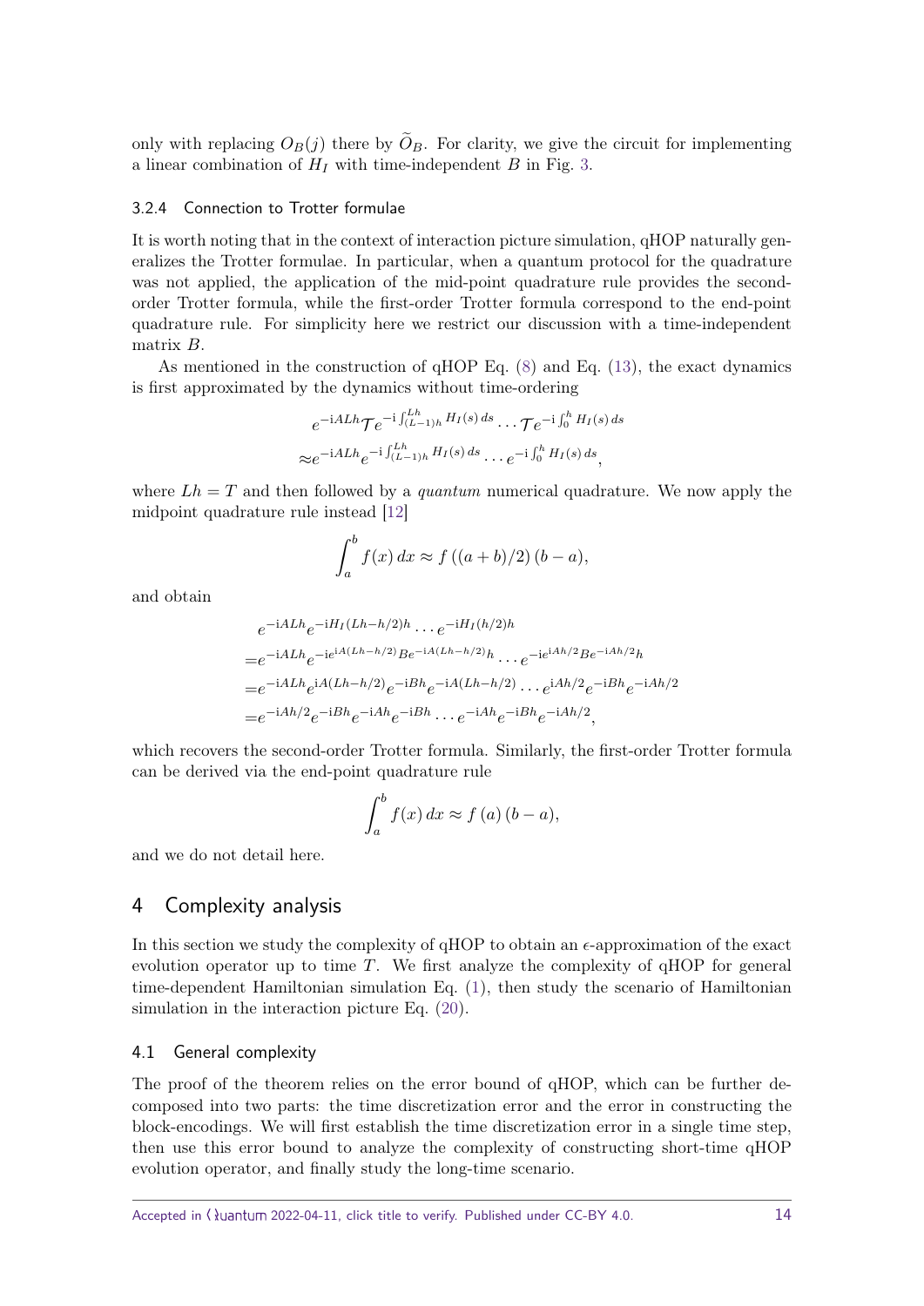only with replacing $O_B(j)$ there by $\widetilde{O}_B$. For clarity, we give the circuit for implementing a linear combination of $H_I$ with time-independent $B$ in Fig. 3.

#### 3.2.4 Connection to Trotter formulae

It is worth noting that in the context of interaction picture simulation, qHOP naturally generalizes the Trotter formulae. In particular, when a quantum protocol for the quadrature was not applied, the application of the mid-point quadrature rule provides the second-order Trotter formula, while the first-order Trotter formula correspond to the end-point quadrature rule. For simplicity here we restrict our discussion with a time-independent matrix $B$.

As mentioned in the construction of qHOP Eq. (8) and Eq. (13), the exact dynamics is first approximated by the dynamics without time-ordering

$$
\begin{aligned}
&e^{-\mathrm{i}ALh}\mathcal{T}e^{-\mathrm{i}\int_{(L-1)h}^{Lh} H_I(s)\,ds}\cdots\mathcal{T}e^{-\mathrm{i}\int_0^h H_I(s)\,ds}\\
\approx&e^{-\mathrm{i}ALh}e^{-\mathrm{i}\int_{(L-1)h}^{Lh} H_I(s)\,ds}\cdots e^{-\mathrm{i}\int_0^h H_I(s)\,ds},
\end{aligned}
$$

where $Lh = T$ and then followed by a *quantum* numerical quadrature. We now apply the midpoint quadrature rule instead [12]

$$
\int_a^b f(x)\,dx \approx f\left((a+b)/2\right)(b-a),
$$

and obtain

$$
\begin{aligned}
&e^{-\mathrm{i}ALh}e^{-\mathrm{i}H_I(Lh-h/2)h}\cdots e^{-\mathrm{i}H_I(h/2)h}\\
=&e^{-\mathrm{i}ALh}e^{-\mathrm{i}e^{\mathrm{i}A(Lh-h/2)}Be^{-\mathrm{i}A(Lh-h/2)}h}\cdots e^{-\mathrm{i}e^{\mathrm{i}Ah/2}Be^{-\mathrm{i}Ah/2}h}\\
=&e^{-\mathrm{i}ALh}e^{\mathrm{i}A(Lh-h/2)}e^{-\mathrm{i}Bh}e^{-\mathrm{i}A(Lh-h/2)}\cdots e^{\mathrm{i}Ah/2}e^{-\mathrm{i}Bh}e^{-\mathrm{i}Ah/2}\\
=&e^{-\mathrm{i}Ah/2}e^{-\mathrm{i}Bh}e^{-\mathrm{i}Ah}e^{-\mathrm{i}Bh}\cdots e^{-\mathrm{i}Ah}e^{-\mathrm{i}Bh}e^{-\mathrm{i}Ah/2},
\end{aligned}
$$

which recovers the second-order Trotter formula. Similarly, the first-order Trotter formula can be derived via the end-point quadrature rule

$$
\int_a^b f(x)\,dx \approx f\left(a\right)(b-a),
$$

and we do not detail here.

## 4 Complexity analysis

In this section we study the complexity of qHOP to obtain an $\epsilon$-approximation of the exact evolution operator up to time $T$. We first analyze the complexity of qHOP for general time-dependent Hamiltonian simulation Eq. (1), then study the scenario of Hamiltonian simulation in the interaction picture Eq. (20).

### 4.1 General complexity

The proof of the theorem relies on the error bound of qHOP, which can be further decomposed into two parts: the time discretization error and the error in constructing the block-encodings. We will first establish the time discretization error in a single time step, then use this error bound to analyze the complexity of constructing short-time qHOP evolution operator, and finally study the long-time scenario.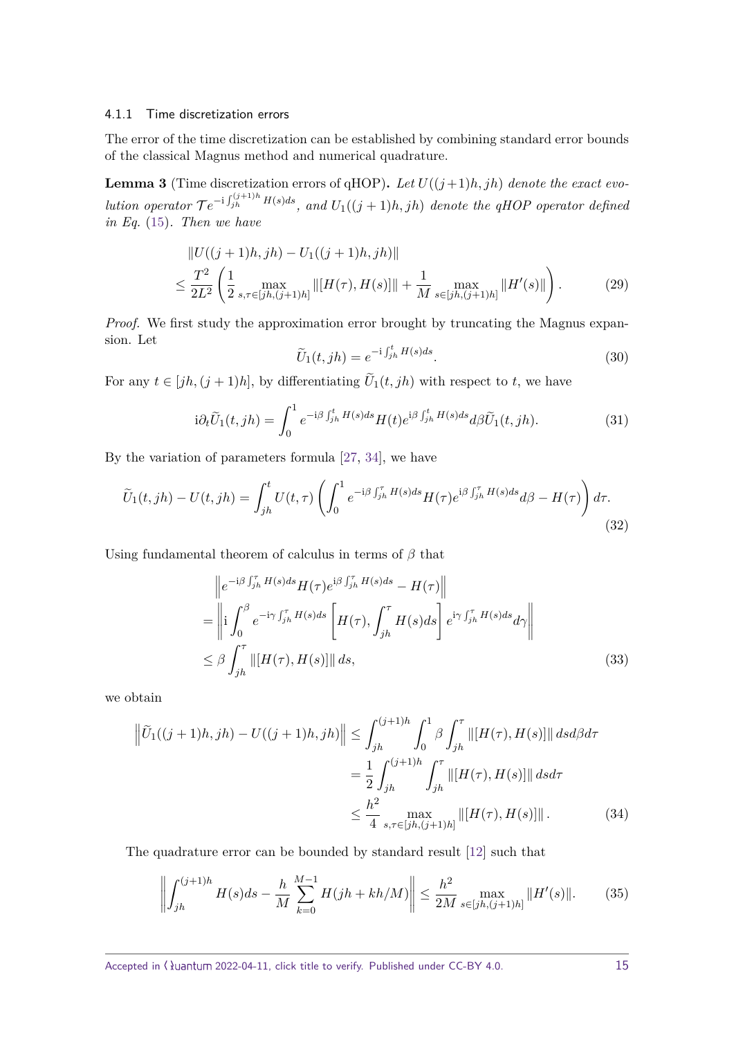#### 4.1.1 Time discretization errors

The error of the time discretization can be established by combining standard error bounds of the classical Magnus method and numerical quadrature.

**Lemma 3** (Time discretization errors of qHOP)**.** *Let $U((j+1)h, jh)$ denote the exact evolution operator $\mathcal{T}e^{-\mathrm{i}\int_{jh}^{(j+1)h} H(s)ds}$, and $U_1((j+1)h, jh)$ denote the qHOP operator defined in Eq.* (15)*. Then we have*

$$
\begin{aligned}
&\|U((j+1)h, jh) - U_1((j+1)h, jh)\| \\
\leq\; &\frac{T^2}{2L^2}\left(\frac{1}{2}\max_{s,\tau\in[jh,(j+1)h]}\|[H(\tau), H(s)]\| + \frac{1}{M}\max_{s\in[jh,(j+1)h]}\|H'(s)\|\right).
\end{aligned}
\tag{29}
$$

*Proof.* We first study the approximation error brought by truncating the Magnus expansion. Let

$$
\widetilde{U}_1(t, jh) = e^{-\mathrm{i}\int_{jh}^{t} H(s)ds}. \tag{30}
$$

For any $t \in [jh, (j+1)h]$, by differentiating $\widetilde{U}_1(t, jh)$ with respect to $t$, we have

$$
\mathrm{i}\partial_t \widetilde{U}_1(t, jh) = \int_0^1 e^{-\mathrm{i}\beta\int_{jh}^{t} H(s)ds} H(t) e^{\mathrm{i}\beta\int_{jh}^{t} H(s)ds} d\beta \widetilde{U}_1(t, jh). \tag{31}
$$

By the variation of parameters formula [27, 34], we have

$$
\widetilde{U}_1(t, jh) - U(t, jh) = \int_{jh}^{t} U(t,\tau)\left(\int_0^1 e^{-\mathrm{i}\beta\int_{jh}^{\tau} H(s)ds} H(\tau) e^{\mathrm{i}\beta\int_{jh}^{\tau} H(s)ds} d\beta - H(\tau)\right)d\tau. \tag{32}
$$

Using fundamental theorem of calculus in terms of $\beta$ that

$$
\begin{aligned}
&\left\|e^{-\mathrm{i}\beta\int_{jh}^{\tau} H(s)ds} H(\tau) e^{\mathrm{i}\beta\int_{jh}^{\tau} H(s)ds} - H(\tau)\right\| \\
=&\left\|\mathrm{i}\int_0^{\beta} e^{-\mathrm{i}\gamma\int_{jh}^{\tau} H(s)ds}\left[H(\tau), \int_{jh}^{\tau} H(s)ds\right] e^{\mathrm{i}\gamma\int_{jh}^{\tau} H(s)ds} d\gamma\right\| \\
\leq&\; \beta\int_{jh}^{\tau}\|[H(\tau), H(s)]\|\, ds,
\end{aligned}
\tag{33}
$$

we obtain

$$
\begin{aligned}
\left\|\widetilde{U}_1((j+1)h, jh) - U((j+1)h, jh)\right\| &\leq \int_{jh}^{(j+1)h}\int_0^1 \beta\int_{jh}^{\tau}\|[H(\tau), H(s)]\|\, ds d\beta d\tau \\
&= \frac{1}{2}\int_{jh}^{(j+1)h}\int_{jh}^{\tau}\|[H(\tau), H(s)]\|\, ds d\tau \\
&\leq \frac{h^2}{4}\max_{s,\tau\in[jh,(j+1)h]}\|[H(\tau), H(s)]\|.
\end{aligned}
\tag{34}
$$

The quadrature error can be bounded by standard result [12] such that

$$
\left\|\int_{jh}^{(j+1)h} H(s)ds - \frac{h}{M}\sum_{k=0}^{M-1} H(jh + kh/M)\right\| \leq \frac{h^2}{2M}\max_{s\in[jh,(j+1)h]}\|H'(s)\|. \tag{35}
$$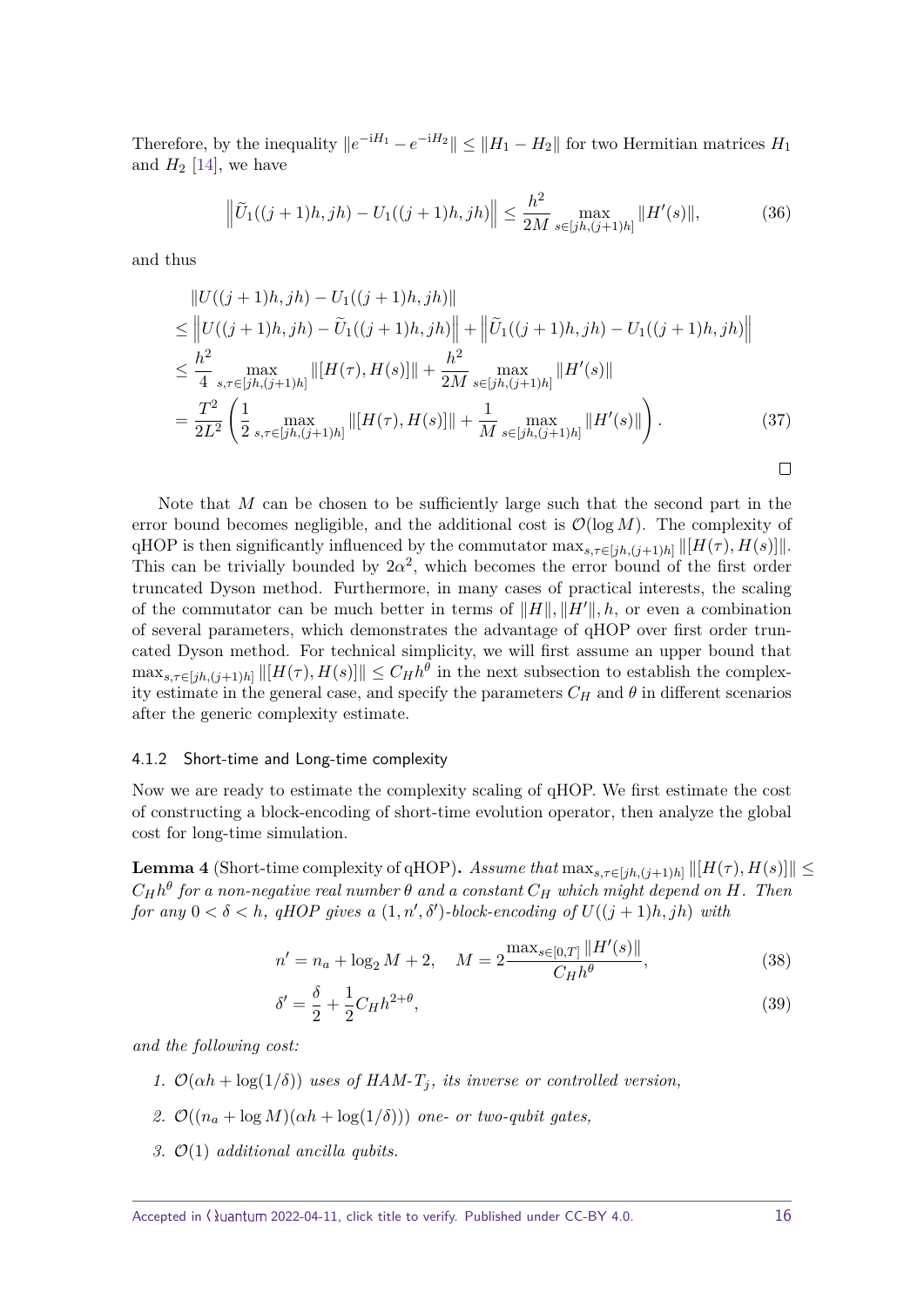Therefore, by the inequality $\|e^{-iH_1} - e^{-iH_2}\| \leq \|H_1 - H_2\|$ for two Hermitian matrices $H_1$ and $H_2$ [14], we have

$$\left\|\widetilde{U}_1((j+1)h, jh) - U_1((j+1)h, jh)\right\| \leq \frac{h^2}{2M} \max_{s\in[jh,(j+1)h]} \|H'(s)\|, \tag{36}$$

and thus

$$\begin{aligned}
&\|U((j+1)h, jh) - U_1((j+1)h, jh)\| \\
&\leq \left\|U((j+1)h, jh) - \widetilde{U}_1((j+1)h, jh)\right\| + \left\|\widetilde{U}_1((j+1)h, jh) - U_1((j+1)h, jh)\right\| \\
&\leq \frac{h^2}{4} \max_{s,\tau\in[jh,(j+1)h]} \|[H(\tau), H(s)]\| + \frac{h^2}{2M} \max_{s\in[jh,(j+1)h]} \|H'(s)\| \\
&= \frac{T^2}{2L^2}\left(\frac{1}{2} \max_{s,\tau\in[jh,(j+1)h]} \|[H(\tau), H(s)]\| + \frac{1}{M} \max_{s\in[jh,(j+1)h]} \|H'(s)\|\right).
\end{aligned} \tag{37}$$

□

Note that $M$ can be chosen to be sufficiently large such that the second part in the error bound becomes negligible, and the additional cost is $\mathcal{O}(\log M)$. The complexity of qHOP is then significantly influenced by the commutator $\max_{s,\tau\in[jh,(j+1)h]} \|[H(\tau), H(s)]\|$. This can be trivially bounded by $2\alpha^2$, which becomes the error bound of the first order truncated Dyson method. Furthermore, in many cases of practical interests, the scaling of the commutator can be much better in terms of $\|H\|, \|H'\|, h$, or even a combination of several parameters, which demonstrates the advantage of qHOP over first order truncated Dyson method. For technical simplicity, we will first assume an upper bound that $\max_{s,\tau\in[jh,(j+1)h]} \|[H(\tau), H(s)]\| \leq C_H h^\theta$ in the next subsection to establish the complexity estimate in the general case, and specify the parameters $C_H$ and $\theta$ in different scenarios after the generic complexity estimate.

#### 4.1.2 Short-time and Long-time complexity

Now we are ready to estimate the complexity scaling of qHOP. We first estimate the cost of constructing a block-encoding of short-time evolution operator, then analyze the global cost for long-time simulation.

**Lemma 4** (Short-time complexity of qHOP)**.** *Assume that* $\max_{s,\tau\in[jh,(j+1)h]} \|[H(\tau), H(s)]\| \leq C_H h^\theta$ *for a non-negative real number* $\theta$ *and a constant* $C_H$ *which might depend on* $H$*. Then for any* $0 < \delta < h$*, qHOP gives a* $(1, n', \delta')$*-block-encoding of* $U((j+1)h, jh)$ *with*

$$n' = n_a + \log_2 M + 2, \quad M = 2\frac{\max_{s\in[0,T]} \|H'(s)\|}{C_H h^\theta}, \tag{38}$$

$$\delta' = \frac{\delta}{2} + \frac{1}{2} C_H h^{2+\theta}, \tag{39}$$

*and the following cost:*

1. $\mathcal{O}(\alpha h + \log(1/\delta))$ *uses of HAM-T$_j$, its inverse or controlled version,*
2. $\mathcal{O}((n_a + \log M)(\alpha h + \log(1/\delta)))$ *one- or two-qubit gates,*
3. $\mathcal{O}(1)$ *additional ancilla qubits.*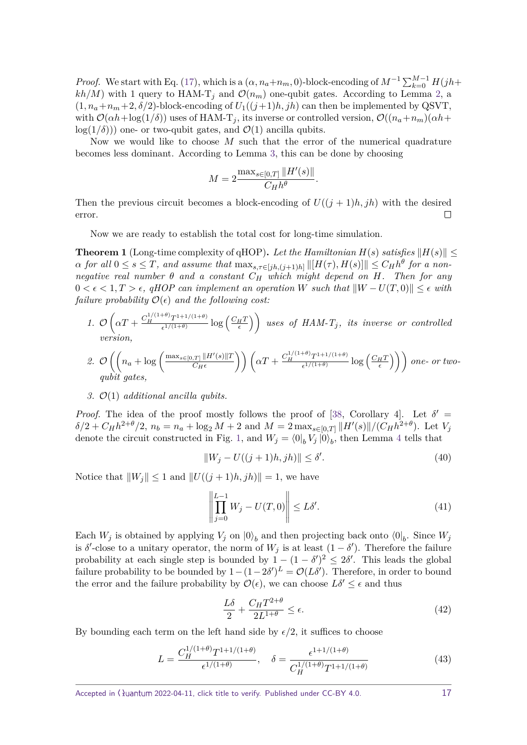*Proof.* We start with Eq. (17), which is a $(\alpha, n_a+n_m, 0)$-block-encoding of $M^{-1}\sum_{k=0}^{M-1} H(jh+kh/M)$ with 1 query to HAM-T$_j$ and $\mathcal{O}(n_m)$ one-qubit gates. According to Lemma 2, a $(1, n_a+n_m+2, \delta/2)$-block-encoding of $U_1((j+1)h, jh)$ can then be implemented by QSVT, with $\mathcal{O}(\alpha h+\log(1/\delta))$ uses of HAM-T$_j$, its inverse or controlled version, $\mathcal{O}((n_a+n_m)(\alpha h+\log(1/\delta)))$ one- or two-qubit gates, and $\mathcal{O}(1)$ ancilla qubits.

Now we would like to choose $M$ such that the error of the numerical quadrature becomes less dominant. According to Lemma 3, this can be done by choosing

$$M = 2\frac{\max_{s\in[0,T]}\|H'(s)\|}{C_H h^{\theta}}.$$

Then the previous circuit becomes a block-encoding of $U((j+1)h, jh)$ with the desired error. □

Now we are ready to establish the total cost for long-time simulation.

**Theorem 1** (Long-time complexity of qHOP)**.** *Let the Hamiltonian $H(s)$ satisfies $\|H(s)\| \leq \alpha$ for all $0 \leq s \leq T$, and assume that $\max_{s,\tau\in[jh,(j+1)h]}\|[H(\tau), H(s)]\| \leq C_H h^{\theta}$ for a non-negative real number $\theta$ and a constant $C_H$ which might depend on $H$. Then for any $0 < \epsilon < 1, T > \epsilon$, qHOP can implement an operation $W$ such that $\|W - U(T,0)\| \leq \epsilon$ with failure probability $\mathcal{O}(\epsilon)$ and the following cost:*

1. $\mathcal{O}\left(\alpha T + \frac{C_H^{1/(1+\theta)}T^{1+1/(1+\theta)}}{\epsilon^{1/(1+\theta)}}\log\left(\frac{C_H T}{\epsilon}\right)\right)$ *uses of HAM-T$_j$, its inverse or controlled version,*
2. $\mathcal{O}\left(\left(n_a + \log\left(\frac{\max_{s\in[0,T]}\|H'(s)\|T}{C_H\epsilon}\right)\right)\left(\alpha T + \frac{C_H^{1/(1+\theta)}T^{1+1/(1+\theta)}}{\epsilon^{1/(1+\theta)}}\log\left(\frac{C_H T}{\epsilon}\right)\right)\right)$ *one- or two-qubit gates,*
3. $\mathcal{O}(1)$ *additional ancilla qubits.*

*Proof.* The idea of the proof mostly follows the proof of [38, Corollary 4]. Let $\delta' = \delta/2 + C_H h^{2+\theta}/2$, $n_b = n_a + \log_2 M + 2$ and $M = 2\max_{s\in[0,T]}\|H'(s)\|/(C_H h^{2+\theta})$. Let $V_j$ denote the circuit constructed in Fig. 1, and $W_j = \langle 0|_b V_j |0\rangle_b$, then Lemma 4 tells that

$$\|W_j - U((j+1)h, jh)\| \leq \delta'. \tag{40}$$

Notice that $\|W_j\| \leq 1$ and $\|U((j+1)h, jh)\| = 1$, we have

$$\left\|\prod_{j=0}^{L-1} W_j - U(T,0)\right\| \leq L\delta'. \tag{41}$$

Each $W_j$ is obtained by applying $V_j$ on $|0\rangle_b$ and then projecting back onto $\langle 0|_b$. Since $W_j$ is $\delta'$-close to a unitary operator, the norm of $W_j$ is at least $(1-\delta')$. Therefore the failure probability at each single step is bounded by $1-(1-\delta')^2 \leq 2\delta'$. This leads the global failure probability to be bounded by $1-(1-2\delta')^L = \mathcal{O}(L\delta')$. Therefore, in order to bound the error and the failure probability by $\mathcal{O}(\epsilon)$, we can choose $L\delta' \leq \epsilon$ and thus

$$\frac{L\delta}{2} + \frac{C_H T^{2+\theta}}{2L^{1+\theta}} \leq \epsilon. \tag{42}$$

By bounding each term on the left hand side by $\epsilon/2$, it suffices to choose

$$L = \frac{C_H^{1/(1+\theta)}T^{1+1/(1+\theta)}}{\epsilon^{1/(1+\theta)}}, \quad \delta = \frac{\epsilon^{1+1/(1+\theta)}}{C_H^{1/(1+\theta)}T^{1+1/(1+\theta)}} \tag{43}$$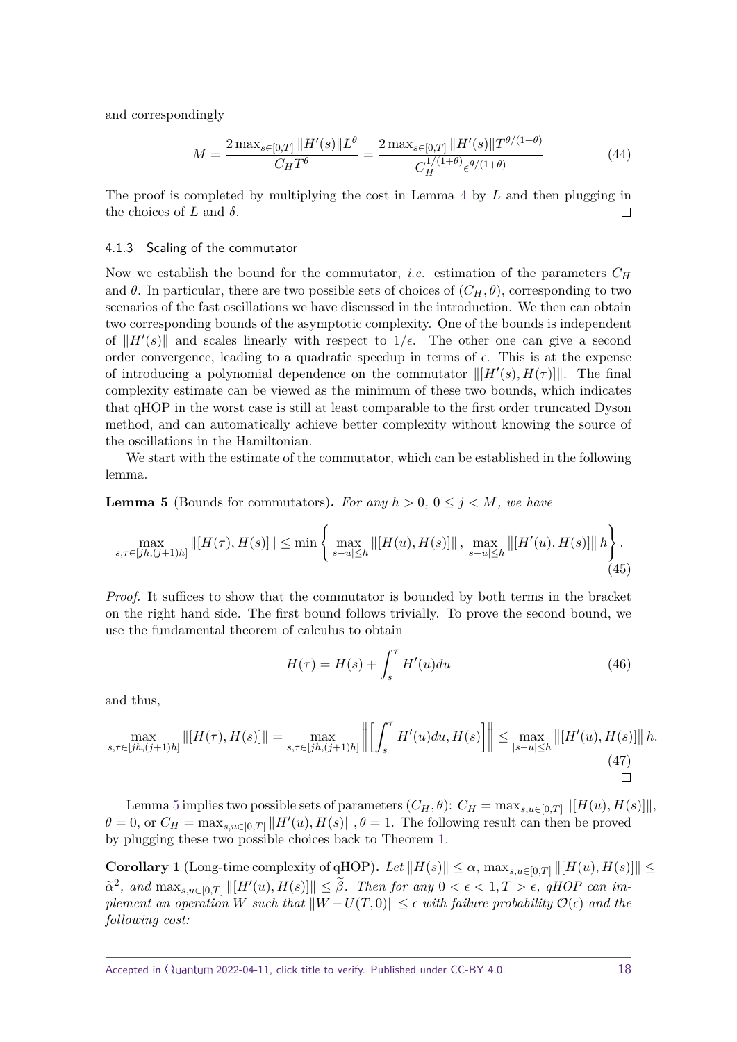and correspondingly

$$M = \frac{2\max_{s\in[0,T]}\|H'(s)\|L^{\theta}}{C_H T^{\theta}} = \frac{2\max_{s\in[0,T]}\|H'(s)\|T^{\theta/(1+\theta)}}{C_H^{1/(1+\theta)}\epsilon^{\theta/(1+\theta)}} \tag{44}$$

The proof is completed by multiplying the cost in Lemma 4 by $L$ and then plugging in the choices of $L$ and $\delta$. □

### 4.1.3 Scaling of the commutator

Now we establish the bound for the commutator, *i.e.* estimation of the parameters $C_H$ and $\theta$. In particular, there are two possible sets of choices of $(C_H, \theta)$, corresponding to two scenarios of the fast oscillations we have discussed in the introduction. We then can obtain two corresponding bounds of the asymptotic complexity. One of the bounds is independent of $\|H'(s)\|$ and scales linearly with respect to $1/\epsilon$. The other one can give a second order convergence, leading to a quadratic speedup in terms of $\epsilon$. This is at the expense of introducing a polynomial dependence on the commutator $\|[H'(s), H(\tau)]\|$. The final complexity estimate can be viewed as the minimum of these two bounds, which indicates that qHOP in the worst case is still at least comparable to the first order truncated Dyson method, and can automatically achieve better complexity without knowing the source of the oscillations in the Hamiltonian.

We start with the estimate of the commutator, which can be established in the following lemma.

**Lemma 5** (Bounds for commutators)**.** *For any $h > 0$, $0 \leq j < M$, we have*

$$\max_{s,\tau\in[jh,(j+1)h]}\|[H(\tau), H(s)]\| \leq \min\left\{\max_{|s-u|\leq h}\|[H(u), H(s)]\|, \max_{|s-u|\leq h}\|[H'(u), H(s)]\|\, h\right\}. \tag{45}$$

*Proof.* It suffices to show that the commutator is bounded by both terms in the bracket on the right hand side. The first bound follows trivially. To prove the second bound, we use the fundamental theorem of calculus to obtain

$$H(\tau) = H(s) + \int_s^{\tau} H'(u)du \tag{46}$$

and thus,

$$\max_{s,\tau\in[jh,(j+1)h]}\|[H(\tau), H(s)]\| = \max_{s,\tau\in[jh,(j+1)h]}\left\|\left[\int_s^{\tau} H'(u)du, H(s)\right]\right\| \leq \max_{|s-u|\leq h}\|[H'(u), H(s)]\|\, h. \tag{47}$$

□

Lemma 5 implies two possible sets of parameters $(C_H, \theta)$: $C_H = \max_{s,u\in[0,T]}\|[H(u), H(s)]\|$, $\theta = 0$, or $C_H = \max_{s,u\in[0,T]}\|H'(u), H(s)\|, \theta = 1$. The following result can then be proved by plugging these two possible choices back to Theorem 1.

**Corollary 1** (Long-time complexity of qHOP)**.** *Let $\|H(s)\| \leq \alpha$, $\max_{s,u\in[0,T]}\|[H(u), H(s)]\| \leq \widetilde{\alpha}^2$, and $\max_{s,u\in[0,T]}\|[H'(u), H(s)]\| \leq \widetilde{\beta}$. Then for any $0 < \epsilon < 1, T > \epsilon$, qHOP can implement an operation $W$ such that $\|W - U(T, 0)\| \leq \epsilon$ with failure probability $\mathcal{O}(\epsilon)$ and the following cost:*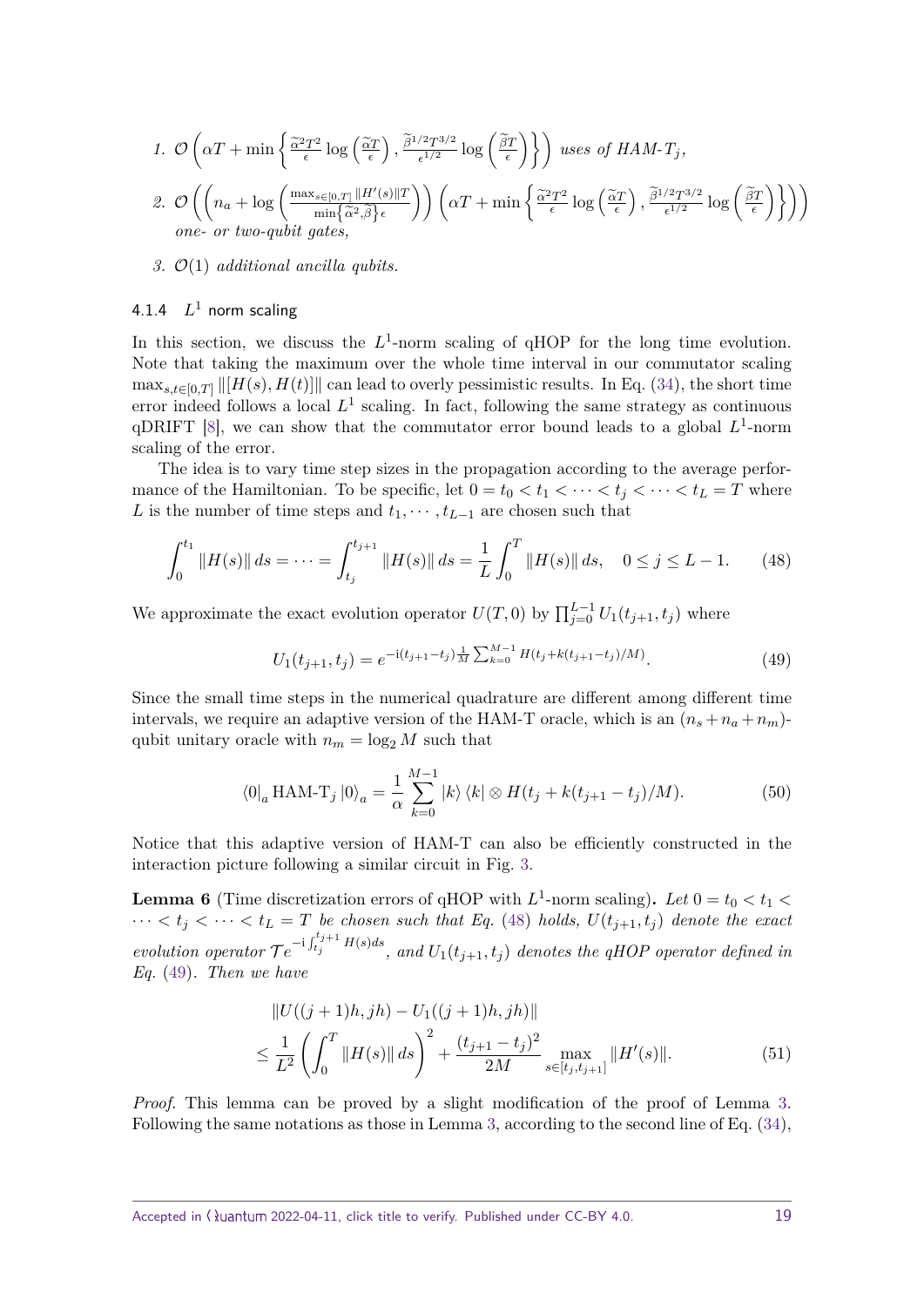1. $\mathcal{O}\left(\alpha T + \min\left\{\frac{\widetilde{\alpha}^2 T^2}{\epsilon}\log\left(\frac{\widetilde{\alpha}T}{\epsilon}\right), \frac{\widetilde{\beta}^{1/2}T^{3/2}}{\epsilon^{1/2}}\log\left(\frac{\widetilde{\beta}T}{\epsilon}\right)\right\}\right)$ *uses of HAM-T$_j$,*
2. $\mathcal{O}\left(\left(n_a + \log\left(\frac{\max_{s\in[0,T]}\|H'(s)\|T}{\min\left\{\widetilde{\alpha}^2,\widetilde{\beta}\right\}\epsilon}\right)\right)\left(\alpha T + \min\left\{\frac{\widetilde{\alpha}^2 T^2}{\epsilon}\log\left(\frac{\widetilde{\alpha}T}{\epsilon}\right), \frac{\widetilde{\beta}^{1/2}T^{3/2}}{\epsilon^{1/2}}\log\left(\frac{\widetilde{\beta}T}{\epsilon}\right)\right\}\right)\right)$ *one- or two-qubit gates,*
3. $\mathcal{O}(1)$ *additional ancilla qubits.*

#### 4.1.4 $L^1$ norm scaling

In this section, we discuss the $L^1$-norm scaling of qHOP for the long time evolution. Note that taking the maximum over the whole time interval in our commutator scaling $\max_{s,t\in[0,T]}\|[H(s),H(t)]\|$ can lead to overly pessimistic results. In Eq. (34), the short time error indeed follows a local $L^1$ scaling. In fact, following the same strategy as continuous qDRIFT [8], we can show that the commutator error bound leads to a global $L^1$-norm scaling of the error.

The idea is to vary time step sizes in the propagation according to the average performance of the Hamiltonian. To be specific, let $0 = t_0 < t_1 < \cdots < t_j < \cdots < t_L = T$ where $L$ is the number of time steps and $t_1, \cdots, t_{L-1}$ are chosen such that

$$\int_0^{t_1}\|H(s)\|\,ds = \cdots = \int_{t_j}^{t_{j+1}}\|H(s)\|\,ds = \frac{1}{L}\int_0^T\|H(s)\|\,ds, \quad 0 \leq j \leq L-1. \tag{48}$$

We approximate the exact evolution operator $U(T,0)$ by $\prod_{j=0}^{L-1}U_1(t_{j+1},t_j)$ where

$$U_1(t_{j+1},t_j) = e^{-\mathrm{i}(t_{j+1}-t_j)\frac{1}{M}\sum_{k=0}^{M-1}H(t_j+k(t_{j+1}-t_j)/M)}. \tag{49}$$

Since the small time steps in the numerical quadrature are different among different time intervals, we require an adaptive version of the HAM-T oracle, which is an $(n_s+n_a+n_m)$-qubit unitary oracle with $n_m = \log_2 M$ such that

$$\langle 0|_a \,\mathrm{HAM\text{-}T}_j\, |0\rangle_a = \frac{1}{\alpha}\sum_{k=0}^{M-1}|k\rangle\langle k| \otimes H(t_j + k(t_{j+1}-t_j)/M). \tag{50}$$

Notice that this adaptive version of HAM-T can also be efficiently constructed in the interaction picture following a similar circuit in Fig. 3.

**Lemma 6** (Time discretization errors of qHOP with $L^1$-norm scaling)**.** *Let $0 = t_0 < t_1 < \cdots < t_j < \cdots < t_L = T$ be chosen such that Eq. (48) holds, $U(t_{j+1},t_j)$ denote the exact evolution operator $\mathcal{T}e^{-\mathrm{i}\int_{t_j}^{t_{j+1}}H(s)ds}$, and $U_1(t_{j+1},t_j)$ denotes the qHOP operator defined in Eq. (49). Then we have*

$$\begin{aligned}
&\|U((j+1)h,jh) - U_1((j+1)h,jh)\| \\
&\leq \frac{1}{L^2}\left(\int_0^T\|H(s)\|\,ds\right)^2 + \frac{(t_{j+1}-t_j)^2}{2M}\max_{s\in[t_j,t_{j+1}]}\|H'(s)\|.
\end{aligned} \tag{51}$$

*Proof.* This lemma can be proved by a slight modification of the proof of Lemma 3. Following the same notations as those in Lemma 3, according to the second line of Eq. (34),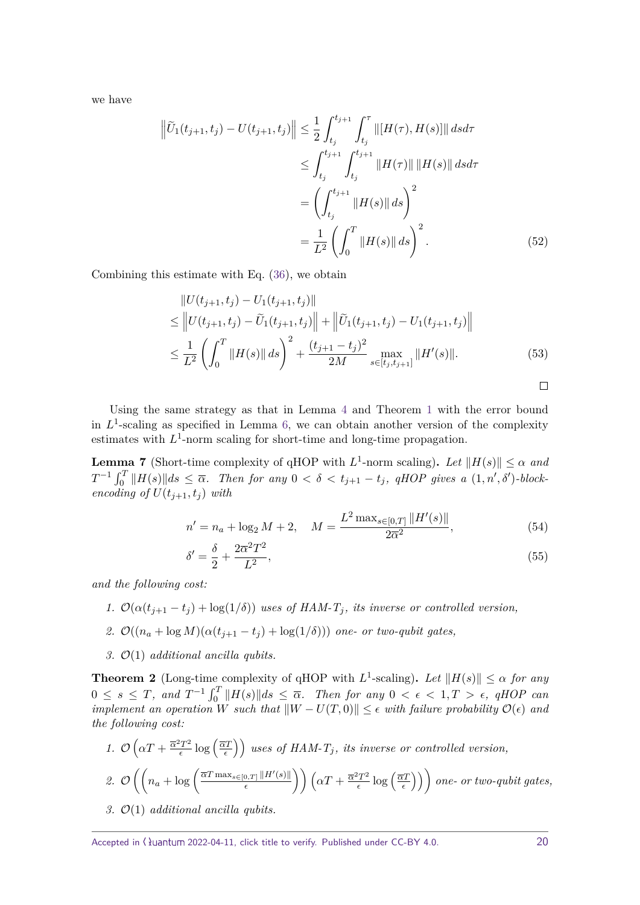we have

$$
\begin{aligned}
\left\|\widetilde{U}_1(t_{j+1}, t_j) - U(t_{j+1}, t_j)\right\| &\leq \frac{1}{2}\int_{t_j}^{t_{j+1}}\int_{t_j}^{\tau} \|[H(\tau), H(s)]\|\, ds d\tau \\
&\leq \int_{t_j}^{t_{j+1}}\int_{t_j}^{t_{j+1}} \|H(\tau)\|\, \|H(s)\|\, ds d\tau \\
&= \left(\int_{t_j}^{t_{j+1}} \|H(s)\|\, ds\right)^2 \\
&= \frac{1}{L^2}\left(\int_0^T \|H(s)\|\, ds\right)^2. \qquad (52)
\end{aligned}
$$

Combining this estimate with Eq. (36), we obtain

$$
\begin{aligned}
&\|U(t_{j+1}, t_j) - U_1(t_{j+1}, t_j)\| \\
&\leq \left\|U(t_{j+1}, t_j) - \widetilde{U}_1(t_{j+1}, t_j)\right\| + \left\|\widetilde{U}_1(t_{j+1}, t_j) - U_1(t_{j+1}, t_j)\right\| \\
&\leq \frac{1}{L^2}\left(\int_0^T \|H(s)\|\, ds\right)^2 + \frac{(t_{j+1} - t_j)^2}{2M} \max_{s\in[t_j, t_{j+1}]} \|H'(s)\|. \qquad (53)
\end{aligned}
$$

□

Using the same strategy as that in Lemma 4 and Theorem 1 with the error bound in $L^1$-scaling as specified in Lemma 6, we can obtain another version of the complexity estimates with $L^1$-norm scaling for short-time and long-time propagation.

**Lemma 7** (Short-time complexity of qHOP with $L^1$-norm scaling)**.** *Let $\|H(s)\| \leq \alpha$ and $T^{-1}\int_0^T \|H(s)\|ds \leq \overline{\alpha}$. Then for any $0 < \delta < t_{j+1} - t_j$, qHOP gives a $(1, n', \delta')$-block-encoding of $U(t_{j+1}, t_j)$ with*

$$
n' = n_a + \log_2 M + 2, \quad M = \frac{L^2 \max_{s\in[0,T]} \|H'(s)\|}{2\overline{\alpha}^2}, \qquad (54)
$$

$$
\delta' = \frac{\delta}{2} + \frac{2\overline{\alpha}^2 T^2}{L^2}, \qquad (55)
$$

*and the following cost:*

1. *$\mathcal{O}(\alpha(t_{j+1} - t_j) + \log(1/\delta))$ uses of HAM-$T_j$, its inverse or controlled version,*
2. *$\mathcal{O}((n_a + \log M)(\alpha(t_{j+1} - t_j) + \log(1/\delta)))$ one- or two-qubit gates,*
3. *$\mathcal{O}(1)$ additional ancilla qubits.*

**Theorem 2** (Long-time complexity of qHOP with $L^1$-scaling)**.** *Let $\|H(s)\| \leq \alpha$ for any $0 \leq s \leq T$, and $T^{-1}\int_0^T \|H(s)\|ds \leq \overline{\alpha}$. Then for any $0 < \epsilon < 1, T > \epsilon$, qHOP can implement an operation $W$ such that $\|W - U(T, 0)\| \leq \epsilon$ with failure probability $\mathcal{O}(\epsilon)$ and the following cost:*

1. *$\mathcal{O}\left(\alpha T + \frac{\overline{\alpha}^2 T^2}{\epsilon}\log\left(\frac{\overline{\alpha}T}{\epsilon}\right)\right)$ uses of HAM-$T_j$, its inverse or controlled version,*
2. *$\mathcal{O}\left(\left(n_a + \log\left(\frac{\overline{\alpha}T \max_{s\in[0,T]}\|H'(s)\|}{\epsilon}\right)\right)\left(\alpha T + \frac{\overline{\alpha}^2 T^2}{\epsilon}\log\left(\frac{\overline{\alpha}T}{\epsilon}\right)\right)\right)$ one- or two-qubit gates,*
3. *$\mathcal{O}(1)$ additional ancilla qubits.*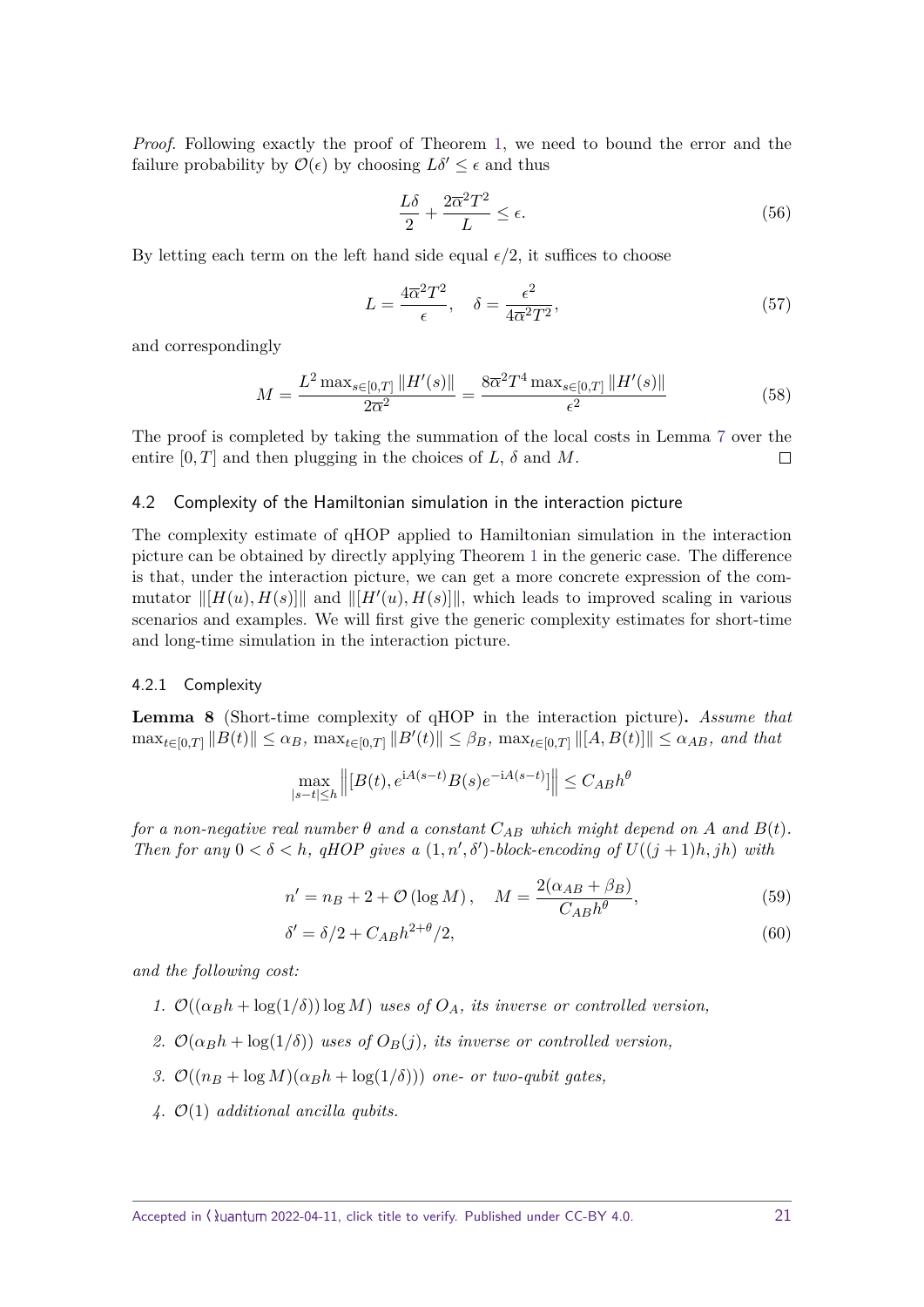*Proof.* Following exactly the proof of Theorem 1, we need to bound the error and the failure probability by $\mathcal{O}(\epsilon)$ by choosing $L\delta' \le \epsilon$ and thus

$$\frac{L\delta}{2} + \frac{2\overline{\alpha}^2 T^2}{L} \le \epsilon. \tag{56}$$

By letting each term on the left hand side equal $\epsilon/2$, it suffices to choose

$$L = \frac{4\overline{\alpha}^2 T^2}{\epsilon}, \quad \delta = \frac{\epsilon^2}{4\overline{\alpha}^2 T^2}, \tag{57}$$

and correspondingly

$$M = \frac{L^2 \max_{s\in[0,T]} \|H'(s)\|}{2\overline{\alpha}^2} = \frac{8\overline{\alpha}^2 T^4 \max_{s\in[0,T]} \|H'(s)\|}{\epsilon^2} \tag{58}$$

The proof is completed by taking the summation of the local costs in Lemma 7 over the entire $[0, T]$ and then plugging in the choices of $L$, $\delta$ and $M$. $\square$

### 4.2 Complexity of the Hamiltonian simulation in the interaction picture

The complexity estimate of qHOP applied to Hamiltonian simulation in the interaction picture can be obtained by directly applying Theorem 1 in the generic case. The difference is that, under the interaction picture, we can get a more concrete expression of the commutator $\|[H(u), H(s)]\|$ and $\|[H'(u), H(s)]\|$, which leads to improved scaling in various scenarios and examples. We will first give the generic complexity estimates for short-time and long-time simulation in the interaction picture.

#### 4.2.1 Complexity

**Lemma 8** (Short-time complexity of qHOP in the interaction picture)**.** *Assume that* $\max_{t\in[0,T]} \|B(t)\| \le \alpha_B$*,* $\max_{t\in[0,T]} \|B'(t)\| \le \beta_B$*,* $\max_{t\in[0,T]} \|[A, B(t)]\| \le \alpha_{AB}$*, and that*

$$\max_{|s-t|\le h} \left\| [B(t), e^{\mathrm{i}A(s-t)} B(s) e^{-\mathrm{i}A(s-t)}] \right\| \le C_{AB} h^{\theta}$$

*for a non-negative real number $\theta$ and a constant $C_{AB}$ which might depend on $A$ and $B(t)$. Then for any $0 < \delta < h$, qHOP gives a $(1, n', \delta')$-block-encoding of $U((j+1)h, jh)$ with*

$$n' = n_B + 2 + \mathcal{O}(\log M), \quad M = \frac{2(\alpha_{AB} + \beta_B)}{C_{AB} h^{\theta}}, \tag{59}$$

$$\delta' = \delta/2 + C_{AB} h^{2+\theta}/2, \tag{60}$$

*and the following cost:*

1. *$\mathcal{O}((\alpha_B h + \log(1/\delta)) \log M)$ uses of $O_A$, its inverse or controlled version,*
2. *$\mathcal{O}(\alpha_B h + \log(1/\delta))$ uses of $O_B(j)$, its inverse or controlled version,*
3. *$\mathcal{O}((n_B + \log M)(\alpha_B h + \log(1/\delta)))$ one- or two-qubit gates,*
4. *$\mathcal{O}(1)$ additional ancilla qubits.*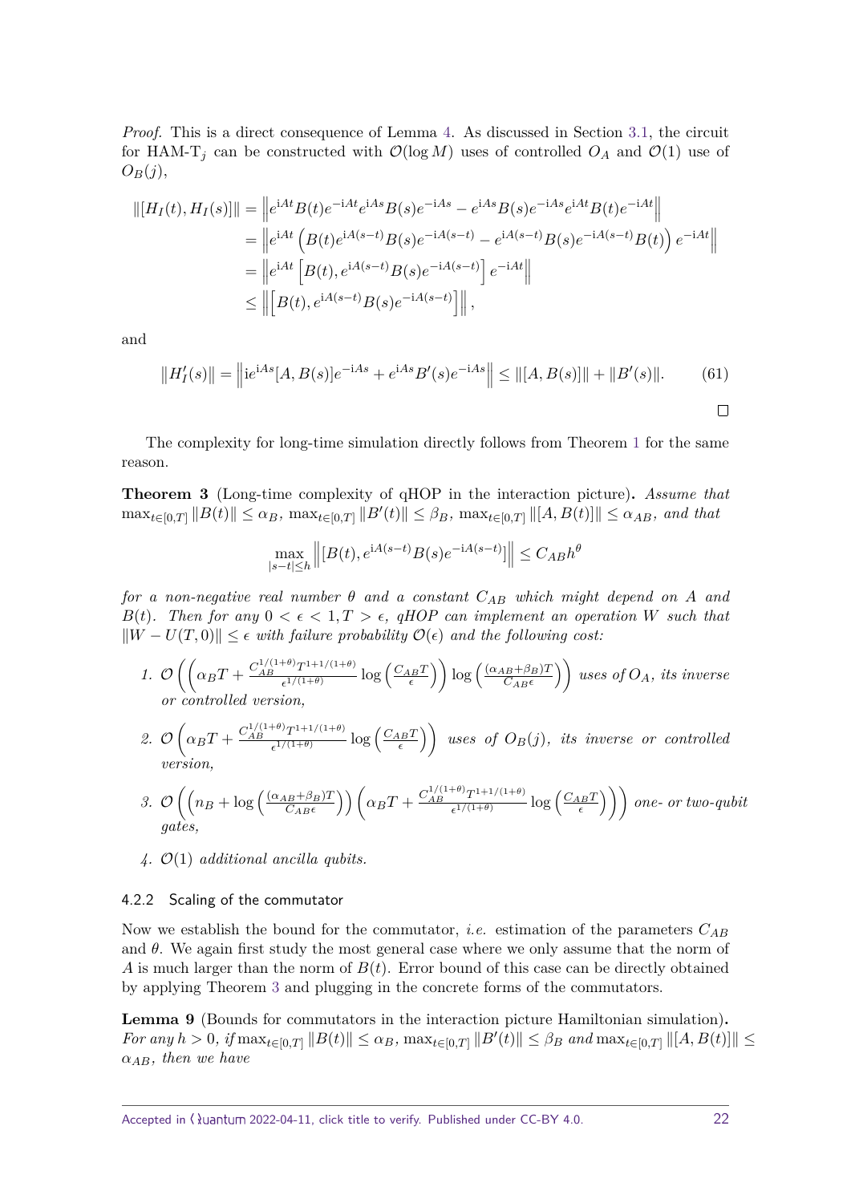*Proof.* This is a direct consequence of Lemma 4. As discussed in Section 3.1, the circuit for HAM-T$_j$ can be constructed with $\mathcal{O}(\log M)$ uses of controlled $O_A$ and $\mathcal{O}(1)$ use of $O_B(j)$,

$$
\begin{aligned}
\|[H_I(t), H_I(s)]\| &= \left\| e^{\mathrm{i}At} B(t) e^{-\mathrm{i}At} e^{\mathrm{i}As} B(s) e^{-\mathrm{i}As} - e^{\mathrm{i}As} B(s) e^{-\mathrm{i}As} e^{\mathrm{i}At} B(t) e^{-\mathrm{i}At} \right\| \\
&= \left\| e^{\mathrm{i}At} \left( B(t) e^{\mathrm{i}A(s-t)} B(s) e^{-\mathrm{i}A(s-t)} - e^{\mathrm{i}A(s-t)} B(s) e^{-\mathrm{i}A(s-t)} B(t) \right) e^{-\mathrm{i}At} \right\| \\
&= \left\| e^{\mathrm{i}At} \left[ B(t), e^{\mathrm{i}A(s-t)} B(s) e^{-\mathrm{i}A(s-t)} \right] e^{-\mathrm{i}At} \right\| \\
&\leq \left\| \left[ B(t), e^{\mathrm{i}A(s-t)} B(s) e^{-\mathrm{i}A(s-t)} \right] \right\|,
\end{aligned}
$$

and

$$
\|H_I'(s)\| = \left\| \mathrm{i} e^{\mathrm{i}As} [A, B(s)] e^{-\mathrm{i}As} + e^{\mathrm{i}As} B'(s) e^{-\mathrm{i}As} \right\| \leq \|[A, B(s)]\| + \|B'(s)\|. \tag{61}
$$

□

The complexity for long-time simulation directly follows from Theorem 1 for the same reason.

**Theorem 3** (Long-time complexity of qHOP in the interaction picture)**.** *Assume that* $\max_{t\in[0,T]} \|B(t)\| \leq \alpha_B$*,* $\max_{t\in[0,T]} \|B'(t)\| \leq \beta_B$*,* $\max_{t\in[0,T]} \|[A, B(t)]\| \leq \alpha_{AB}$*, and that*

$$
\max_{|s-t|\leq h} \left\| [B(t), e^{\mathrm{i}A(s-t)} B(s) e^{-\mathrm{i}A(s-t)}] \right\| \leq C_{AB} h^{\theta}
$$

*for a non-negative real number $\theta$ and a constant $C_{AB}$ which might depend on $A$ and $B(t)$. Then for any $0 < \epsilon < 1, T > \epsilon$, qHOP can implement an operation $W$ such that $\|W - U(T,0)\| \leq \epsilon$ with failure probability $\mathcal{O}(\epsilon)$ and the following cost:*

1. $\mathcal{O}\left( \left( \alpha_B T + \frac{C_{AB}^{1/(1+\theta)} T^{1+1/(1+\theta)}}{\epsilon^{1/(1+\theta)}} \log\left(\frac{C_{AB}T}{\epsilon}\right) \right) \log\left( \frac{(\alpha_{AB}+\beta_B)T}{C_{AB}\epsilon} \right) \right)$ *uses of $O_A$, its inverse or controlled version,*
2. $\mathcal{O}\left( \alpha_B T + \frac{C_{AB}^{1/(1+\theta)} T^{1+1/(1+\theta)}}{\epsilon^{1/(1+\theta)}} \log\left(\frac{C_{AB}T}{\epsilon}\right) \right)$ *uses of $O_B(j)$, its inverse or controlled version,*
3. $\mathcal{O}\left( \left( n_B + \log\left( \frac{(\alpha_{AB}+\beta_B)T}{C_{AB}\epsilon} \right) \right) \left( \alpha_B T + \frac{C_{AB}^{1/(1+\theta)} T^{1+1/(1+\theta)}}{\epsilon^{1/(1+\theta)}} \log\left(\frac{C_{AB}T}{\epsilon}\right) \right) \right)$ *one- or two-qubit gates,*
4. $\mathcal{O}(1)$ *additional ancilla qubits.*

#### 4.2.2 Scaling of the commutator

Now we establish the bound for the commutator, *i.e.* estimation of the parameters $C_{AB}$ and $\theta$. We again first study the most general case where we only assume that the norm of $A$ is much larger than the norm of $B(t)$. Error bound of this case can be directly obtained by applying Theorem 3 and plugging in the concrete forms of the commutators.

**Lemma 9** (Bounds for commutators in the interaction picture Hamiltonian simulation)**.** *For any $h > 0$, if* $\max_{t\in[0,T]} \|B(t)\| \leq \alpha_B$*,* $\max_{t\in[0,T]} \|B'(t)\| \leq \beta_B$ *and* $\max_{t\in[0,T]} \|[A, B(t)]\| \leq \alpha_{AB}$*, then we have*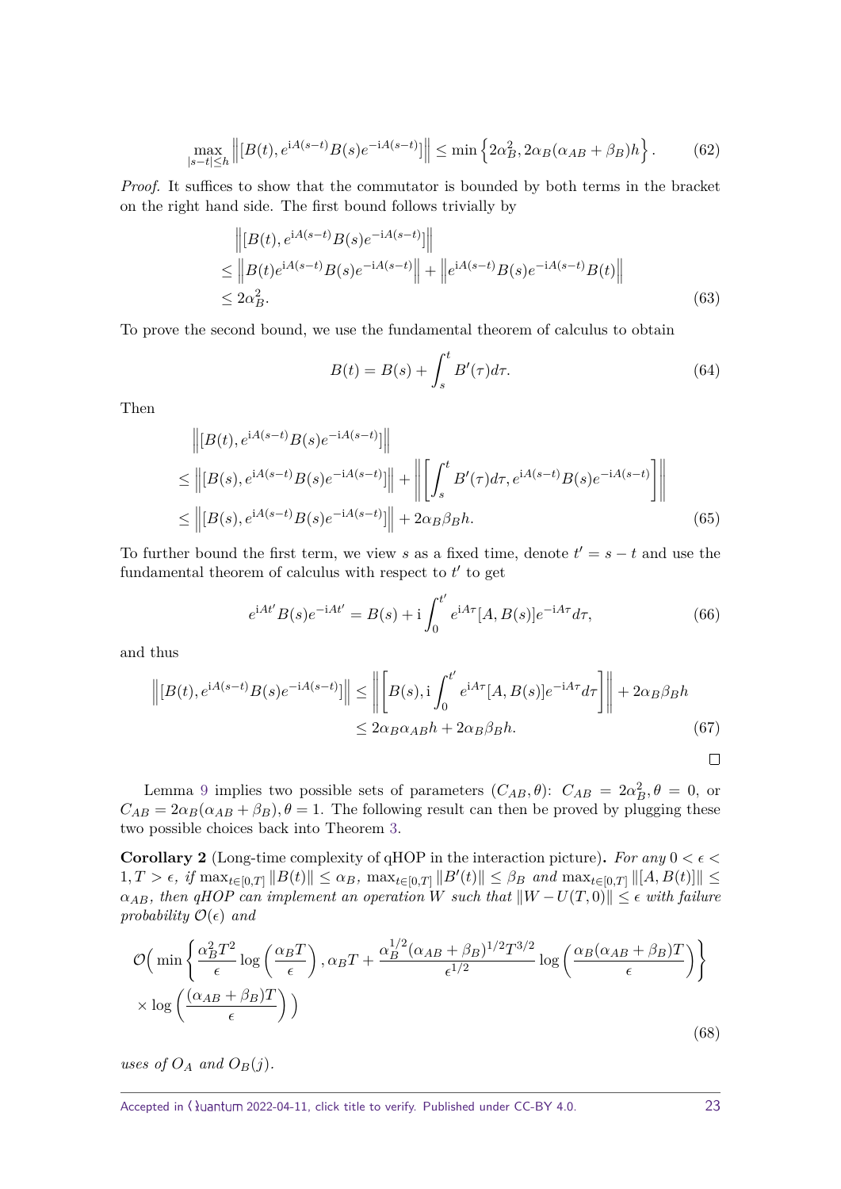$$\max_{|s-t|\le h}\left\|[B(t),e^{\mathrm{i}A(s-t)}B(s)e^{-\mathrm{i}A(s-t)}]\right\| \le \min\left\{2\alpha_B^2, 2\alpha_B(\alpha_{AB}+\beta_B)h\right\}. \tag{62}$$

*Proof.* It suffices to show that the commutator is bounded by both terms in the bracket on the right hand side. The first bound follows trivially by

$$\begin{aligned}
&\left\|[B(t),e^{\mathrm{i}A(s-t)}B(s)e^{-\mathrm{i}A(s-t)}]\right\| \\
&\le \left\|B(t)e^{\mathrm{i}A(s-t)}B(s)e^{-\mathrm{i}A(s-t)}\right\| + \left\|e^{\mathrm{i}A(s-t)}B(s)e^{-\mathrm{i}A(s-t)}B(t)\right\| \\
&\le 2\alpha_B^2.
\end{aligned} \tag{63}$$

To prove the second bound, we use the fundamental theorem of calculus to obtain

$$B(t) = B(s) + \int_s^t B'(\tau)d\tau. \tag{64}$$

Then

$$\begin{aligned}
&\left\|[B(t),e^{\mathrm{i}A(s-t)}B(s)e^{-\mathrm{i}A(s-t)}]\right\| \\
&\le \left\|[B(s),e^{\mathrm{i}A(s-t)}B(s)e^{-\mathrm{i}A(s-t)}]\right\| + \left\|\left[\int_s^t B'(\tau)d\tau, e^{\mathrm{i}A(s-t)}B(s)e^{-\mathrm{i}A(s-t)}\right]\right\| \\
&\le \left\|[B(s),e^{\mathrm{i}A(s-t)}B(s)e^{-\mathrm{i}A(s-t)}]\right\| + 2\alpha_B\beta_B h.
\end{aligned} \tag{65}$$

To further bound the first term, we view $s$ as a fixed time, denote $t' = s-t$ and use the fundamental theorem of calculus with respect to $t'$ to get

$$e^{\mathrm{i}At'}B(s)e^{-\mathrm{i}At'} = B(s) + \mathrm{i}\int_0^{t'} e^{\mathrm{i}A\tau}[A,B(s)]e^{-\mathrm{i}A\tau}d\tau, \tag{66}$$

and thus

$$\begin{aligned}
\left\|[B(t),e^{\mathrm{i}A(s-t)}B(s)e^{-\mathrm{i}A(s-t)}]\right\| &\le \left\|\left[B(s),\mathrm{i}\int_0^{t'} e^{\mathrm{i}A\tau}[A,B(s)]e^{-\mathrm{i}A\tau}d\tau\right]\right\| + 2\alpha_B\beta_B h \\
&\le 2\alpha_B\alpha_{AB}h + 2\alpha_B\beta_B h.
\end{aligned} \tag{67}$$

□

Lemma 9 implies two possible sets of parameters $(C_{AB},\theta)$: $C_{AB} = 2\alpha_B^2, \theta = 0$, or $C_{AB} = 2\alpha_B(\alpha_{AB}+\beta_B), \theta = 1$. The following result can then be proved by plugging these two possible choices back into Theorem 3.

**Corollary 2** (Long-time complexity of qHOP in the interaction picture)**.** *For any $0<\epsilon<1, T>\epsilon$, if $\max_{t\in[0,T]}\|B(t)\| \le \alpha_B$, $\max_{t\in[0,T]}\|B'(t)\| \le \beta_B$ and $\max_{t\in[0,T]}\|[A,B(t)]\| \le \alpha_{AB}$, then qHOP can implement an operation $W$ such that $\|W-U(T,0)\|\le\epsilon$ with failure probability $\mathcal{O}(\epsilon)$ and*

$$\begin{aligned}
&\mathcal{O}\Big(\min\left\{\frac{\alpha_B^2T^2}{\epsilon}\log\left(\frac{\alpha_BT}{\epsilon}\right), \alpha_BT + \frac{\alpha_B^{1/2}(\alpha_{AB}+\beta_B)^{1/2}T^{3/2}}{\epsilon^{1/2}}\log\left(\frac{\alpha_B(\alpha_{AB}+\beta_B)T}{\epsilon}\right)\right\} \\
&\times\log\left(\frac{(\alpha_{AB}+\beta_B)T}{\epsilon}\right)\Big)
\end{aligned} \tag{68}$$

*uses of $O_A$ and $O_B(j)$.*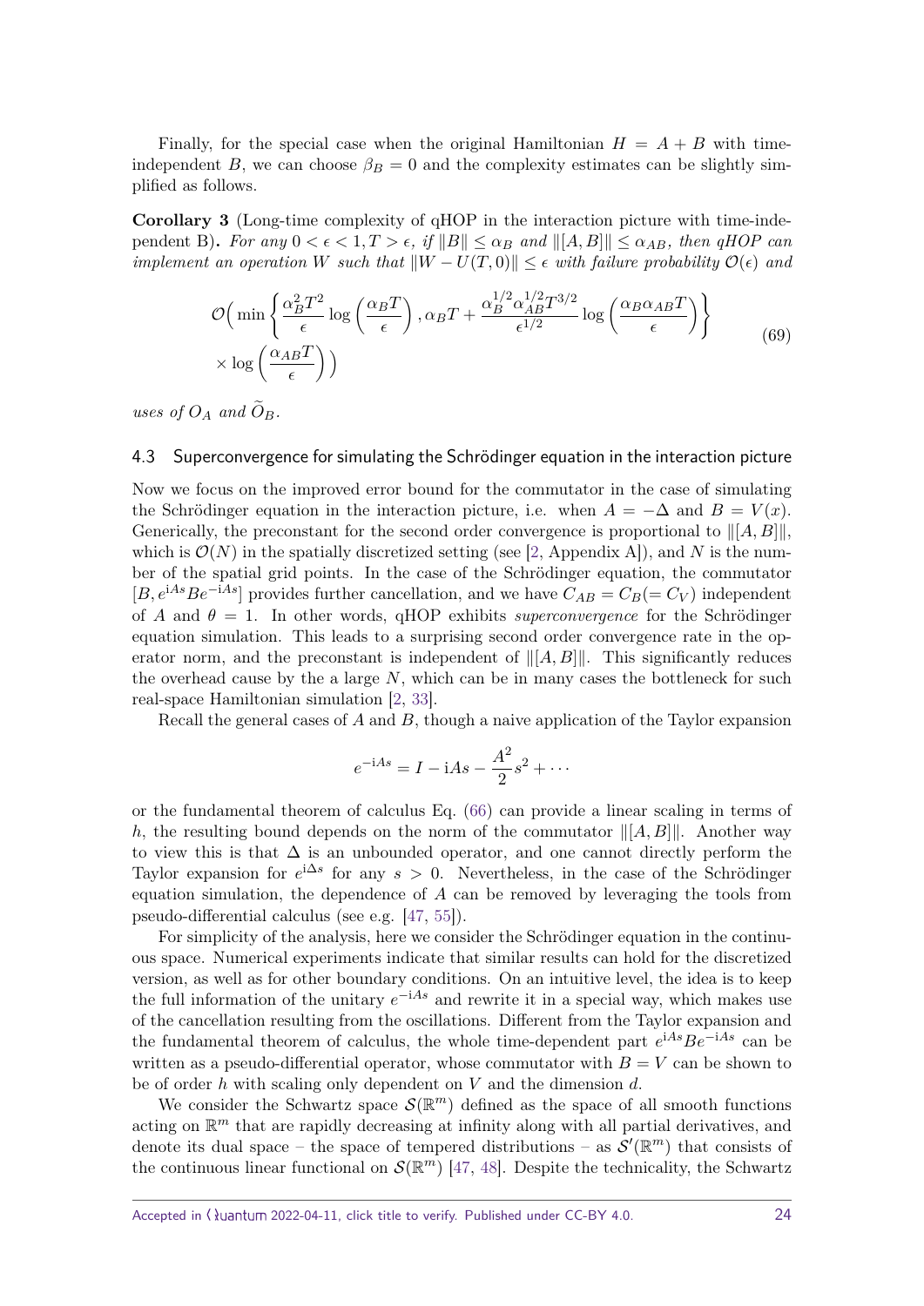Finally, for the special case when the original Hamiltonian $H = A + B$ with time-independent $B$, we can choose $\beta_B = 0$ and the complexity estimates can be slightly simplified as follows.

**Corollary 3** (Long-time complexity of qHOP in the interaction picture with time-independent B)**.** *For any $0 < \epsilon < 1, T > \epsilon$, if $\|B\| \le \alpha_B$ and $\|[A,B]\| \le \alpha_{AB}$, then qHOP can implement an operation $W$ such that $\|W - U(T,0)\| \le \epsilon$ with failure probability $\mathcal{O}(\epsilon)$ and*

$$\mathcal{O}\Big( \min \left\{ \frac{\alpha_B^2 T^2}{\epsilon} \log\left(\frac{\alpha_B T}{\epsilon}\right), \alpha_B T + \frac{\alpha_B^{1/2}\alpha_{AB}^{1/2} T^{3/2}}{\epsilon^{1/2}} \log\left(\frac{\alpha_B \alpha_{AB} T}{\epsilon}\right) \right\} \times \log\left(\frac{\alpha_{AB} T}{\epsilon}\right) \Big) \tag{69}$$

*uses of $O_A$ and $\widetilde{O}_B$.*

### 4.3 Superconvergence for simulating the Schrödinger equation in the interaction picture

Now we focus on the improved error bound for the commutator in the case of simulating the Schrödinger equation in the interaction picture, i.e. when $A = -\Delta$ and $B = V(x)$. Generically, the preconstant for the second order convergence is proportional to $\|[A,B]\|$, which is $\mathcal{O}(N)$ in the spatially discretized setting (see [2, Appendix A]), and $N$ is the number of the spatial grid points. In the case of the Schrödinger equation, the commutator $[B, e^{iAs}Be^{-iAs}]$ provides further cancellation, and we have $C_{AB} = C_B (= C_V)$ independent of $A$ and $\theta = 1$. In other words, qHOP exhibits *superconvergence* for the Schrödinger equation simulation. This leads to a surprising second order convergence rate in the operator norm, and the preconstant is independent of $\|[A,B]\|$. This significantly reduces the overhead cause by the a large $N$, which can be in many cases the bottleneck for such real-space Hamiltonian simulation [2, 33].

Recall the general cases of $A$ and $B$, though a naive application of the Taylor expansion

$$e^{-iAs} = I - iAs - \frac{A^2}{2}s^2 + \cdots$$

or the fundamental theorem of calculus Eq. (66) can provide a linear scaling in terms of $h$, the resulting bound depends on the norm of the commutator $\|[A,B]\|$. Another way to view this is that $\Delta$ is an unbounded operator, and one cannot directly perform the Taylor expansion for $e^{i\Delta s}$ for any $s > 0$. Nevertheless, in the case of the Schrödinger equation simulation, the dependence of $A$ can be removed by leveraging the tools from pseudo-differential calculus (see e.g. [47, 55]).

For simplicity of the analysis, here we consider the Schrödinger equation in the continuous space. Numerical experiments indicate that similar results can hold for the discretized version, as well as for other boundary conditions. On an intuitive level, the idea is to keep the full information of the unitary $e^{-iAs}$ and rewrite it in a special way, which makes use of the cancellation resulting from the oscillations. Different from the Taylor expansion and the fundamental theorem of calculus, the whole time-dependent part $e^{iAs}Be^{-iAs}$ can be written as a pseudo-differential operator, whose commutator with $B = V$ can be shown to be of order $h$ with scaling only dependent on $V$ and the dimension $d$.

We consider the Schwartz space $\mathcal{S}(\mathbb{R}^m)$ defined as the space of all smooth functions acting on $\mathbb{R}^m$ that are rapidly decreasing at infinity along with all partial derivatives, and denote its dual space – the space of tempered distributions – as $\mathcal{S}'(\mathbb{R}^m)$ that consists of the continuous linear functional on $\mathcal{S}(\mathbb{R}^m)$ [47, 48]. Despite the technicality, the Schwartz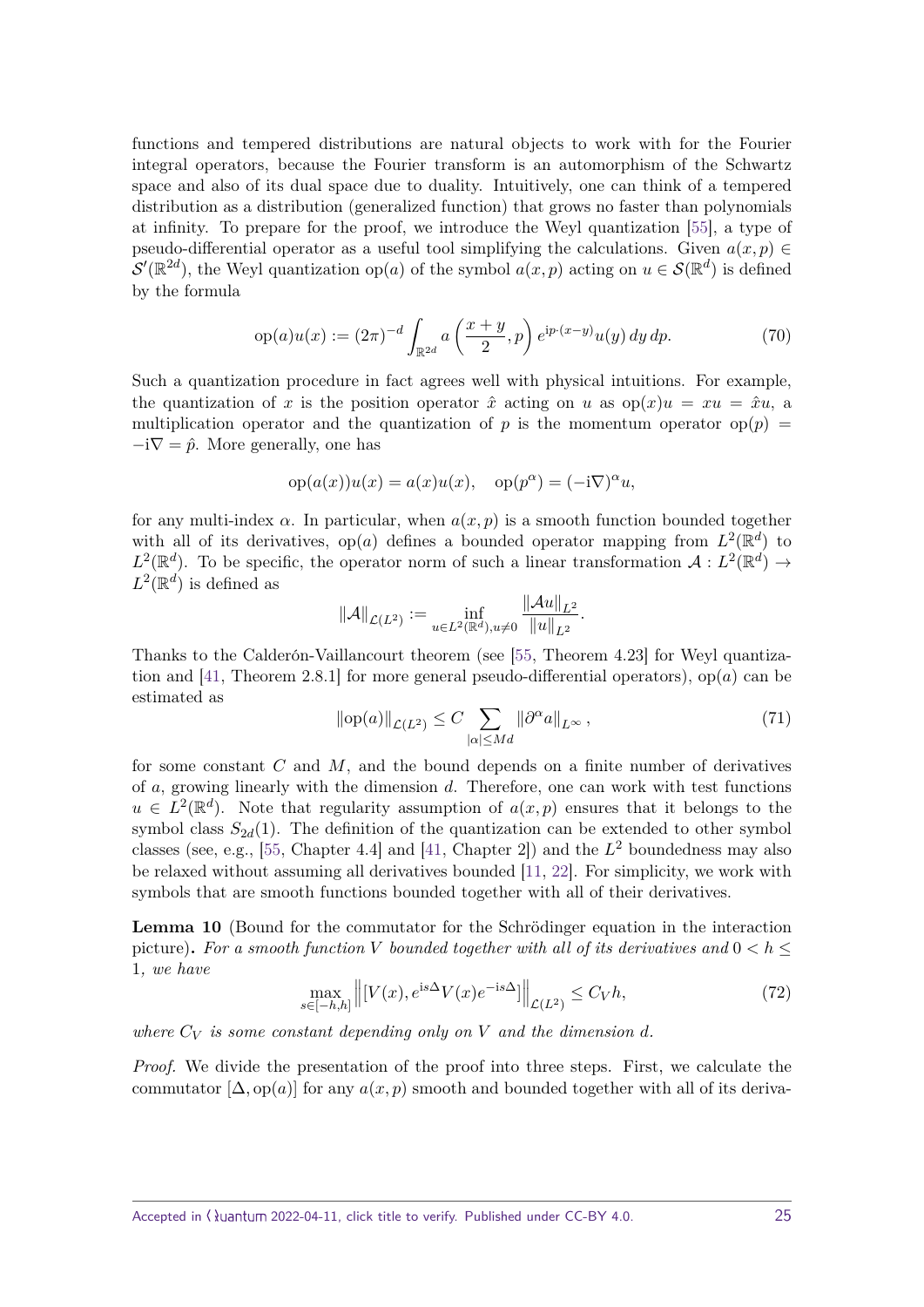functions and tempered distributions are natural objects to work with for the Fourier integral operators, because the Fourier transform is an automorphism of the Schwartz space and also of its dual space due to duality. Intuitively, one can think of a tempered distribution as a distribution (generalized function) that grows no faster than polynomials at infinity. To prepare for the proof, we introduce the Weyl quantization [55], a type of pseudo-differential operator as a useful tool simplifying the calculations. Given $a(x,p) \in \mathcal{S}'(\mathbb{R}^{2d})$, the Weyl quantization $\mathrm{op}(a)$ of the symbol $a(x,p)$ acting on $u \in \mathcal{S}(\mathbb{R}^d)$ is defined by the formula

$$\mathrm{op}(a)u(x) := (2\pi)^{-d} \int_{\mathbb{R}^{2d}} a\left(\frac{x+y}{2}, p\right) e^{\mathrm{i}p\cdot(x-y)} u(y)\, dy\, dp. \tag{70}$$

Such a quantization procedure in fact agrees well with physical intuitions. For example, the quantization of $x$ is the position operator $\hat{x}$ acting on $u$ as $\mathrm{op}(x)u = xu = \hat{x}u$, a multiplication operator and the quantization of $p$ is the momentum operator $\mathrm{op}(p) = -\mathrm{i}\nabla = \hat{p}$. More generally, one has

$$\mathrm{op}(a(x))u(x) = a(x)u(x), \quad \mathrm{op}(p^\alpha) = (-\mathrm{i}\nabla)^\alpha u,$$

for any multi-index $\alpha$. In particular, when $a(x,p)$ is a smooth function bounded together with all of its derivatives, $\mathrm{op}(a)$ defines a bounded operator mapping from $L^2(\mathbb{R}^d)$ to $L^2(\mathbb{R}^d)$. To be specific, the operator norm of such a linear transformation $\mathcal{A} : L^2(\mathbb{R}^d) \to L^2(\mathbb{R}^d)$ is defined as

$$\|\mathcal{A}\|_{\mathcal{L}(L^2)} := \inf_{u \in L^2(\mathbb{R}^d), u\neq 0} \frac{\|\mathcal{A}u\|_{L^2}}{\|u\|_{L^2}}.$$

Thanks to the Calderón-Vaillancourt theorem (see [55, Theorem 4.23] for Weyl quantization and [41, Theorem 2.8.1] for more general pseudo-differential operators), $\mathrm{op}(a)$ can be estimated as

$$\|\mathrm{op}(a)\|_{\mathcal{L}(L^2)} \leq C \sum_{|\alpha|\leq Md} \|\partial^\alpha a\|_{L^\infty}, \tag{71}$$

for some constant $C$ and $M$, and the bound depends on a finite number of derivatives of $a$, growing linearly with the dimension $d$. Therefore, one can work with test functions $u \in L^2(\mathbb{R}^d)$. Note that regularity assumption of $a(x,p)$ ensures that it belongs to the symbol class $S_{2d}(1)$. The definition of the quantization can be extended to other symbol classes (see, e.g., [55, Chapter 4.4] and [41, Chapter 2]) and the $L^2$ boundedness may also be relaxed without assuming all derivatives bounded [11, 22]. For simplicity, we work with symbols that are smooth functions bounded together with all of their derivatives.

**Lemma 10** (Bound for the commutator for the Schrödinger equation in the interaction picture)**.** *For a smooth function $V$ bounded together with all of its derivatives and $0 < h \leq 1$, we have*

$$\max_{s\in[-h,h]} \left\| [V(x), e^{\mathrm{i}s\Delta} V(x) e^{-\mathrm{i}s\Delta}] \right\|_{\mathcal{L}(L^2)} \leq C_V h, \tag{72}$$

*where $C_V$ is some constant depending only on $V$ and the dimension $d$.*

*Proof.* We divide the presentation of the proof into three steps. First, we calculate the commutator $[\Delta, \mathrm{op}(a)]$ for any $a(x,p)$ smooth and bounded together with all of its deriva-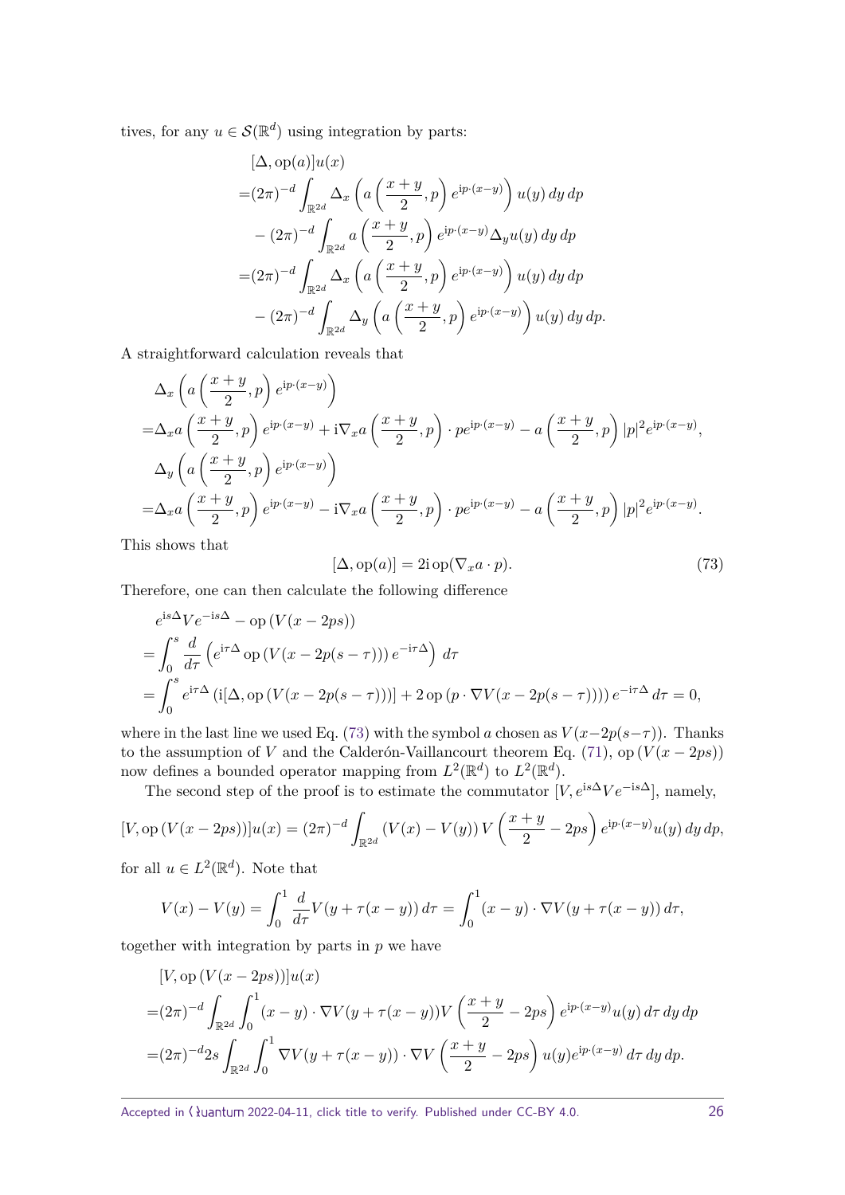tives, for any $u \in \mathcal{S}(\mathbb{R}^d)$ using integration by parts:

$$
\begin{aligned}
&[\Delta, \mathrm{op}(a)]u(x) \\
=&(2\pi)^{-d} \int_{\mathbb{R}^{2d}} \Delta_x \left( a\left(\frac{x+y}{2}, p\right) e^{\mathrm{i}p\cdot(x-y)} \right) u(y)\, dy\, dp \\
&- (2\pi)^{-d} \int_{\mathbb{R}^{2d}} a\left(\frac{x+y}{2}, p\right) e^{\mathrm{i}p\cdot(x-y)} \Delta_y u(y)\, dy\, dp \\
=&(2\pi)^{-d} \int_{\mathbb{R}^{2d}} \Delta_x \left( a\left(\frac{x+y}{2}, p\right) e^{\mathrm{i}p\cdot(x-y)} \right) u(y)\, dy\, dp \\
&- (2\pi)^{-d} \int_{\mathbb{R}^{2d}} \Delta_y \left( a\left(\frac{x+y}{2}, p\right) e^{\mathrm{i}p\cdot(x-y)} \right) u(y)\, dy\, dp.
\end{aligned}
$$

A straightforward calculation reveals that

$$
\begin{aligned}
&\Delta_x \left( a\left(\frac{x+y}{2}, p\right) e^{\mathrm{i}p\cdot(x-y)} \right) \\
=&\Delta_x a\left(\frac{x+y}{2}, p\right) e^{\mathrm{i}p\cdot(x-y)} + \mathrm{i}\nabla_x a\left(\frac{x+y}{2}, p\right) \cdot p e^{\mathrm{i}p\cdot(x-y)} - a\left(\frac{x+y}{2}, p\right) |p|^2 e^{\mathrm{i}p\cdot(x-y)}, \\
&\Delta_y \left( a\left(\frac{x+y}{2}, p\right) e^{\mathrm{i}p\cdot(x-y)} \right) \\
=&\Delta_x a\left(\frac{x+y}{2}, p\right) e^{\mathrm{i}p\cdot(x-y)} - \mathrm{i}\nabla_x a\left(\frac{x+y}{2}, p\right) \cdot p e^{\mathrm{i}p\cdot(x-y)} - a\left(\frac{x+y}{2}, p\right) |p|^2 e^{\mathrm{i}p\cdot(x-y)}.
\end{aligned}
$$

This shows that

$$
[\Delta, \mathrm{op}(a)] = 2\mathrm{i}\, \mathrm{op}(\nabla_x a \cdot p). \tag{73}
$$

Therefore, one can then calculate the following difference

$$
\begin{aligned}
&e^{\mathrm{i}s\Delta} V e^{-\mathrm{i}s\Delta} - \mathrm{op}\left(V(x-2ps)\right) \\
=&\int_0^s \frac{d}{d\tau} \left( e^{\mathrm{i}\tau\Delta} \mathrm{op}\left(V(x-2p(s-\tau))\right) e^{-\mathrm{i}\tau\Delta} \right) d\tau \\
=&\int_0^s e^{\mathrm{i}\tau\Delta} \left( \mathrm{i}[\Delta, \mathrm{op}\left(V(x-2p(s-\tau))\right)] + 2\, \mathrm{op}\left(p \cdot \nabla V(x-2p(s-\tau))\right) \right) e^{-\mathrm{i}\tau\Delta}\, d\tau = 0,
\end{aligned}
$$

where in the last line we used Eq. (73) with the symbol $a$ chosen as $V(x-2p(s-\tau))$. Thanks to the assumption of $V$ and the Calderón-Vaillancourt theorem Eq. (71), $\mathrm{op}\left(V(x-2ps)\right)$ now defines a bounded operator mapping from $L^2(\mathbb{R}^d)$ to $L^2(\mathbb{R}^d)$.

The second step of the proof is to estimate the commutator $[V, e^{\mathrm{i}s\Delta} V e^{-\mathrm{i}s\Delta}]$, namely,

$$
[V, \mathrm{op}\left(V(x-2ps)\right)]u(x) = (2\pi)^{-d} \int_{\mathbb{R}^{2d}} (V(x) - V(y))\, V\left(\frac{x+y}{2} - 2ps\right) e^{\mathrm{i}p\cdot(x-y)} u(y)\, dy\, dp,
$$

for all $u \in L^2(\mathbb{R}^d)$. Note that

$$
V(x) - V(y) = \int_0^1 \frac{d}{d\tau} V(y + \tau(x-y))\, d\tau = \int_0^1 (x-y) \cdot \nabla V(y + \tau(x-y))\, d\tau,
$$

together with integration by parts in $p$ we have

$$
\begin{aligned}
&[V, \mathrm{op}\left(V(x-2ps)\right)]u(x) \\
=&(2\pi)^{-d} \int_{\mathbb{R}^{2d}} \int_0^1 (x-y) \cdot \nabla V(y+\tau(x-y)) V\left(\frac{x+y}{2} - 2ps\right) e^{\mathrm{i}p\cdot(x-y)} u(y)\, d\tau\, dy\, dp \\
=&(2\pi)^{-d} 2s \int_{\mathbb{R}^{2d}} \int_0^1 \nabla V(y+\tau(x-y)) \cdot \nabla V\left(\frac{x+y}{2} - 2ps\right) u(y) e^{\mathrm{i}p\cdot(x-y)}\, d\tau\, dy\, dp.
\end{aligned}
$$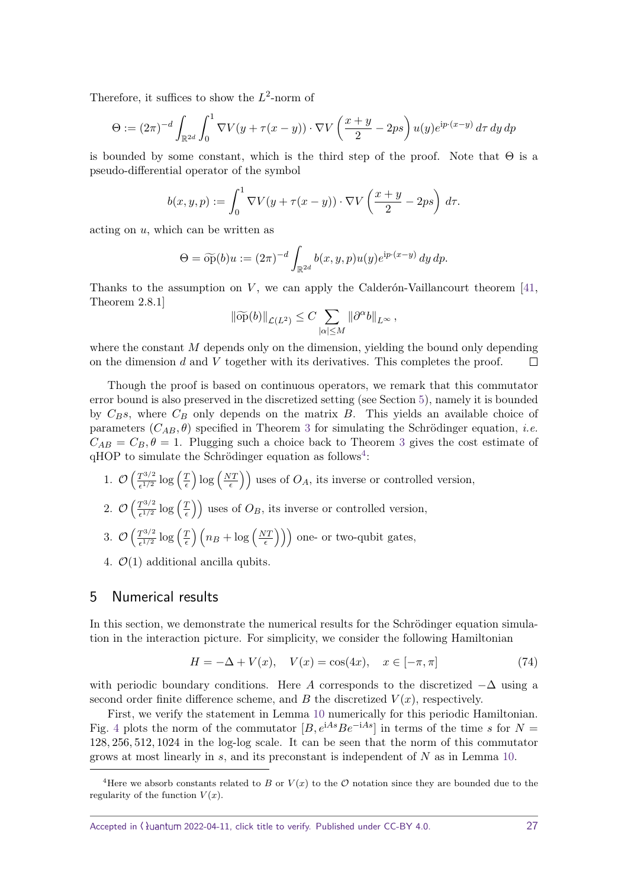Therefore, it suffices to show the $L^2$-norm of

$$\Theta := (2\pi)^{-d} \int_{\mathbb{R}^{2d}} \int_0^1 \nabla V(y + \tau(x-y)) \cdot \nabla V\left(\frac{x+y}{2} - 2ps\right) u(y) e^{\mathrm{i}p\cdot(x-y)} \, d\tau \, dy \, dp$$

is bounded by some constant, which is the third step of the proof. Note that $\Theta$ is a pseudo-differential operator of the symbol

$$b(x,y,p) := \int_0^1 \nabla V(y + \tau(x-y)) \cdot \nabla V\left(\frac{x+y}{2} - 2ps\right) \, d\tau.$$

acting on $u$, which can be written as

$$\Theta = \widetilde{\mathrm{op}}(b) u := (2\pi)^{-d} \int_{\mathbb{R}^{2d}} b(x,y,p) u(y) e^{\mathrm{i}p\cdot(x-y)} \, dy \, dp.$$

Thanks to the assumption on $V$, we can apply the Calderón-Vaillancourt theorem [41, Theorem 2.8.1]

$$\|\widetilde{\mathrm{op}}(b)\|_{\mathcal{L}(L^2)} \leq C \sum_{|\alpha| \leq M} \|\partial^\alpha b\|_{L^\infty},$$

where the constant $M$ depends only on the dimension, yielding the bound only depending on the dimension $d$ and $V$ together with its derivatives. This completes the proof. □

Though the proof is based on continuous operators, we remark that this commutator error bound is also preserved in the discretized setting (see Section 5), namely it is bounded by $C_B s$, where $C_B$ only depends on the matrix $B$. This yields an available choice of parameters $(C_{AB}, \theta)$ specified in Theorem 3 for simulating the Schrödinger equation, *i.e.* $C_{AB} = C_B, \theta = 1$. Plugging such a choice back to Theorem 3 gives the cost estimate of qHOP to simulate the Schrödinger equation as follows[4]:

1. $\mathcal{O}\left(\frac{T^{3/2}}{\epsilon^{1/2}} \log\left(\frac{T}{\epsilon}\right) \log\left(\frac{NT}{\epsilon}\right)\right)$ uses of $O_A$, its inverse or controlled version,
2. $\mathcal{O}\left(\frac{T^{3/2}}{\epsilon^{1/2}} \log\left(\frac{T}{\epsilon}\right)\right)$ uses of $O_B$, its inverse or controlled version,
3. $\mathcal{O}\left(\frac{T^{3/2}}{\epsilon^{1/2}} \log\left(\frac{T}{\epsilon}\right)\left(n_B + \log\left(\frac{NT}{\epsilon}\right)\right)\right)$ one- or two-qubit gates,
4. $\mathcal{O}(1)$ additional ancilla qubits.

## 5 Numerical results

In this section, we demonstrate the numerical results for the Schrödinger equation simulation in the interaction picture. For simplicity, we consider the following Hamiltonian

$$H = -\Delta + V(x), \quad V(x) = \cos(4x), \quad x \in [-\pi, \pi] \tag{74}$$

with periodic boundary conditions. Here $A$ corresponds to the discretized $-\Delta$ using a second order finite difference scheme, and $B$ the discretized $V(x)$, respectively.

First, we verify the statement in Lemma 10 numerically for this periodic Hamiltonian. Fig. 4 plots the norm of the commutator $[B, e^{\mathrm{i}As} B e^{-\mathrm{i}As}]$ in terms of the time $s$ for $N = 128, 256, 512, 1024$ in the log-log scale. It can be seen that the norm of this commutator grows at most linearly in $s$, and its preconstant is independent of $N$ as in Lemma 10.

[4] Here we absorb constants related to $B$ or $V(x)$ to the $\mathcal{O}$ notation since they are bounded due to the regularity of the function $V(x)$.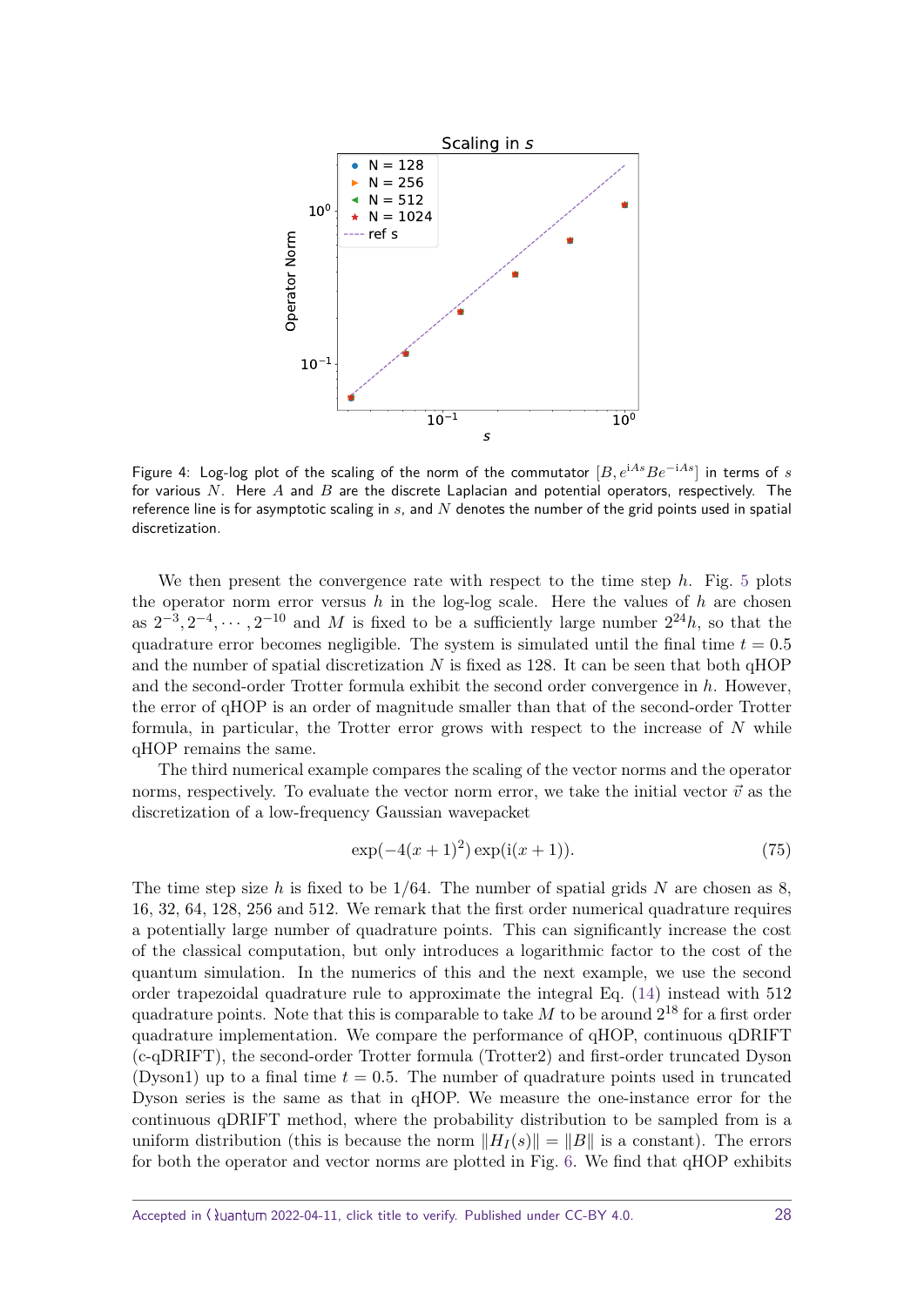Figure 4: Log-log plot of the scaling of the norm of the commutator $[B, e^{iAs}Be^{-iAs}]$ in terms of $s$ for various $N$. Here $A$ and $B$ are the discrete Laplacian and potential operators, respectively. The reference line is for asymptotic scaling in $s$, and $N$ denotes the number of the grid points used in spatial discretization.

We then present the convergence rate with respect to the time step $h$. Fig. 5 plots the operator norm error versus $h$ in the log-log scale. Here the values of $h$ are chosen as $2^{-3}, 2^{-4}, \cdots, 2^{-10}$ and $M$ is fixed to be a sufficiently large number $2^{24}h$, so that the quadrature error becomes negligible. The system is simulated until the final time $t = 0.5$ and the number of spatial discretization $N$ is fixed as 128. It can be seen that both qHOP and the second-order Trotter formula exhibit the second order convergence in $h$. However, the error of qHOP is an order of magnitude smaller than that of the second-order Trotter formula, in particular, the Trotter error grows with respect to the increase of $N$ while qHOP remains the same.

The third numerical example compares the scaling of the vector norms and the operator norms, respectively. To evaluate the vector norm error, we take the initial vector $\vec{v}$ as the discretization of a low-frequency Gaussian wavepacket

$$\exp(-4(x+1)^2)\exp(i(x+1)). \tag{75}$$

The time step size $h$ is fixed to be $1/64$. The number of spatial grids $N$ are chosen as 8, 16, 32, 64, 128, 256 and 512. We remark that the first order numerical quadrature requires a potentially large number of quadrature points. This can significantly increase the cost of the classical computation, but only introduces a logarithmic factor to the cost of the quantum simulation. In the numerics of this and the next example, we use the second order trapezoidal quadrature rule to approximate the integral Eq. (14) instead with 512 quadrature points. Note that this is comparable to take $M$ to be around $2^{18}$ for a first order quadrature implementation. We compare the performance of qHOP, continuous qDRIFT (c-qDRIFT), the second-order Trotter formula (Trotter2) and first-order truncated Dyson (Dyson1) up to a final time $t = 0.5$. The number of quadrature points used in truncated Dyson series is the same as that in qHOP. We measure the one-instance error for the continuous qDRIFT method, where the probability distribution to be sampled from is a uniform distribution (this is because the norm $\|H_I(s)\| = \|B\|$ is a constant). The errors for both the operator and vector norms are plotted in Fig. 6. We find that qHOP exhibits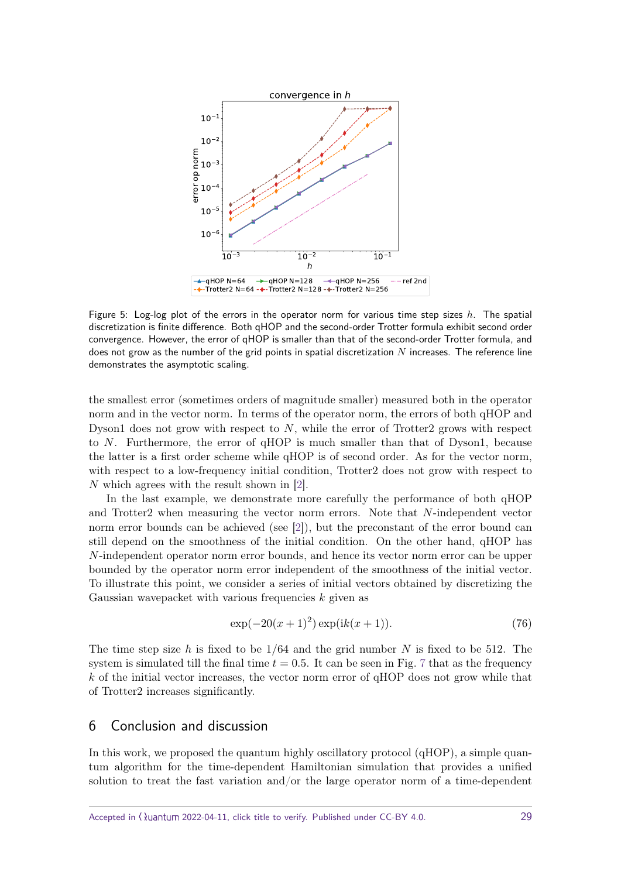Figure 5: Log-log plot of the errors in the operator norm for various time step sizes $h$. The spatial discretization is finite difference. Both qHOP and the second-order Trotter formula exhibit second order convergence. However, the error of qHOP is smaller than that of the second-order Trotter formula, and does not grow as the number of the grid points in spatial discretization $N$ increases. The reference line demonstrates the asymptotic scaling.

the smallest error (sometimes orders of magnitude smaller) measured both in the operator norm and in the vector norm. In terms of the operator norm, the errors of both qHOP and Dyson1 does not grow with respect to $N$, while the error of Trotter2 grows with respect to $N$. Furthermore, the error of qHOP is much smaller than that of Dyson1, because the latter is a first order scheme while qHOP is of second order. As for the vector norm, with respect to a low-frequency initial condition, Trotter2 does not grow with respect to $N$ which agrees with the result shown in [2].

In the last example, we demonstrate more carefully the performance of both qHOP and Trotter2 when measuring the vector norm errors. Note that $N$-independent vector norm error bounds can be achieved (see [2]), but the preconstant of the error bound can still depend on the smoothness of the initial condition. On the other hand, qHOP has $N$-independent operator norm error bounds, and hence its vector norm error can be upper bounded by the operator norm error independent of the smoothness of the initial vector. To illustrate this point, we consider a series of initial vectors obtained by discretizing the Gaussian wavepacket with various frequencies $k$ given as

$$\exp(-20(x+1)^2)\exp(ik(x+1)). \tag{76}$$

The time step size $h$ is fixed to be $1/64$ and the grid number $N$ is fixed to be 512. The system is simulated till the final time $t = 0.5$. It can be seen in Fig. 7 that as the frequency $k$ of the initial vector increases, the vector norm error of qHOP does not grow while that of Trotter2 increases significantly.

## 6 Conclusion and discussion

In this work, we proposed the quantum highly oscillatory protocol (qHOP), a simple quantum algorithm for the time-dependent Hamiltonian simulation that provides a unified solution to treat the fast variation and/or the large operator norm of a time-dependent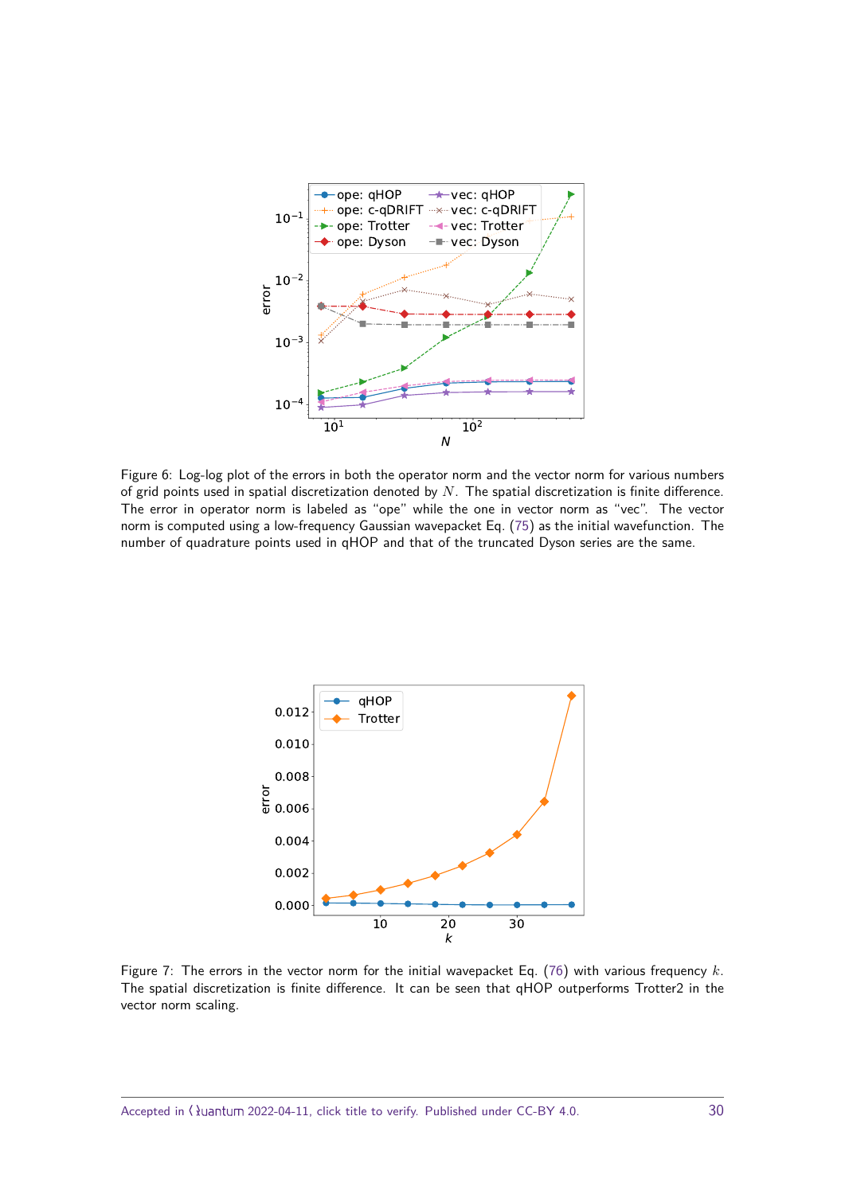Figure 6: Log-log plot of the errors in both the operator norm and the vector norm for various numbers of grid points used in spatial discretization denoted by $N$. The spatial discretization is finite difference. The error in operator norm is labeled as "ope" while the one in vector norm as "vec". The vector norm is computed using a low-frequency Gaussian wavepacket Eq. (75) as the initial wavefunction. The number of quadrature points used in qHOP and that of the truncated Dyson series are the same.

Figure 7: The errors in the vector norm for the initial wavepacket Eq. (76) with various frequency $k$. The spatial discretization is finite difference. It can be seen that qHOP outperforms Trotter2 in the vector norm scaling.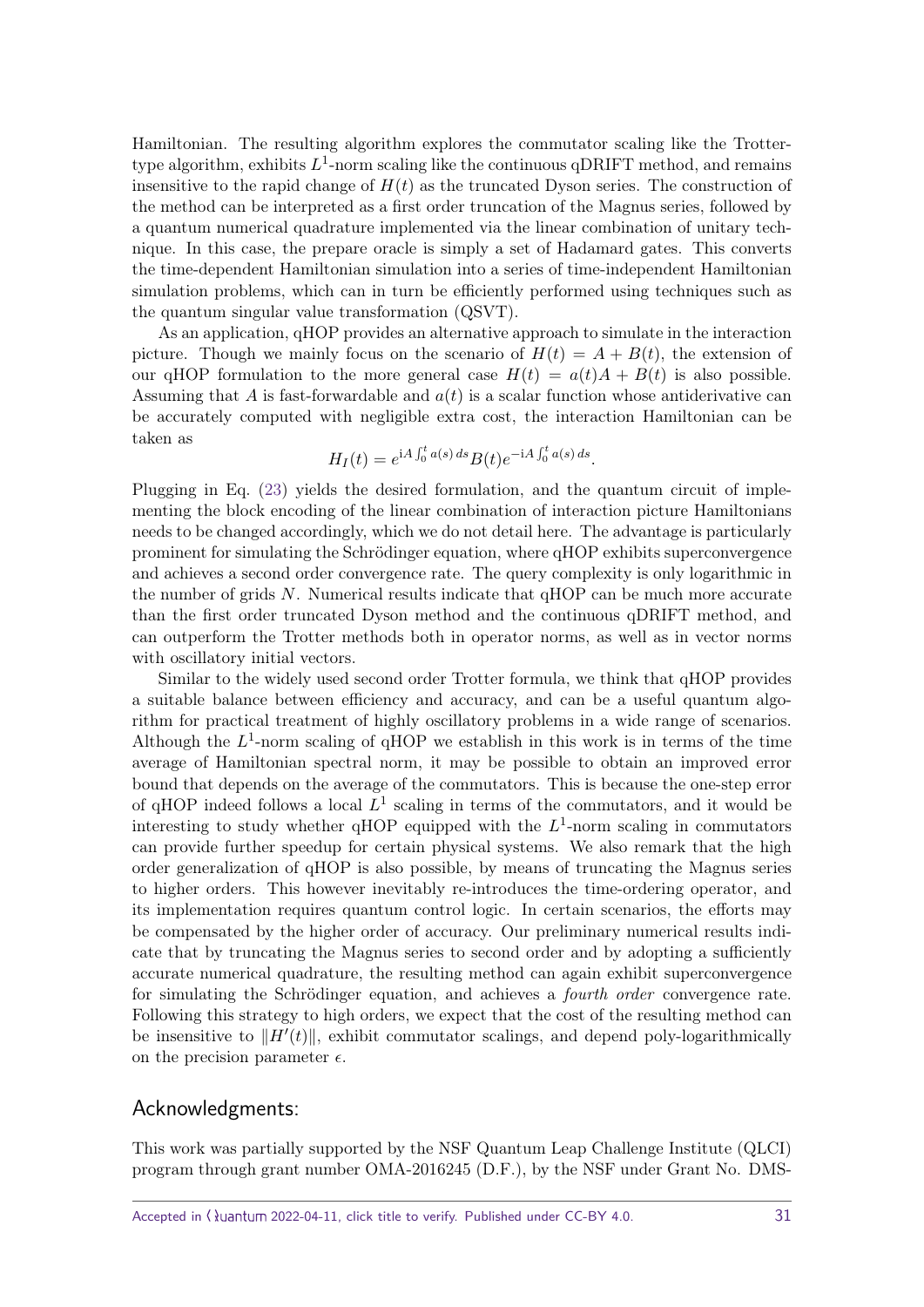Hamiltonian. The resulting algorithm explores the commutator scaling like the Trotter-type algorithm, exhibits $L^1$-norm scaling like the continuous qDRIFT method, and remains insensitive to the rapid change of $H(t)$ as the truncated Dyson series. The construction of the method can be interpreted as a first order truncation of the Magnus series, followed by a quantum numerical quadrature implemented via the linear combination of unitary technique. In this case, the prepare oracle is simply a set of Hadamard gates. This converts the time-dependent Hamiltonian simulation into a series of time-independent Hamiltonian simulation problems, which can in turn be efficiently performed using techniques such as the quantum singular value transformation (QSVT).

As an application, qHOP provides an alternative approach to simulate in the interaction picture. Though we mainly focus on the scenario of $H(t) = A + B(t)$, the extension of our qHOP formulation to the more general case $H(t) = a(t)A + B(t)$ is also possible. Assuming that $A$ is fast-forwardable and $a(t)$ is a scalar function whose antiderivative can be accurately computed with negligible extra cost, the interaction Hamiltonian can be taken as

$$H_I(t) = e^{\mathrm{i}A\int_0^t a(s)\,ds} B(t) e^{-\mathrm{i}A\int_0^t a(s)\,ds}.$$

Plugging in Eq. (23) yields the desired formulation, and the quantum circuit of implementing the block encoding of the linear combination of interaction picture Hamiltonians needs to be changed accordingly, which we do not detail here. The advantage is particularly prominent for simulating the Schrödinger equation, where qHOP exhibits superconvergence and achieves a second order convergence rate. The query complexity is only logarithmic in the number of grids $N$. Numerical results indicate that qHOP can be much more accurate than the first order truncated Dyson method and the continuous qDRIFT method, and can outperform the Trotter methods both in operator norms, as well as in vector norms with oscillatory initial vectors.

Similar to the widely used second order Trotter formula, we think that qHOP provides a suitable balance between efficiency and accuracy, and can be a useful quantum algorithm for practical treatment of highly oscillatory problems in a wide range of scenarios. Although the $L^1$-norm scaling of qHOP we establish in this work is in terms of the time average of Hamiltonian spectral norm, it may be possible to obtain an improved error bound that depends on the average of the commutators. This is because the one-step error of qHOP indeed follows a local $L^1$ scaling in terms of the commutators, and it would be interesting to study whether qHOP equipped with the $L^1$-norm scaling in commutators can provide further speedup for certain physical systems. We also remark that the high order generalization of qHOP is also possible, by means of truncating the Magnus series to higher orders. This however inevitably re-introduces the time-ordering operator, and its implementation requires quantum control logic. In certain scenarios, the efforts may be compensated by the higher order of accuracy. Our preliminary numerical results indicate that by truncating the Magnus series to second order and by adopting a sufficiently accurate numerical quadrature, the resulting method can again exhibit superconvergence for simulating the Schrödinger equation, and achieves a *fourth order* convergence rate. Following this strategy to high orders, we expect that the cost of the resulting method can be insensitive to $\|H'(t)\|$, exhibit commutator scalings, and depend poly-logarithmically on the precision parameter $\epsilon$.

## Acknowledgments:

This work was partially supported by the NSF Quantum Leap Challenge Institute (QLCI) program through grant number OMA-2016245 (D.F.), by the NSF under Grant No. DMS-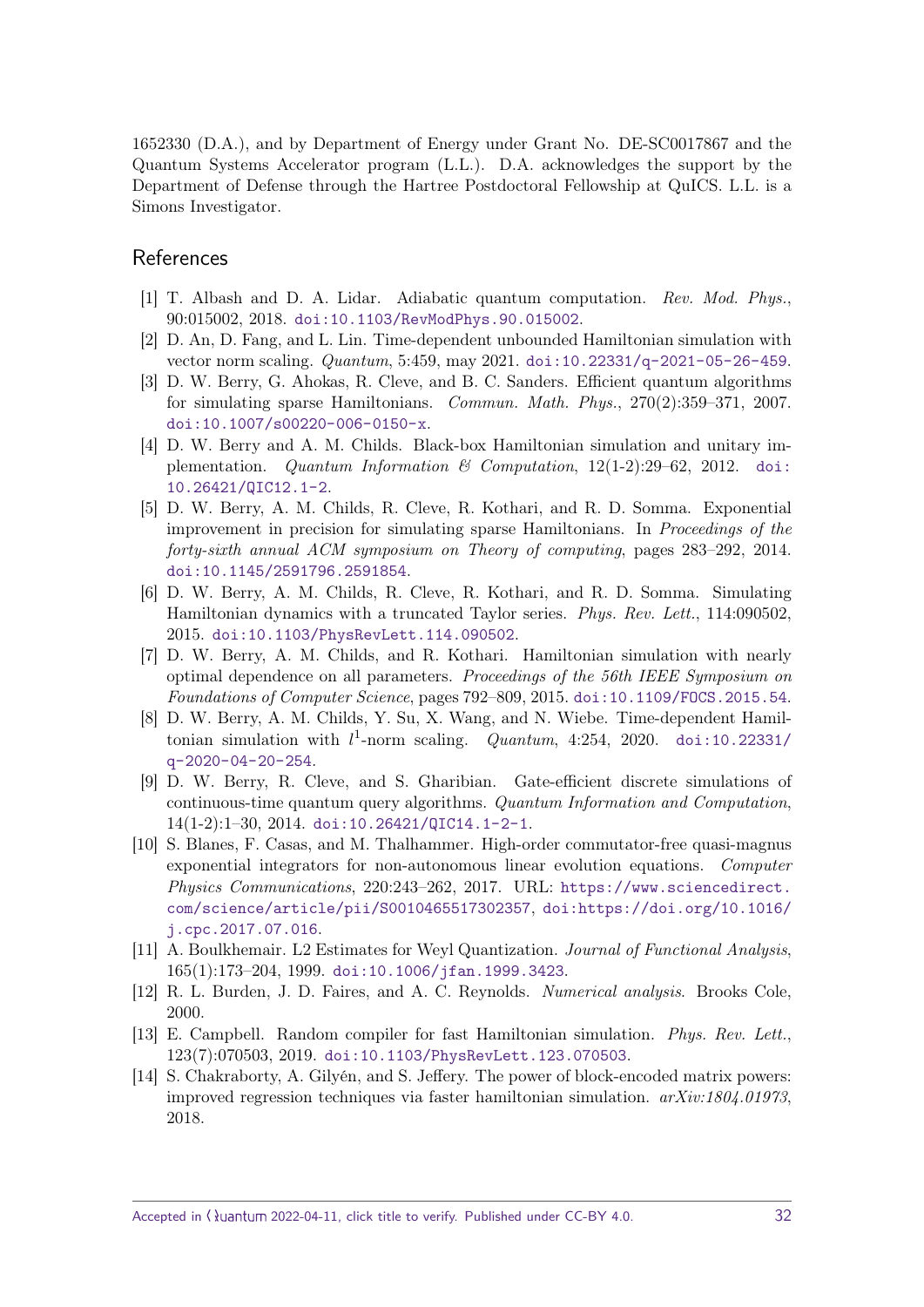1652330 (D.A.), and by Department of Energy under Grant No. DE-SC0017867 and the Quantum Systems Accelerator program (L.L.). D.A. acknowledges the support by the Department of Defense through the Hartree Postdoctoral Fellowship at QuICS. L.L. is a Simons Investigator.

## References

[1] T. Albash and D. A. Lidar. Adiabatic quantum computation. *Rev. Mod. Phys.*, 90:015002, 2018. doi:10.1103/RevModPhys.90.015002.

[2] D. An, D. Fang, and L. Lin. Time-dependent unbounded Hamiltonian simulation with vector norm scaling. *Quantum*, 5:459, may 2021. doi:10.22331/q-2021-05-26-459.

[3] D. W. Berry, G. Ahokas, R. Cleve, and B. C. Sanders. Efficient quantum algorithms for simulating sparse Hamiltonians. *Commun. Math. Phys.*, 270(2):359–371, 2007. doi:10.1007/s00220-006-0150-x.

[4] D. W. Berry and A. M. Childs. Black-box Hamiltonian simulation and unitary implementation. *Quantum Information & Computation*, 12(1-2):29–62, 2012. doi:10.26421/QIC12.1-2.

[5] D. W. Berry, A. M. Childs, R. Cleve, R. Kothari, and R. D. Somma. Exponential improvement in precision for simulating sparse Hamiltonians. In *Proceedings of the forty-sixth annual ACM symposium on Theory of computing*, pages 283–292, 2014. doi:10.1145/2591796.2591854.

[6] D. W. Berry, A. M. Childs, R. Cleve, R. Kothari, and R. D. Somma. Simulating Hamiltonian dynamics with a truncated Taylor series. *Phys. Rev. Lett.*, 114:090502, 2015. doi:10.1103/PhysRevLett.114.090502.

[7] D. W. Berry, A. M. Childs, and R. Kothari. Hamiltonian simulation with nearly optimal dependence on all parameters. *Proceedings of the 56th IEEE Symposium on Foundations of Computer Science*, pages 792–809, 2015. doi:10.1109/FOCS.2015.54.

[8] D. W. Berry, A. M. Childs, Y. Su, X. Wang, and N. Wiebe. Time-dependent Hamiltonian simulation with $l^1$-norm scaling. *Quantum*, 4:254, 2020. doi:10.22331/q-2020-04-20-254.

[9] D. W. Berry, R. Cleve, and S. Gharibian. Gate-efficient discrete simulations of continuous-time quantum query algorithms. *Quantum Information and Computation*, 14(1-2):1–30, 2014. doi:10.26421/QIC14.1-2-1.

[10] S. Blanes, F. Casas, and M. Thalhammer. High-order commutator-free quasi-magnus exponential integrators for non-autonomous linear evolution equations. *Computer Physics Communications*, 220:243–262, 2017. URL: https://www.sciencedirect.com/science/article/pii/S0010465517302357, doi:https://doi.org/10.1016/j.cpc.2017.07.016.

[11] A. Boulkhemair. L2 Estimates for Weyl Quantization. *Journal of Functional Analysis*, 165(1):173–204, 1999. doi:10.1006/jfan.1999.3423.

[12] R. L. Burden, J. D. Faires, and A. C. Reynolds. *Numerical analysis*. Brooks Cole, 2000.

[13] E. Campbell. Random compiler for fast Hamiltonian simulation. *Phys. Rev. Lett.*, 123(7):070503, 2019. doi:10.1103/PhysRevLett.123.070503.

[14] S. Chakraborty, A. Gilyén, and S. Jeffery. The power of block-encoded matrix powers: improved regression techniques via faster hamiltonian simulation. *arXiv:1804.01973*, 2018.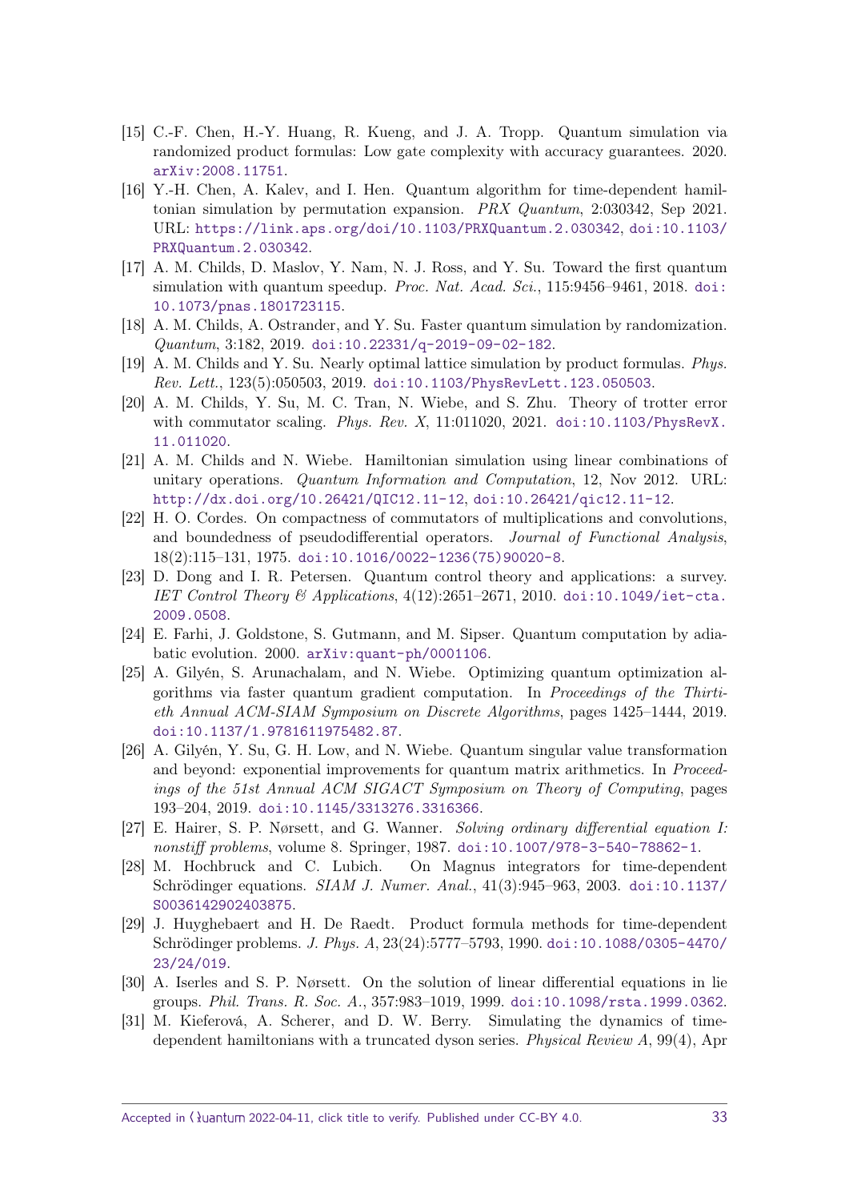- [15] C.-F. Chen, H.-Y. Huang, R. Kueng, and J. A. Tropp. Quantum simulation via randomized product formulas: Low gate complexity with accuracy guarantees. 2020. arXiv:2008.11751.
- [16] Y.-H. Chen, A. Kalev, and I. Hen. Quantum algorithm for time-dependent hamiltonian simulation by permutation expansion. *PRX Quantum*, 2:030342, Sep 2021. URL: https://link.aps.org/doi/10.1103/PRXQuantum.2.030342, doi:10.1103/PRXQuantum.2.030342.
- [17] A. M. Childs, D. Maslov, Y. Nam, N. J. Ross, and Y. Su. Toward the first quantum simulation with quantum speedup. *Proc. Nat. Acad. Sci.*, 115:9456–9461, 2018. doi:10.1073/pnas.1801723115.
- [18] A. M. Childs, A. Ostrander, and Y. Su. Faster quantum simulation by randomization. *Quantum*, 3:182, 2019. doi:10.22331/q-2019-09-02-182.
- [19] A. M. Childs and Y. Su. Nearly optimal lattice simulation by product formulas. *Phys. Rev. Lett.*, 123(5):050503, 2019. doi:10.1103/PhysRevLett.123.050503.
- [20] A. M. Childs, Y. Su, M. C. Tran, N. Wiebe, and S. Zhu. Theory of trotter error with commutator scaling. *Phys. Rev. X*, 11:011020, 2021. doi:10.1103/PhysRevX.11.011020.
- [21] A. M. Childs and N. Wiebe. Hamiltonian simulation using linear combinations of unitary operations. *Quantum Information and Computation*, 12, Nov 2012. URL: http://dx.doi.org/10.26421/QIC12.11-12, doi:10.26421/qic12.11-12.
- [22] H. O. Cordes. On compactness of commutators of multiplications and convolutions, and boundedness of pseudodifferential operators. *Journal of Functional Analysis*, 18(2):115–131, 1975. doi:10.1016/0022-1236(75)90020-8.
- [23] D. Dong and I. R. Petersen. Quantum control theory and applications: a survey. *IET Control Theory & Applications*, 4(12):2651–2671, 2010. doi:10.1049/iet-cta.2009.0508.
- [24] E. Farhi, J. Goldstone, S. Gutmann, and M. Sipser. Quantum computation by adiabatic evolution. 2000. arXiv:quant-ph/0001106.
- [25] A. Gilyén, S. Arunachalam, and N. Wiebe. Optimizing quantum optimization algorithms via faster quantum gradient computation. In *Proceedings of the Thirtieth Annual ACM-SIAM Symposium on Discrete Algorithms*, pages 1425–1444, 2019. doi:10.1137/1.9781611975482.87.
- [26] A. Gilyén, Y. Su, G. H. Low, and N. Wiebe. Quantum singular value transformation and beyond: exponential improvements for quantum matrix arithmetics. In *Proceedings of the 51st Annual ACM SIGACT Symposium on Theory of Computing*, pages 193–204, 2019. doi:10.1145/3313276.3316366.
- [27] E. Hairer, S. P. Nørsett, and G. Wanner. *Solving ordinary differential equation I: nonstiff problems*, volume 8. Springer, 1987. doi:10.1007/978-3-540-78862-1.
- [28] M. Hochbruck and C. Lubich. On Magnus integrators for time-dependent Schrödinger equations. *SIAM J. Numer. Anal.*, 41(3):945–963, 2003. doi:10.1137/S0036142902403875.
- [29] J. Huyghebaert and H. De Raedt. Product formula methods for time-dependent Schrödinger problems. *J. Phys. A*, 23(24):5777–5793, 1990. doi:10.1088/0305-4470/23/24/019.
- [30] A. Iserles and S. P. Nørsett. On the solution of linear differential equations in lie groups. *Phil. Trans. R. Soc. A.*, 357:983–1019, 1999. doi:10.1098/rsta.1999.0362.
- [31] M. Kieferová, A. Scherer, and D. W. Berry. Simulating the dynamics of time-dependent hamiltonians with a truncated dyson series. *Physical Review A*, 99(4), Apr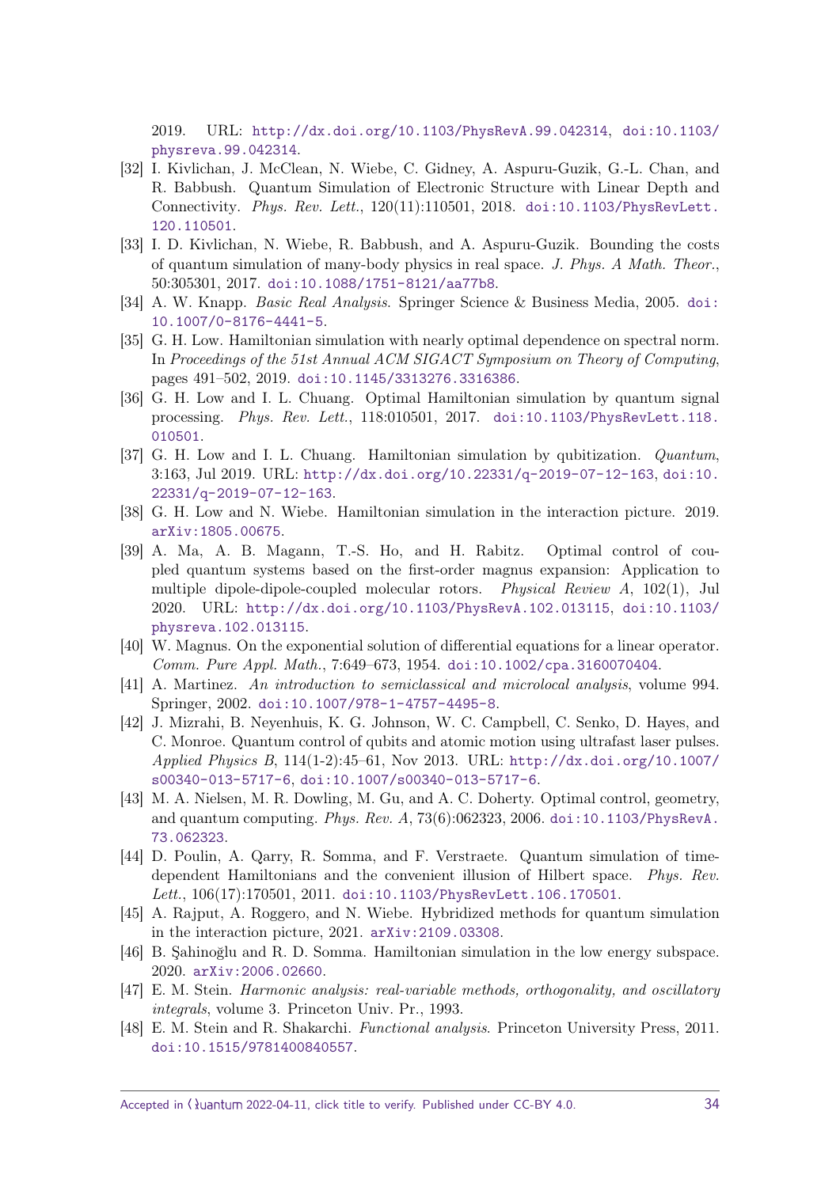2019. URL: http://dx.doi.org/10.1103/PhysRevA.99.042314, doi:10.1103/physreva.99.042314.

[32] I. Kivlichan, J. McClean, N. Wiebe, C. Gidney, A. Aspuru-Guzik, G.-L. Chan, and R. Babbush. Quantum Simulation of Electronic Structure with Linear Depth and Connectivity. *Phys. Rev. Lett.*, 120(11):110501, 2018. doi:10.1103/PhysRevLett.120.110501.

[33] I. D. Kivlichan, N. Wiebe, R. Babbush, and A. Aspuru-Guzik. Bounding the costs of quantum simulation of many-body physics in real space. *J. Phys. A Math. Theor.*, 50:305301, 2017. doi:10.1088/1751-8121/aa77b8.

[34] A. W. Knapp. *Basic Real Analysis*. Springer Science & Business Media, 2005. doi:10.1007/0-8176-4441-5.

[35] G. H. Low. Hamiltonian simulation with nearly optimal dependence on spectral norm. In *Proceedings of the 51st Annual ACM SIGACT Symposium on Theory of Computing*, pages 491–502, 2019. doi:10.1145/3313276.3316386.

[36] G. H. Low and I. L. Chuang. Optimal Hamiltonian simulation by quantum signal processing. *Phys. Rev. Lett.*, 118:010501, 2017. doi:10.1103/PhysRevLett.118.010501.

[37] G. H. Low and I. L. Chuang. Hamiltonian simulation by qubitization. *Quantum*, 3:163, Jul 2019. URL: http://dx.doi.org/10.22331/q-2019-07-12-163, doi:10.22331/q-2019-07-12-163.

[38] G. H. Low and N. Wiebe. Hamiltonian simulation in the interaction picture. 2019. arXiv:1805.00675.

[39] A. Ma, A. B. Magann, T.-S. Ho, and H. Rabitz. Optimal control of coupled quantum systems based on the first-order magnus expansion: Application to multiple dipole-dipole-coupled molecular rotors. *Physical Review A*, 102(1), Jul 2020. URL: http://dx.doi.org/10.1103/PhysRevA.102.013115, doi:10.1103/physreva.102.013115.

[40] W. Magnus. On the exponential solution of differential equations for a linear operator. *Comm. Pure Appl. Math.*, 7:649–673, 1954. doi:10.1002/cpa.3160070404.

[41] A. Martinez. *An introduction to semiclassical and microlocal analysis*, volume 994. Springer, 2002. doi:10.1007/978-1-4757-4495-8.

[42] J. Mizrahi, B. Neyenhuis, K. G. Johnson, W. C. Campbell, C. Senko, D. Hayes, and C. Monroe. Quantum control of qubits and atomic motion using ultrafast laser pulses. *Applied Physics B*, 114(1-2):45–61, Nov 2013. URL: http://dx.doi.org/10.1007/s00340-013-5717-6, doi:10.1007/s00340-013-5717-6.

[43] M. A. Nielsen, M. R. Dowling, M. Gu, and A. C. Doherty. Optimal control, geometry, and quantum computing. *Phys. Rev. A*, 73(6):062323, 2006. doi:10.1103/PhysRevA.73.062323.

[44] D. Poulin, A. Qarry, R. Somma, and F. Verstraete. Quantum simulation of time-dependent Hamiltonians and the convenient illusion of Hilbert space. *Phys. Rev. Lett.*, 106(17):170501, 2011. doi:10.1103/PhysRevLett.106.170501.

[45] A. Rajput, A. Roggero, and N. Wiebe. Hybridized methods for quantum simulation in the interaction picture, 2021. arXiv:2109.03308.

[46] B. Şahinoğlu and R. D. Somma. Hamiltonian simulation in the low energy subspace. 2020. arXiv:2006.02660.

[47] E. M. Stein. *Harmonic analysis: real-variable methods, orthogonality, and oscillatory integrals*, volume 3. Princeton Univ. Pr., 1993.

[48] E. M. Stein and R. Shakarchi. *Functional analysis*. Princeton University Press, 2011. doi:10.1515/9781400840557.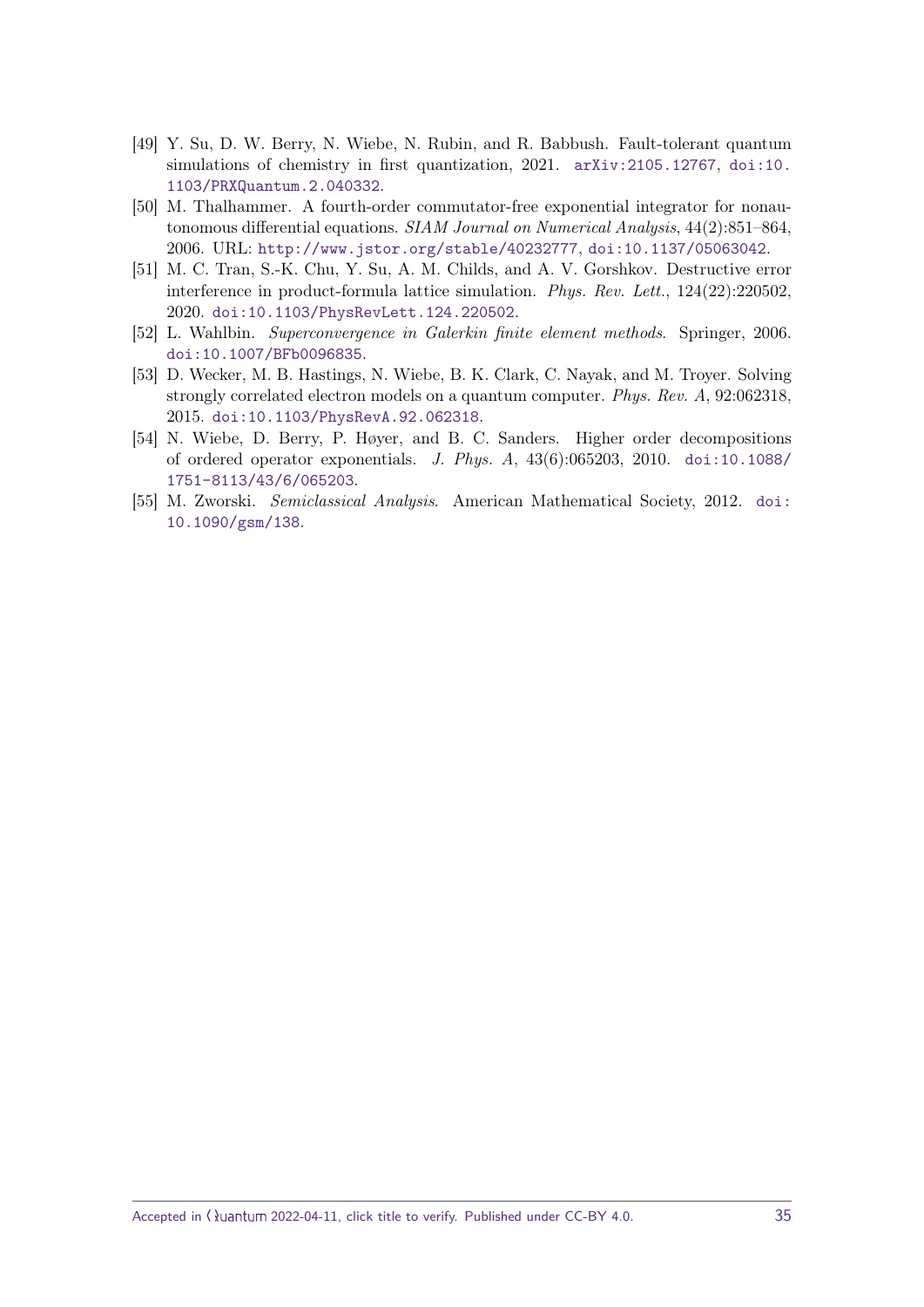- [49] Y. Su, D. W. Berry, N. Wiebe, N. Rubin, and R. Babbush. Fault-tolerant quantum simulations of chemistry in first quantization, 2021. arXiv:2105.12767, doi:10.1103/PRXQuantum.2.040332.
- [50] M. Thalhammer. A fourth-order commutator-free exponential integrator for nonautonomous differential equations. *SIAM Journal on Numerical Analysis*, 44(2):851–864, 2006. URL: http://www.jstor.org/stable/40232777, doi:10.1137/05063042.
- [51] M. C. Tran, S.-K. Chu, Y. Su, A. M. Childs, and A. V. Gorshkov. Destructive error interference in product-formula lattice simulation. *Phys. Rev. Lett.*, 124(22):220502, 2020. doi:10.1103/PhysRevLett.124.220502.
- [52] L. Wahlbin. *Superconvergence in Galerkin finite element methods*. Springer, 2006. doi:10.1007/BFb0096835.
- [53] D. Wecker, M. B. Hastings, N. Wiebe, B. K. Clark, C. Nayak, and M. Troyer. Solving strongly correlated electron models on a quantum computer. *Phys. Rev. A*, 92:062318, 2015. doi:10.1103/PhysRevA.92.062318.
- [54] N. Wiebe, D. Berry, P. Høyer, and B. C. Sanders. Higher order decompositions of ordered operator exponentials. *J. Phys. A*, 43(6):065203, 2010. doi:10.1088/1751-8113/43/6/065203.
- [55] M. Zworski. *Semiclassical Analysis*. American Mathematical Society, 2012. doi:10.1090/gsm/138.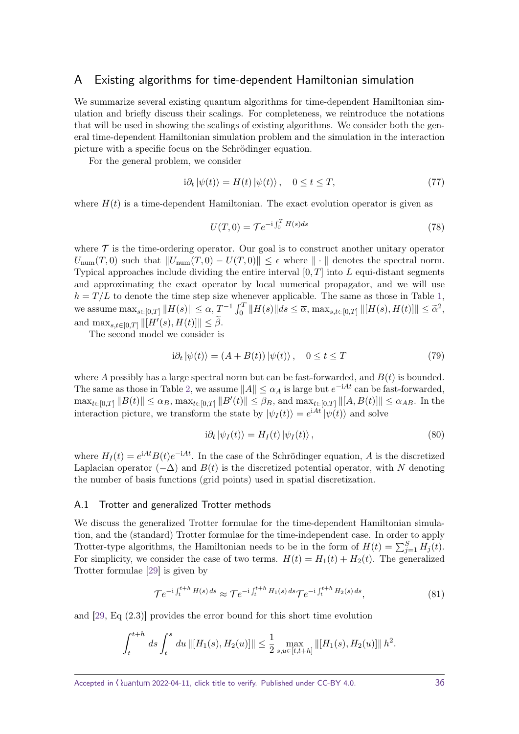# A Existing algorithms for time-dependent Hamiltonian simulation

We summarize several existing quantum algorithms for time-dependent Hamiltonian simulation and briefly discuss their scalings. For completeness, we reintroduce the notations that will be used in showing the scalings of existing algorithms. We consider both the general time-dependent Hamiltonian simulation problem and the simulation in the interaction picture with a specific focus on the Schrödinger equation.

For the general problem, we consider

$$\mathrm{i}\partial_t |\psi(t)\rangle = H(t) |\psi(t)\rangle, \quad 0 \le t \le T, \tag{77}$$

where $H(t)$ is a time-dependent Hamiltonian. The exact evolution operator is given as

$$U(T,0) = \mathcal{T} e^{-\mathrm{i}\int_0^T H(s)ds} \tag{78}$$

where $\mathcal{T}$ is the time-ordering operator. Our goal is to construct another unitary operator $U_{\mathrm{num}}(T,0)$ such that $\|U_{\mathrm{num}}(T,0) - U(T,0)\| \le \epsilon$ where $\|\cdot\|$ denotes the spectral norm. Typical approaches include dividing the entire interval $[0,T]$ into $L$ equi-distant segments and approximating the exact operator by local numerical propagator, and we will use $h = T/L$ to denote the time step size whenever applicable. The same as those in Table 1, we assume $\max_{s\in[0,T]} \|H(s)\| \le \alpha$, $T^{-1}\int_0^T \|H(s)\| ds \le \overline{\alpha}$, $\max_{s,t\in[0,T]} \|[H(s),H(t)]\| \le \widetilde{\alpha}^2$, and $\max_{s,t\in[0,T]} \|[H'(s),H(t)]\| \le \widetilde{\beta}$.

The second model we consider is

$$\mathrm{i}\partial_t |\psi(t)\rangle = (A + B(t)) |\psi(t)\rangle, \quad 0 \le t \le T \tag{79}$$

where $A$ possibly has a large spectral norm but can be fast-forwarded, and $B(t)$ is bounded. The same as those in Table 2, we assume $\|A\| \le \alpha_A$ is large but $e^{-\mathrm{i}At}$ can be fast-forwarded, $\max_{t\in[0,T]} \|B(t)\| \le \alpha_B$, $\max_{t\in[0,T]} \|B'(t)\| \le \beta_B$, and $\max_{t\in[0,T]} \|[A,B(t)]\| \le \alpha_{AB}$. In the interaction picture, we transform the state by $|\psi_I(t)\rangle = e^{\mathrm{i}At}|\psi(t)\rangle$ and solve

$$\mathrm{i}\partial_t |\psi_I(t)\rangle = H_I(t) |\psi_I(t)\rangle, \tag{80}$$

where $H_I(t) = e^{\mathrm{i}At}B(t)e^{-\mathrm{i}At}$. In the case of the Schrödinger equation, $A$ is the discretized Laplacian operator $(-\Delta)$ and $B(t)$ is the discretized potential operator, with $N$ denoting the number of basis functions (grid points) used in spatial discretization.

## A.1 Trotter and generalized Trotter methods

We discuss the generalized Trotter formulae for the time-dependent Hamiltonian simulation, and the (standard) Trotter formulae for the time-independent case. In order to apply Trotter-type algorithms, the Hamiltonian needs to be in the form of $H(t) = \sum_{j=1}^S H_j(t)$. For simplicity, we consider the case of two terms. $H(t) = H_1(t) + H_2(t)$. The generalized Trotter formulae [29] is given by

$$\mathcal{T} e^{-\mathrm{i}\int_t^{t+h} H(s)\,ds} \approx \mathcal{T} e^{-\mathrm{i}\int_t^{t+h} H_1(s)\,ds} \mathcal{T} e^{-\mathrm{i}\int_t^{t+h} H_2(s)\,ds}, \tag{81}$$

and [29, Eq (2.3)] provides the error bound for this short time evolution

$$\int_t^{t+h} ds \int_t^s du \, \|[H_1(s), H_2(u)]\| \le \frac{1}{2} \max_{s,u\in[t,t+h]} \|[H_1(s), H_2(u)]\| \, h^2.$$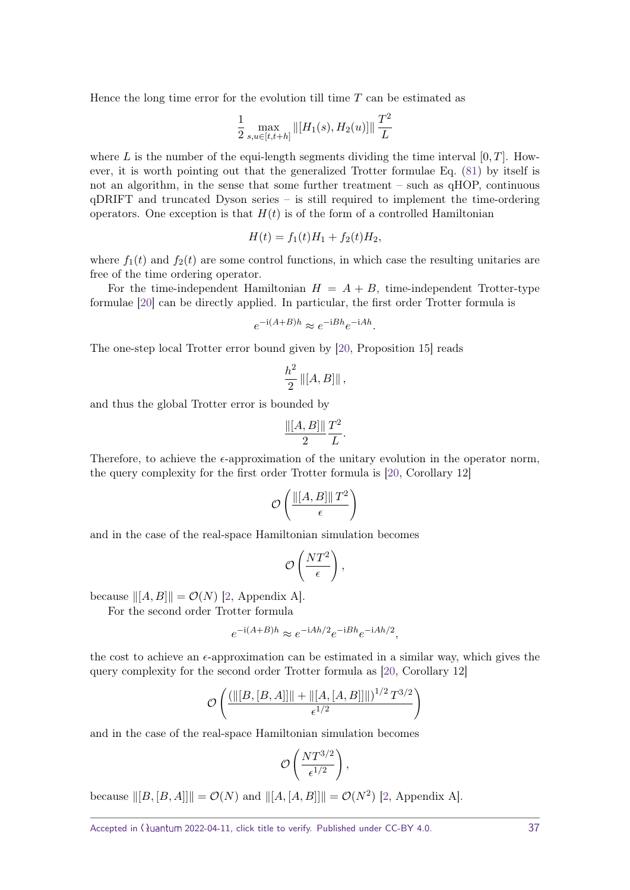Hence the long time error for the evolution till time $T$ can be estimated as

$$\frac{1}{2}\max_{s,u\in[t,t+h]}\|[H_1(s),H_2(u)]\|\,\frac{T^2}{L}$$

where $L$ is the number of the equi-length segments dividing the time interval $[0,T]$. However, it is worth pointing out that the generalized Trotter formulae Eq. (81) by itself is not an algorithm, in the sense that some further treatment – such as qHOP, continuous qDRIFT and truncated Dyson series – is still required to implement the time-ordering operators. One exception is that $H(t)$ is of the form of a controlled Hamiltonian

$$H(t) = f_1(t)H_1 + f_2(t)H_2,$$

where $f_1(t)$ and $f_2(t)$ are some control functions, in which case the resulting unitaries are free of the time ordering operator.

For the time-independent Hamiltonian $H = A + B$, time-independent Trotter-type formulae [20] can be directly applied. In particular, the first order Trotter formula is

$$e^{-\mathrm{i}(A+B)h} \approx e^{-\mathrm{i}Bh}e^{-\mathrm{i}Ah}.$$

The one-step local Trotter error bound given by [20, Proposition 15] reads

$$\frac{h^2}{2}\|[A,B]\|,$$

and thus the global Trotter error is bounded by

$$\frac{\|[A,B]\|}{2}\frac{T^2}{L}.$$

Therefore, to achieve the $\epsilon$-approximation of the unitary evolution in the operator norm, the query complexity for the first order Trotter formula is [20, Corollary 12]

$$\mathcal{O}\left(\frac{\|[A,B]\|\,T^2}{\epsilon}\right)$$

and in the case of the real-space Hamiltonian simulation becomes

$$\mathcal{O}\left(\frac{NT^2}{\epsilon}\right),$$

because $\|[A,B]\| = \mathcal{O}(N)$ [2, Appendix A].

For the second order Trotter formula

$$e^{-\mathrm{i}(A+B)h} \approx e^{-\mathrm{i}Ah/2}e^{-\mathrm{i}Bh}e^{-\mathrm{i}Ah/2},$$

the cost to achieve an $\epsilon$-approximation can be estimated in a similar way, which gives the query complexity for the second order Trotter formula as [20, Corollary 12]

$$\mathcal{O}\left(\frac{\left(\|[B,[B,A]]\| + \|[A,[A,B]]\|\right)^{1/2}T^{3/2}}{\epsilon^{1/2}}\right)$$

and in the case of the real-space Hamiltonian simulation becomes

$$\mathcal{O}\left(\frac{NT^{3/2}}{\epsilon^{1/2}}\right),$$

because $\|[B,[B,A]]\| = \mathcal{O}(N)$ and $\|[A,[A,B]]\| = \mathcal{O}(N^2)$ [2, Appendix A].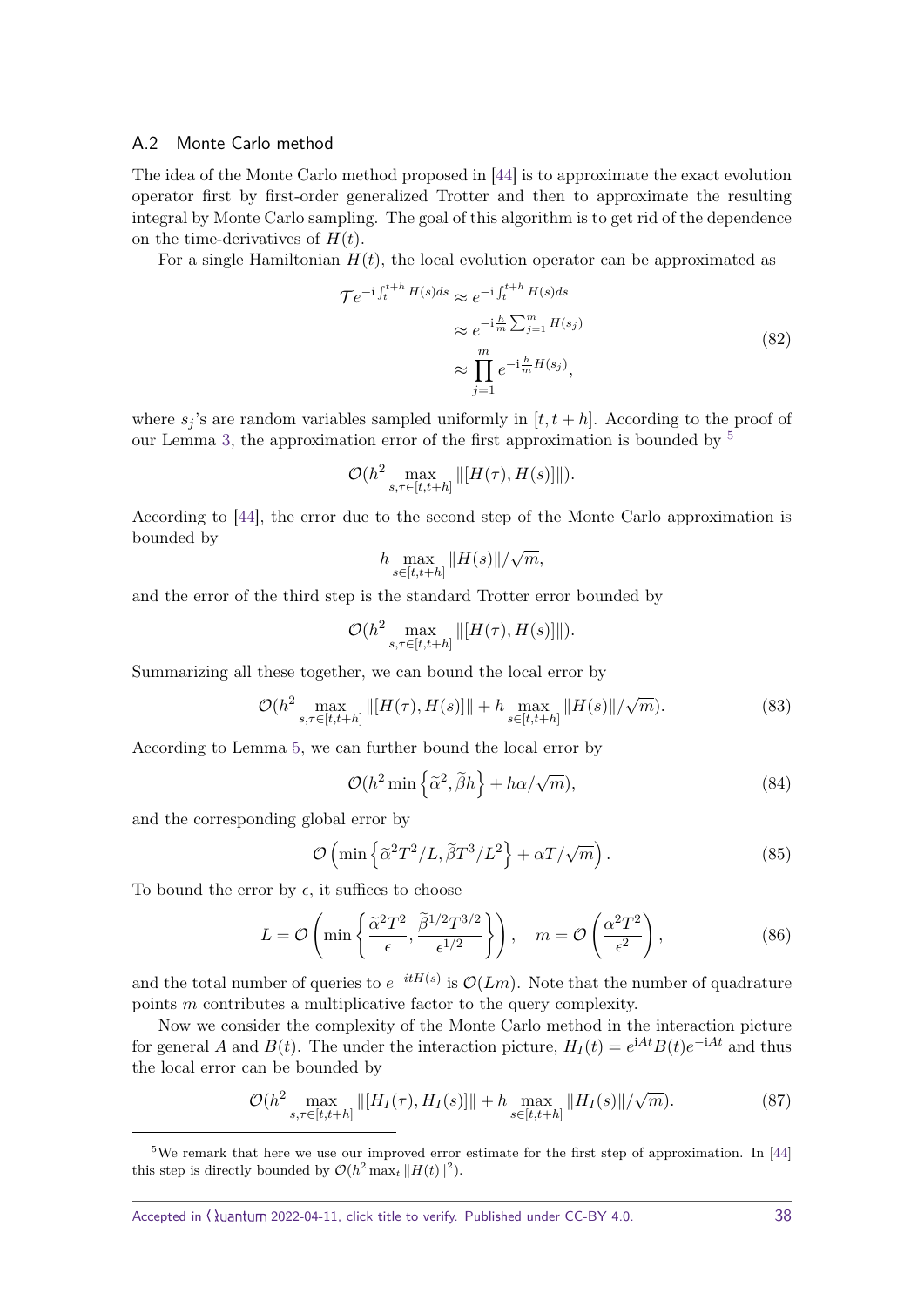### A.2 Monte Carlo method

The idea of the Monte Carlo method proposed in [44] is to approximate the exact evolution operator first by first-order generalized Trotter and then to approximate the resulting integral by Monte Carlo sampling. The goal of this algorithm is to get rid of the dependence on the time-derivatives of $H(t)$.

For a single Hamiltonian $H(t)$, the local evolution operator can be approximated as

$$
\begin{aligned}
\mathcal{T}e^{-\mathrm{i}\int_t^{t+h} H(s)ds} &\approx e^{-\mathrm{i}\int_t^{t+h} H(s)ds} \\
&\approx e^{-\mathrm{i}\frac{h}{m}\sum_{j=1}^{m} H(s_j)} \\
&\approx \prod_{j=1}^{m} e^{-\mathrm{i}\frac{h}{m}H(s_j)},
\end{aligned}
\tag{82}
$$

where $s_j$'s are random variables sampled uniformly in $[t, t+h]$. According to the proof of our Lemma 3, the approximation error of the first approximation is bounded by [5]

$$
\mathcal{O}(h^2 \max_{s,\tau\in[t,t+h]} \|[H(\tau), H(s)]\|).
$$

According to [44], the error due to the second step of the Monte Carlo approximation is bounded by

$$
h \max_{s\in[t,t+h]} \|H(s)\|/\sqrt{m},
$$

and the error of the third step is the standard Trotter error bounded by

$$
\mathcal{O}(h^2 \max_{s,\tau\in[t,t+h]} \|[H(\tau), H(s)]\|).
$$

Summarizing all these together, we can bound the local error by

$$
\mathcal{O}(h^2 \max_{s,\tau\in[t,t+h]} \|[H(\tau), H(s)]\| + h \max_{s\in[t,t+h]} \|H(s)\|/\sqrt{m}). \tag{83}
$$

According to Lemma 5, we can further bound the local error by

$$
\mathcal{O}(h^2 \min\left\{\widetilde{\alpha}^2, \widetilde{\beta}h\right\} + h\alpha/\sqrt{m}), \tag{84}
$$

and the corresponding global error by

$$
\mathcal{O}\left(\min\left\{\widetilde{\alpha}^2 T^2/L, \widetilde{\beta}T^3/L^2\right\} + \alpha T/\sqrt{m}\right). \tag{85}
$$

To bound the error by $\epsilon$, it suffices to choose

$$
L = \mathcal{O}\left(\min\left\{\frac{\widetilde{\alpha}^2 T^2}{\epsilon}, \frac{\widetilde{\beta}^{1/2} T^{3/2}}{\epsilon^{1/2}}\right\}\right), \quad m = \mathcal{O}\left(\frac{\alpha^2 T^2}{\epsilon^2}\right), \tag{86}
$$

and the total number of queries to $e^{-itH(s)}$ is $\mathcal{O}(Lm)$. Note that the number of quadrature points $m$ contributes a multiplicative factor to the query complexity.

Now we consider the complexity of the Monte Carlo method in the interaction picture for general $A$ and $B(t)$. The under the interaction picture, $H_I(t) = e^{\mathrm{i}At}B(t)e^{-\mathrm{i}At}$ and thus the local error can be bounded by

$$
\mathcal{O}(h^2 \max_{s,\tau\in[t,t+h]} \|[H_I(\tau), H_I(s)]\| + h \max_{s\in[t,t+h]} \|H_I(s)\|/\sqrt{m}). \tag{87}
$$

[5] We remark that here we use our improved error estimate for the first step of approximation. In [44] this step is directly bounded by $\mathcal{O}(h^2 \max_t \|H(t)\|^2)$.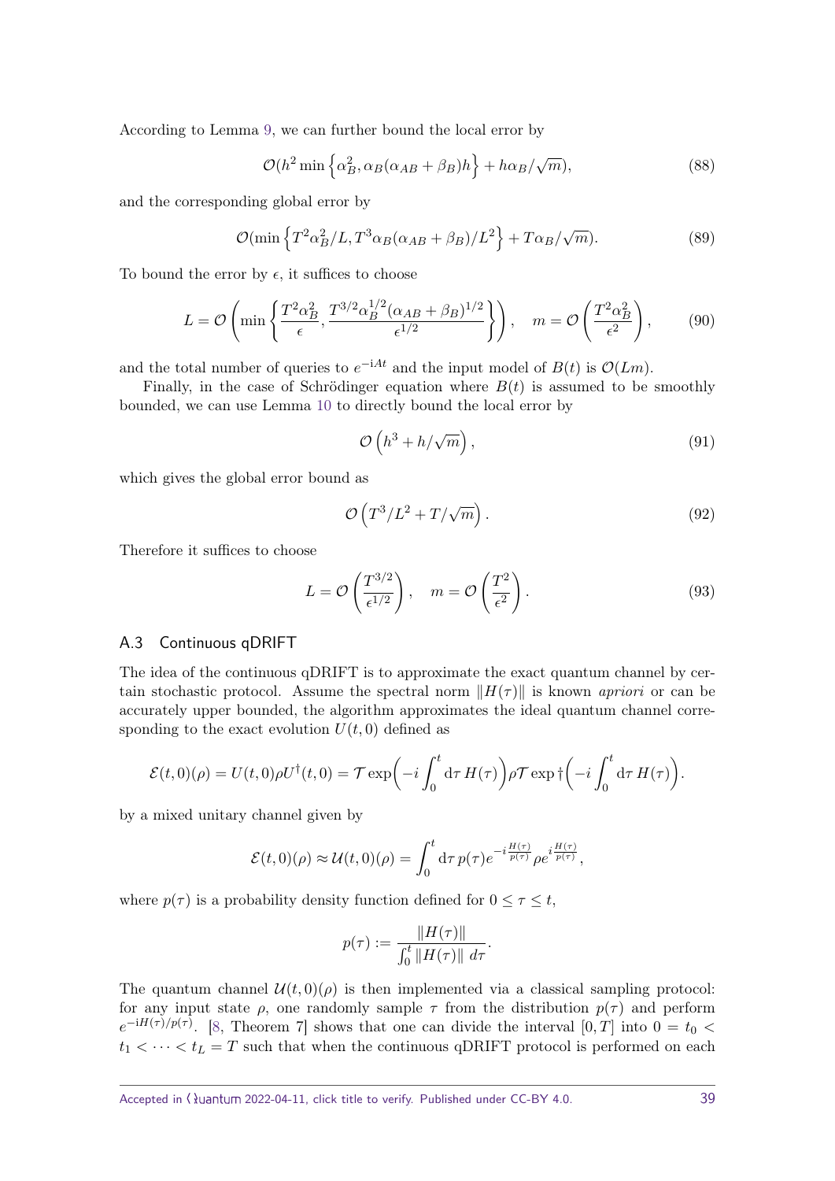According to Lemma 9, we can further bound the local error by

$$\mathcal{O}(h^2 \min\left\{\alpha_B^2, \alpha_B(\alpha_{AB}+\beta_B)h\right\} + h\alpha_B/\sqrt{m}), \tag{88}$$

and the corresponding global error by

$$\mathcal{O}(\min\left\{T^2\alpha_B^2/L, T^3\alpha_B(\alpha_{AB}+\beta_B)/L^2\right\} + T\alpha_B/\sqrt{m}). \tag{89}$$

To bound the error by $\epsilon$, it suffices to choose

$$L = \mathcal{O}\left(\min\left\{\frac{T^2\alpha_B^2}{\epsilon}, \frac{T^{3/2}\alpha_B^{1/2}(\alpha_{AB}+\beta_B)^{1/2}}{\epsilon^{1/2}}\right\}\right), \quad m = \mathcal{O}\left(\frac{T^2\alpha_B^2}{\epsilon^2}\right), \tag{90}$$

and the total number of queries to $e^{-\mathrm{i}At}$ and the input model of $B(t)$ is $\mathcal{O}(Lm)$.

Finally, in the case of Schrödinger equation where $B(t)$ is assumed to be smoothly bounded, we can use Lemma 10 to directly bound the local error by

$$\mathcal{O}\left(h^3 + h/\sqrt{m}\right), \tag{91}$$

which gives the global error bound as

$$\mathcal{O}\left(T^3/L^2 + T/\sqrt{m}\right). \tag{92}$$

Therefore it suffices to choose

$$L = \mathcal{O}\left(\frac{T^{3/2}}{\epsilon^{1/2}}\right), \quad m = \mathcal{O}\left(\frac{T^2}{\epsilon^2}\right). \tag{93}$$

### A.3 Continuous qDRIFT

The idea of the continuous qDRIFT is to approximate the exact quantum channel by certain stochastic protocol. Assume the spectral norm $\|H(\tau)\|$ is known *apriori* or can be accurately upper bounded, the algorithm approximates the ideal quantum channel corresponding to the exact evolution $U(t,0)$ defined as

$$\mathcal{E}(t,0)(\rho) = U(t,0)\rho U^\dagger(t,0) = \mathcal{T}\exp\Big(-i\int_0^t \mathrm{d}\tau\, H(\tau)\Big)\rho\mathcal{T}\exp{}^\dagger\Big(-i\int_0^t \mathrm{d}\tau\, H(\tau)\Big).$$

by a mixed unitary channel given by

$$\mathcal{E}(t,0)(\rho) \approx \mathcal{U}(t,0)(\rho) = \int_0^t \mathrm{d}\tau\, p(\tau) e^{-i\frac{H(\tau)}{p(\tau)}}\rho e^{i\frac{H(\tau)}{p(\tau)}},$$

where $p(\tau)$ is a probability density function defined for $0 \le \tau \le t$,

$$p(\tau) := \frac{\|H(\tau)\|}{\int_0^t \|H(\tau)\|\, d\tau}.$$

The quantum channel $\mathcal{U}(t,0)(\rho)$ is then implemented via a classical sampling protocol: for any input state $\rho$, one randomly sample $\tau$ from the distribution $p(\tau)$ and perform $e^{-\mathrm{i}H(\tau)/p(\tau)}$. [8, Theorem 7] shows that one can divide the interval $[0,T]$ into $0 = t_0 < t_1 < \cdots < t_L = T$ such that when the continuous qDRIFT protocol is performed on each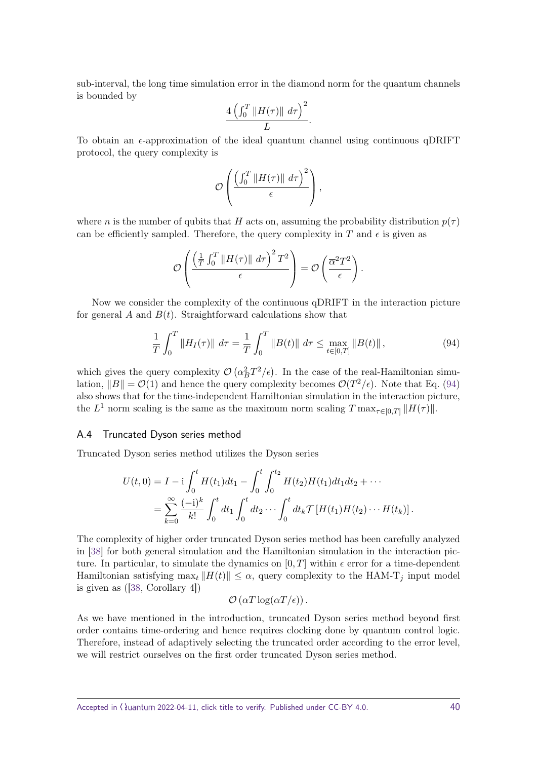sub-interval, the long time simulation error in the diamond norm for the quantum channels is bounded by

$$\frac{4\left(\int_0^T \|H(\tau)\| \, d\tau\right)^2}{L}.$$

To obtain an $\epsilon$-approximation of the ideal quantum channel using continuous qDRIFT protocol, the query complexity is

$$\mathcal{O}\left(\frac{\left(\int_0^T \|H(\tau)\| \, d\tau\right)^2}{\epsilon}\right),$$

where $n$ is the number of qubits that $H$ acts on, assuming the probability distribution $p(\tau)$ can be efficiently sampled. Therefore, the query complexity in $T$ and $\epsilon$ is given as

$$\mathcal{O}\left(\frac{\left(\frac{1}{T}\int_0^T \|H(\tau)\| \, d\tau\right)^2 T^2}{\epsilon}\right) = \mathcal{O}\left(\frac{\overline{\alpha}^2 T^2}{\epsilon}\right).$$

Now we consider the complexity of the continuous qDRIFT in the interaction picture for general $A$ and $B(t)$. Straightforward calculations show that

$$\frac{1}{T}\int_0^T \|H_I(\tau)\| \, d\tau = \frac{1}{T}\int_0^T \|B(t)\| \, d\tau \leq \max_{t\in[0,T]} \|B(t)\|, \tag{94}$$

which gives the query complexity $\mathcal{O}\left(\alpha_B^2 T^2/\epsilon\right)$. In the case of the real-Hamiltonian simulation, $\|B\| = \mathcal{O}(1)$ and hence the query complexity becomes $\mathcal{O}(T^2/\epsilon)$. Note that Eq. (94) also shows that for the time-independent Hamiltonian simulation in the interaction picture, the $L^1$ norm scaling is the same as the maximum norm scaling $T\max_{\tau\in[0,T]} \|H(\tau)\|$.

### A.4 Truncated Dyson series method

Truncated Dyson series method utilizes the Dyson series

$$\begin{aligned}
U(t,0) &= I - \mathrm{i}\int_0^t H(t_1)dt_1 - \int_0^t \int_0^{t_2} H(t_2)H(t_1)dt_1 dt_2 + \cdots \\
&= \sum_{k=0}^{\infty} \frac{(-\mathrm{i})^k}{k!}\int_0^t dt_1 \int_0^t dt_2 \cdots \int_0^t dt_k \mathcal{T}\left[H(t_1)H(t_2)\cdots H(t_k)\right].
\end{aligned}$$

The complexity of higher order truncated Dyson series method has been carefully analyzed in [38] for both general simulation and the Hamiltonian simulation in the interaction picture. In particular, to simulate the dynamics on $[0,T]$ within $\epsilon$ error for a time-dependent Hamiltonian satisfying $\max_t \|H(t)\| \leq \alpha$, query complexity to the HAM-T$_j$ input model is given as ([38, Corollary 4])

$$\mathcal{O}\left(\alpha T \log(\alpha T/\epsilon)\right).$$

As we have mentioned in the introduction, truncated Dyson series method beyond first order contains time-ordering and hence requires clocking done by quantum control logic. Therefore, instead of adaptively selecting the truncated order according to the error level, we will restrict ourselves on the first order truncated Dyson series method.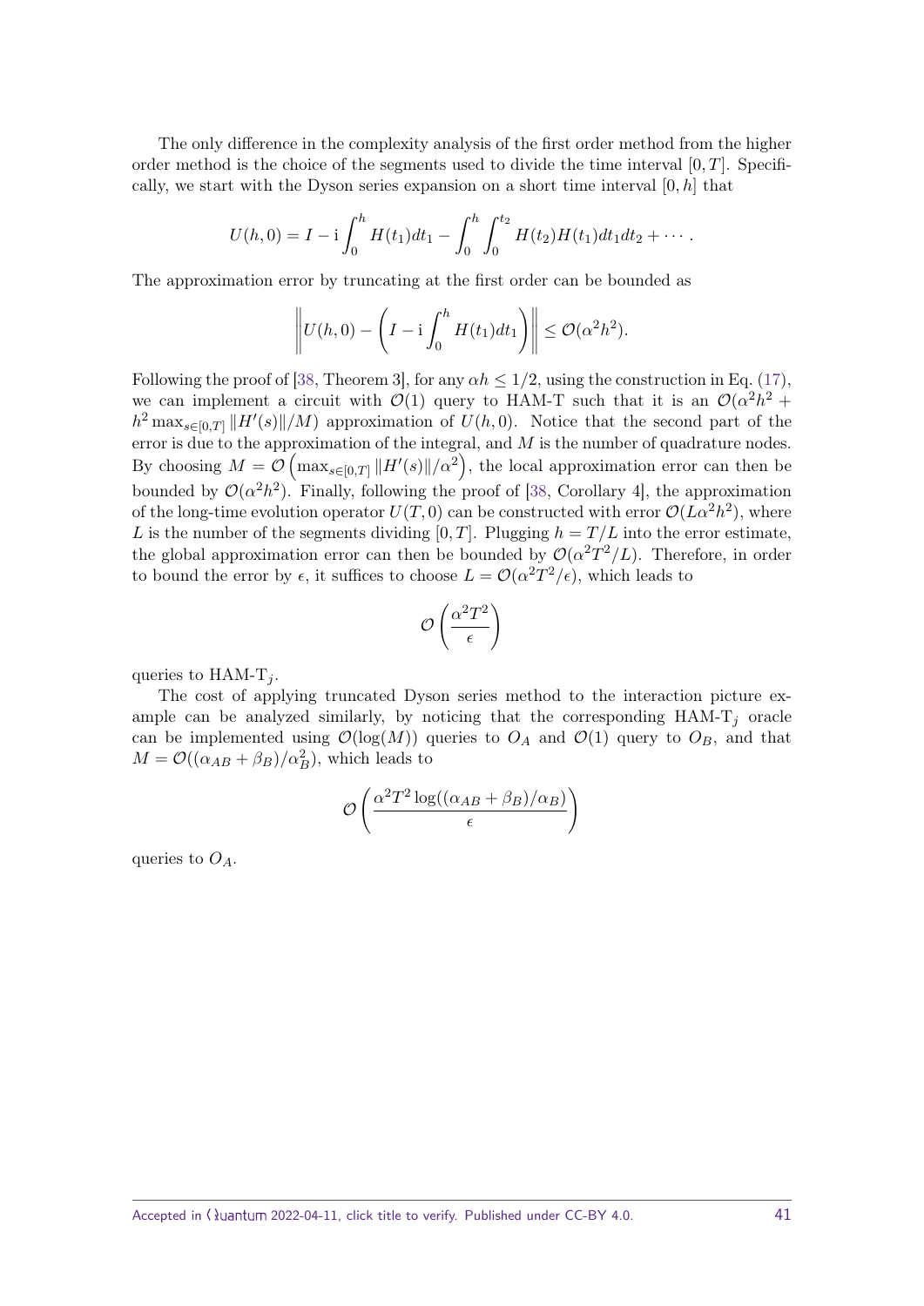The only difference in the complexity analysis of the first order method from the higher order method is the choice of the segments used to divide the time interval $[0, T]$. Specifically, we start with the Dyson series expansion on a short time interval $[0, h]$ that

$$U(h, 0) = I - \mathrm{i} \int_0^h H(t_1) dt_1 - \int_0^h \int_0^{t_2} H(t_2) H(t_1) dt_1 dt_2 + \cdots .$$

The approximation error by truncating at the first order can be bounded as

$$\left\| U(h, 0) - \left( I - \mathrm{i} \int_0^h H(t_1) dt_1 \right) \right\| \leq \mathcal{O}(\alpha^2 h^2).$$

Following the proof of [38, Theorem 3], for any $\alpha h \leq 1/2$, using the construction in Eq. (17), we can implement a circuit with $\mathcal{O}(1)$ query to HAM-T such that it is an $\mathcal{O}(\alpha^2 h^2 + h^2 \max_{s \in [0,T]} \|H'(s)\| / M)$ approximation of $U(h, 0)$. Notice that the second part of the error is due to the approximation of the integral, and $M$ is the number of quadrature nodes. By choosing $M = \mathcal{O}\left(\max_{s \in [0,T]} \|H'(s)\| / \alpha^2\right)$, the local approximation error can then be bounded by $\mathcal{O}(\alpha^2 h^2)$. Finally, following the proof of [38, Corollary 4], the approximation of the long-time evolution operator $U(T, 0)$ can be constructed with error $\mathcal{O}(L \alpha^2 h^2)$, where $L$ is the number of the segments dividing $[0, T]$. Plugging $h = T/L$ into the error estimate, the global approximation error can then be bounded by $\mathcal{O}(\alpha^2 T^2 / L)$. Therefore, in order to bound the error by $\epsilon$, it suffices to choose $L = \mathcal{O}(\alpha^2 T^2 / \epsilon)$, which leads to

$$\mathcal{O}\left( \frac{\alpha^2 T^2}{\epsilon} \right)$$

queries to HAM-$\mathrm{T}_j$.

The cost of applying truncated Dyson series method to the interaction picture example can be analyzed similarly, by noticing that the corresponding HAM-$\mathrm{T}_j$ oracle can be implemented using $\mathcal{O}(\log(M))$ queries to $O_A$ and $\mathcal{O}(1)$ query to $O_B$, and that $M = \mathcal{O}((\alpha_{AB} + \beta_B)/\alpha_B^2)$, which leads to

$$\mathcal{O}\left( \frac{\alpha^2 T^2 \log((\alpha_{AB} + \beta_B)/\alpha_B)}{\epsilon} \right)$$

queries to $O_A$.